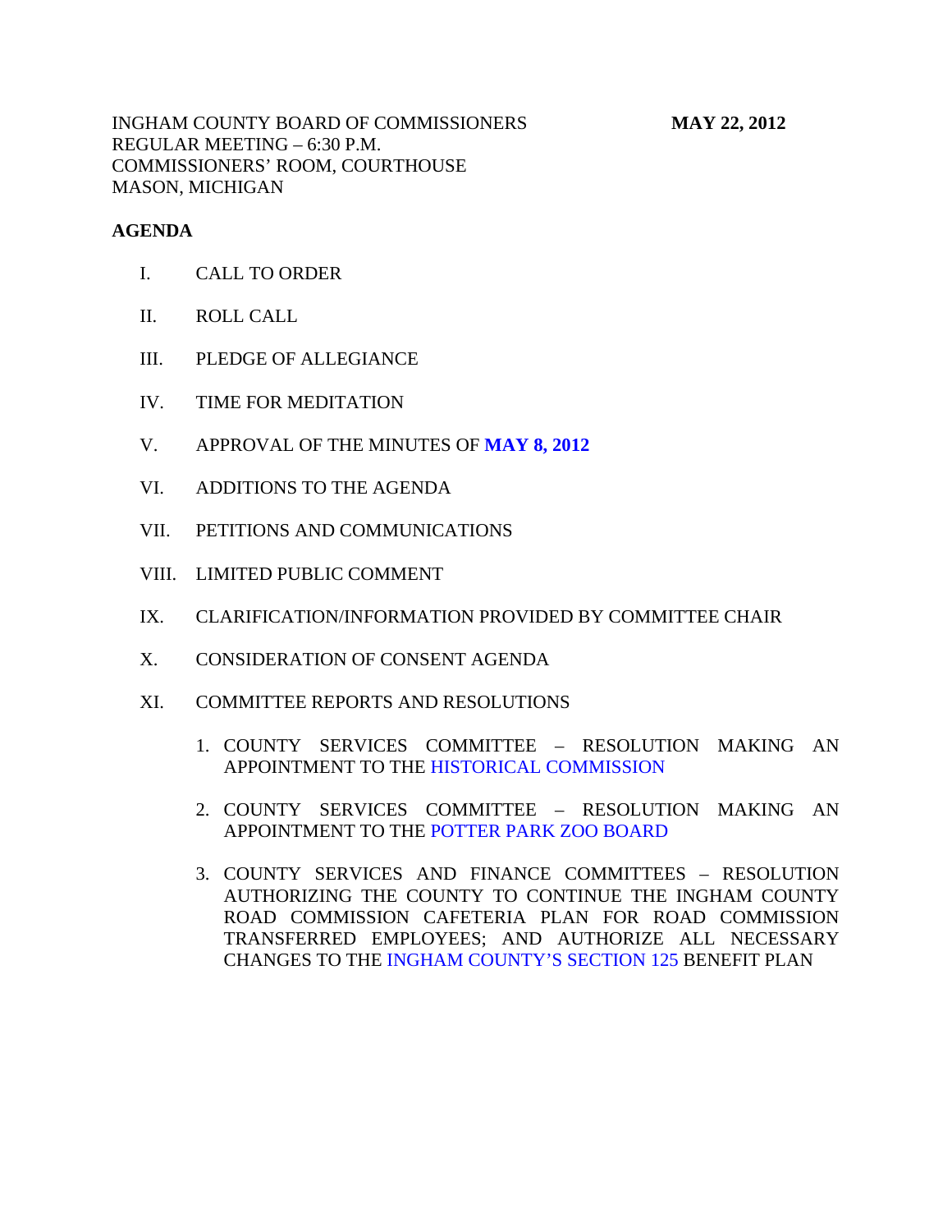INGHAM COUNTY BOARD OF COMMISSIONERS **MAY 22, 2012**
REGULAR MEETING – 6:30 P.M.
COMMISSIONERS' ROOM, COURTHOUSE
MASON, MICHIGAN

**AGENDA**

I. CALL TO ORDER

II. ROLL CALL

III. PLEDGE OF ALLEGIANCE

IV. TIME FOR MEDITATION

V. APPROVAL OF THE MINUTES OF **MAY 8, 2012**

VI. ADDITIONS TO THE AGENDA

VII. PETITIONS AND COMMUNICATIONS

VIII. LIMITED PUBLIC COMMENT

IX. CLARIFICATION/INFORMATION PROVIDED BY COMMITTEE CHAIR

X. CONSIDERATION OF CONSENT AGENDA

XI. COMMITTEE REPORTS AND RESOLUTIONS

1. COUNTY SERVICES COMMITTEE – RESOLUTION MAKING AN APPOINTMENT TO THE HISTORICAL COMMISSION

2. COUNTY SERVICES COMMITTEE – RESOLUTION MAKING AN APPOINTMENT TO THE POTTER PARK ZOO BOARD

3. COUNTY SERVICES AND FINANCE COMMITTEES – RESOLUTION AUTHORIZING THE COUNTY TO CONTINUE THE INGHAM COUNTY ROAD COMMISSION CAFETERIA PLAN FOR ROAD COMMISSION TRANSFERRED EMPLOYEES; AND AUTHORIZE ALL NECESSARY CHANGES TO THE INGHAM COUNTY'S SECTION 125 BENEFIT PLAN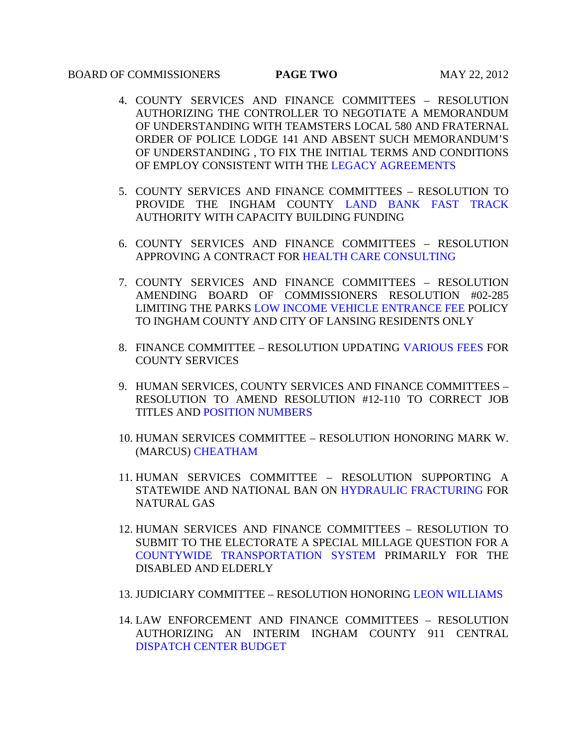4. COUNTY SERVICES AND FINANCE COMMITTEES – RESOLUTION AUTHORIZING THE CONTROLLER TO NEGOTIATE A MEMORANDUM OF UNDERSTANDING WITH TEAMSTERS LOCAL 580 AND FRATERNAL ORDER OF POLICE LODGE 141 AND ABSENT SUCH MEMORANDUM'S OF UNDERSTANDING , TO FIX THE INITIAL TERMS AND CONDITIONS OF EMPLOY CONSISTENT WITH THE LEGACY AGREEMENTS

5. COUNTY SERVICES AND FINANCE COMMITTEES – RESOLUTION TO PROVIDE THE INGHAM COUNTY LAND BANK FAST TRACK AUTHORITY WITH CAPACITY BUILDING FUNDING

6. COUNTY SERVICES AND FINANCE COMMITTEES – RESOLUTION APPROVING A CONTRACT FOR HEALTH CARE CONSULTING

7. COUNTY SERVICES AND FINANCE COMMITTEES – RESOLUTION AMENDING BOARD OF COMMISSIONERS RESOLUTION #02-285 LIMITING THE PARKS LOW INCOME VEHICLE ENTRANCE FEE POLICY TO INGHAM COUNTY AND CITY OF LANSING RESIDENTS ONLY

8. FINANCE COMMITTEE – RESOLUTION UPDATING VARIOUS FEES FOR COUNTY SERVICES

9. HUMAN SERVICES, COUNTY SERVICES AND FINANCE COMMITTEES – RESOLUTION TO AMEND RESOLUTION #12-110 TO CORRECT JOB TITLES AND POSITION NUMBERS

10. HUMAN SERVICES COMMITTEE – RESOLUTION HONORING MARK W. (MARCUS) CHEATHAM

11. HUMAN SERVICES COMMITTEE – RESOLUTION SUPPORTING A STATEWIDE AND NATIONAL BAN ON HYDRAULIC FRACTURING FOR NATURAL GAS

12. HUMAN SERVICES AND FINANCE COMMITTEES – RESOLUTION TO SUBMIT TO THE ELECTORATE A SPECIAL MILLAGE QUESTION FOR A COUNTYWIDE TRANSPORTATION SYSTEM PRIMARILY FOR THE DISABLED AND ELDERLY

13. JUDICIARY COMMITTEE – RESOLUTION HONORING LEON WILLIAMS

14. LAW ENFORCEMENT AND FINANCE COMMITTEES – RESOLUTION AUTHORIZING AN INTERIM INGHAM COUNTY 911 CENTRAL DISPATCH CENTER BUDGET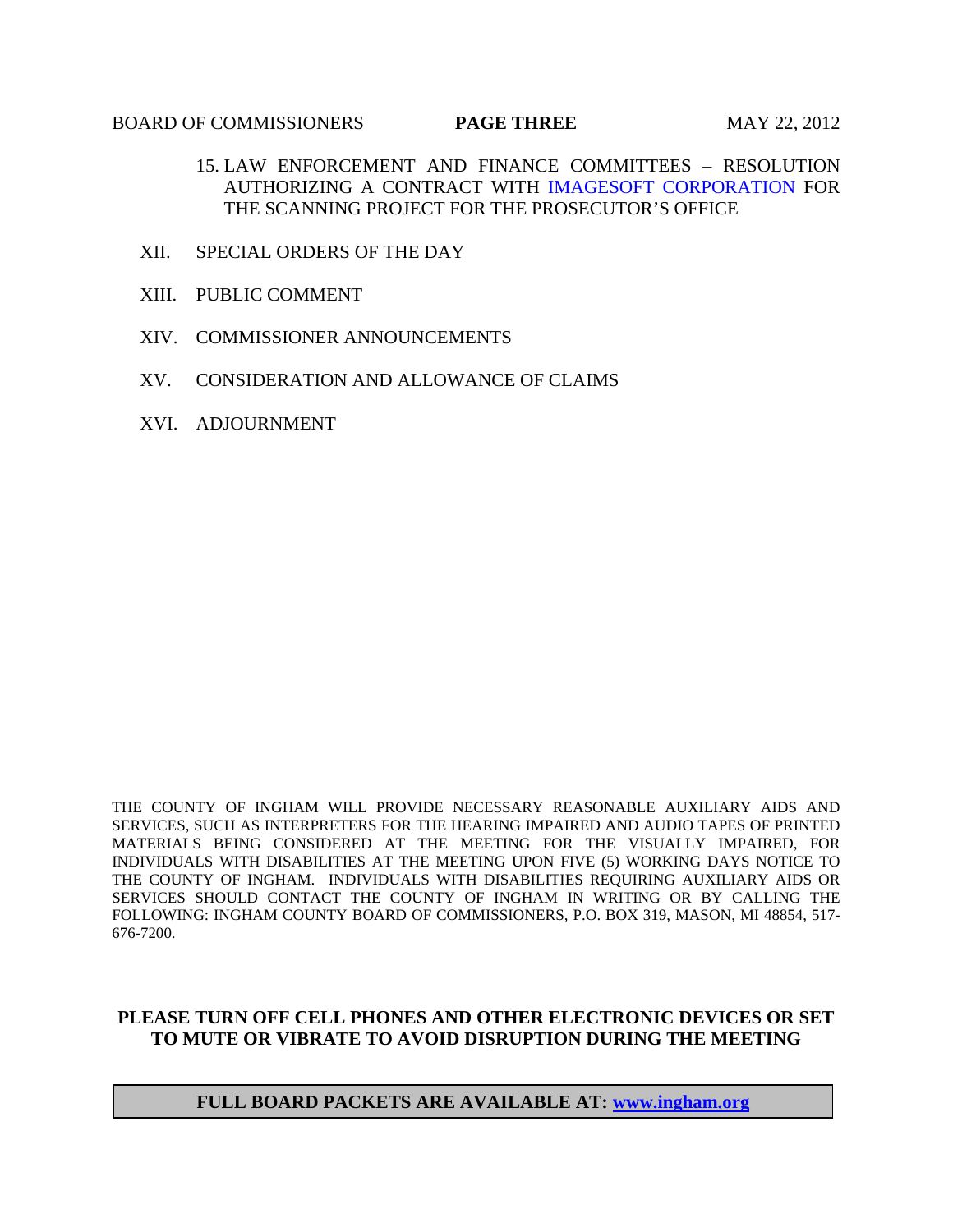15. LAW ENFORCEMENT AND FINANCE COMMITTEES – RESOLUTION AUTHORIZING A CONTRACT WITH IMAGESOFT CORPORATION FOR THE SCANNING PROJECT FOR THE PROSECUTOR'S OFFICE

XII. SPECIAL ORDERS OF THE DAY

XIII. PUBLIC COMMENT

XIV. COMMISSIONER ANNOUNCEMENTS

XV. CONSIDERATION AND ALLOWANCE OF CLAIMS

XVI. ADJOURNMENT

THE COUNTY OF INGHAM WILL PROVIDE NECESSARY REASONABLE AUXILIARY AIDS AND SERVICES, SUCH AS INTERPRETERS FOR THE HEARING IMPAIRED AND AUDIO TAPES OF PRINTED MATERIALS BEING CONSIDERED AT THE MEETING FOR THE VISUALLY IMPAIRED, FOR INDIVIDUALS WITH DISABILITIES AT THE MEETING UPON FIVE (5) WORKING DAYS NOTICE TO THE COUNTY OF INGHAM. INDIVIDUALS WITH DISABILITIES REQUIRING AUXILIARY AIDS OR SERVICES SHOULD CONTACT THE COUNTY OF INGHAM IN WRITING OR BY CALLING THE FOLLOWING: INGHAM COUNTY BOARD OF COMMISSIONERS, P.O. BOX 319, MASON, MI 48854, 517-676-7200.

**PLEASE TURN OFF CELL PHONES AND OTHER ELECTRONIC DEVICES OR SET TO MUTE OR VIBRATE TO AVOID DISRUPTION DURING THE MEETING**

**FULL BOARD PACKETS ARE AVAILABLE AT: www.ingham.org**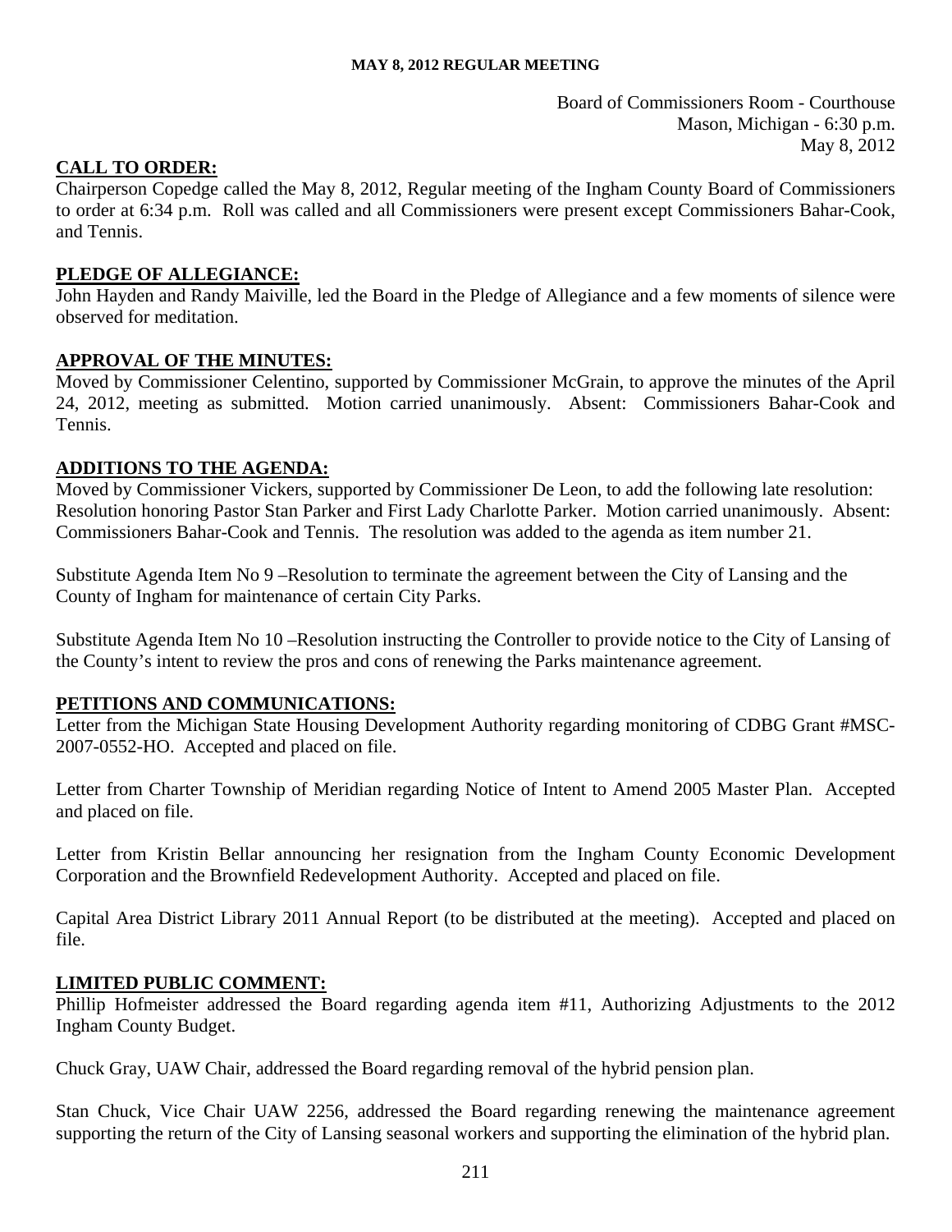**MAY 8, 2012 REGULAR MEETING**

Board of Commissioners Room - Courthouse
Mason, Michigan - 6:30 p.m.
May 8, 2012

## CALL TO ORDER:

Chairperson Copedge called the May 8, 2012, Regular meeting of the Ingham County Board of Commissioners to order at 6:34 p.m. Roll was called and all Commissioners were present except Commissioners Bahar-Cook, and Tennis.

## PLEDGE OF ALLEGIANCE:

John Hayden and Randy Maiville, led the Board in the Pledge of Allegiance and a few moments of silence were observed for meditation.

## APPROVAL OF THE MINUTES:

Moved by Commissioner Celentino, supported by Commissioner McGrain, to approve the minutes of the April 24, 2012, meeting as submitted. Motion carried unanimously. Absent: Commissioners Bahar-Cook and Tennis.

## ADDITIONS TO THE AGENDA:

Moved by Commissioner Vickers, supported by Commissioner De Leon, to add the following late resolution: Resolution honoring Pastor Stan Parker and First Lady Charlotte Parker. Motion carried unanimously. Absent: Commissioners Bahar-Cook and Tennis. The resolution was added to the agenda as item number 21.

Substitute Agenda Item No 9 –Resolution to terminate the agreement between the City of Lansing and the County of Ingham for maintenance of certain City Parks.

Substitute Agenda Item No 10 –Resolution instructing the Controller to provide notice to the City of Lansing of the County's intent to review the pros and cons of renewing the Parks maintenance agreement.

## PETITIONS AND COMMUNICATIONS:

Letter from the Michigan State Housing Development Authority regarding monitoring of CDBG Grant #MSC-2007-0552-HO. Accepted and placed on file.

Letter from Charter Township of Meridian regarding Notice of Intent to Amend 2005 Master Plan. Accepted and placed on file.

Letter from Kristin Bellar announcing her resignation from the Ingham County Economic Development Corporation and the Brownfield Redevelopment Authority. Accepted and placed on file.

Capital Area District Library 2011 Annual Report (to be distributed at the meeting). Accepted and placed on file.

## LIMITED PUBLIC COMMENT:

Phillip Hofmeister addressed the Board regarding agenda item #11, Authorizing Adjustments to the 2012 Ingham County Budget.

Chuck Gray, UAW Chair, addressed the Board regarding removal of the hybrid pension plan.

Stan Chuck, Vice Chair UAW 2256, addressed the Board regarding renewing the maintenance agreement supporting the return of the City of Lansing seasonal workers and supporting the elimination of the hybrid plan.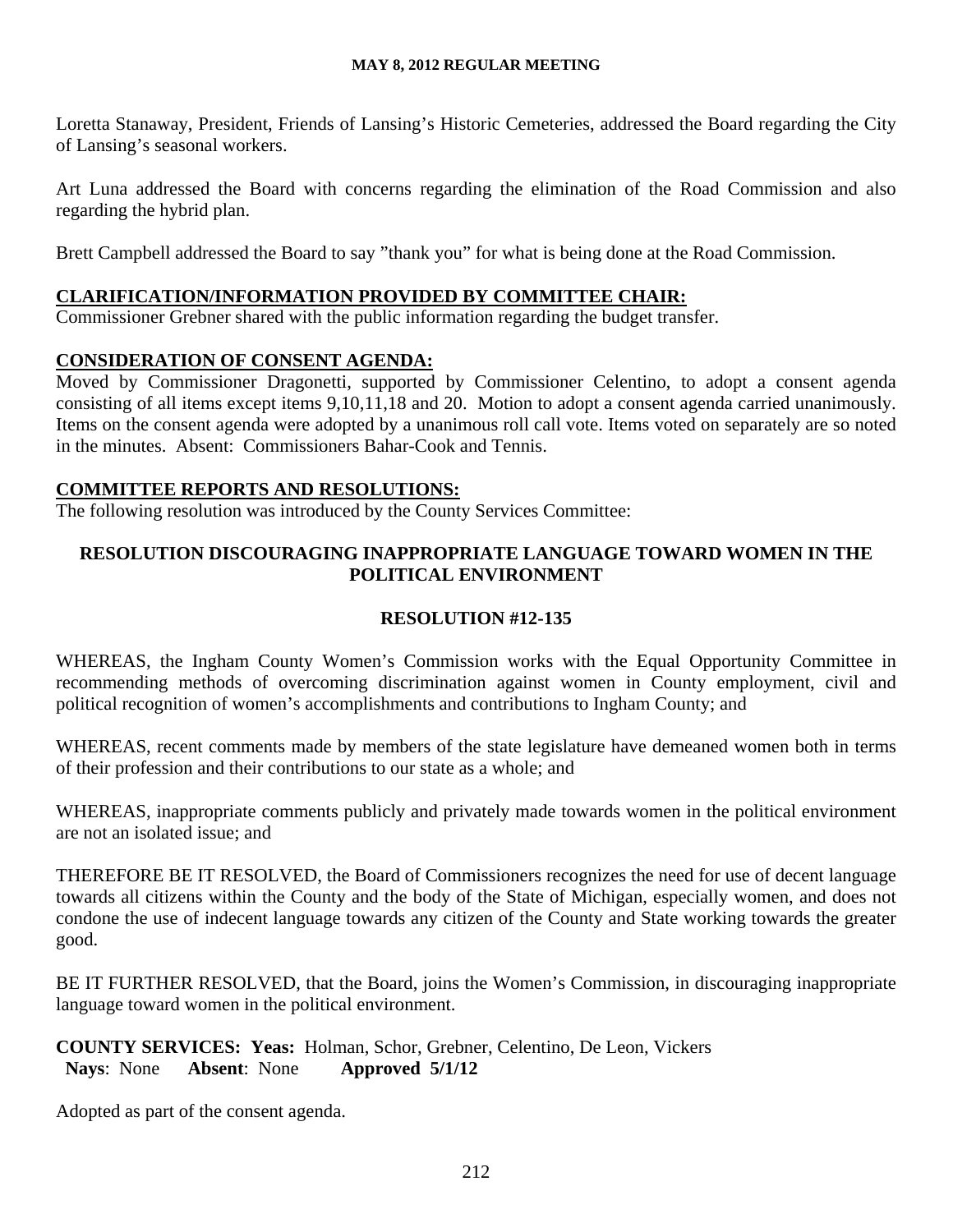Loretta Stanaway, President, Friends of Lansing's Historic Cemeteries, addressed the Board regarding the City of Lansing's seasonal workers.

Art Luna addressed the Board with concerns regarding the elimination of the Road Commission and also regarding the hybrid plan.

Brett Campbell addressed the Board to say "thank you" for what is being done at the Road Commission.

## CLARIFICATION/INFORMATION PROVIDED BY COMMITTEE CHAIR:

Commissioner Grebner shared with the public information regarding the budget transfer.

## CONSIDERATION OF CONSENT AGENDA:

Moved by Commissioner Dragonetti, supported by Commissioner Celentino, to adopt a consent agenda consisting of all items except items 9,10,11,18 and 20. Motion to adopt a consent agenda carried unanimously. Items on the consent agenda were adopted by a unanimous roll call vote. Items voted on separately are so noted in the minutes. Absent: Commissioners Bahar-Cook and Tennis.

## COMMITTEE REPORTS AND RESOLUTIONS:

The following resolution was introduced by the County Services Committee:

### RESOLUTION DISCOURAGING INAPPROPRIATE LANGUAGE TOWARD WOMEN IN THE POLITICAL ENVIRONMENT

### RESOLUTION #12-135

WHEREAS, the Ingham County Women's Commission works with the Equal Opportunity Committee in recommending methods of overcoming discrimination against women in County employment, civil and political recognition of women's accomplishments and contributions to Ingham County; and

WHEREAS, recent comments made by members of the state legislature have demeaned women both in terms of their profession and their contributions to our state as a whole; and

WHEREAS, inappropriate comments publicly and privately made towards women in the political environment are not an isolated issue; and

THEREFORE BE IT RESOLVED, the Board of Commissioners recognizes the need for use of decent language towards all citizens within the County and the body of the State of Michigan, especially women, and does not condone the use of indecent language towards any citizen of the County and State working towards the greater good.

BE IT FURTHER RESOLVED, that the Board, joins the Women's Commission, in discouraging inappropriate language toward women in the political environment.

**COUNTY SERVICES: Yeas:** Holman, Schor, Grebner, Celentino, De Leon, Vickers
**Nays**: None **Absent**: None **Approved 5/1/12**

Adopted as part of the consent agenda.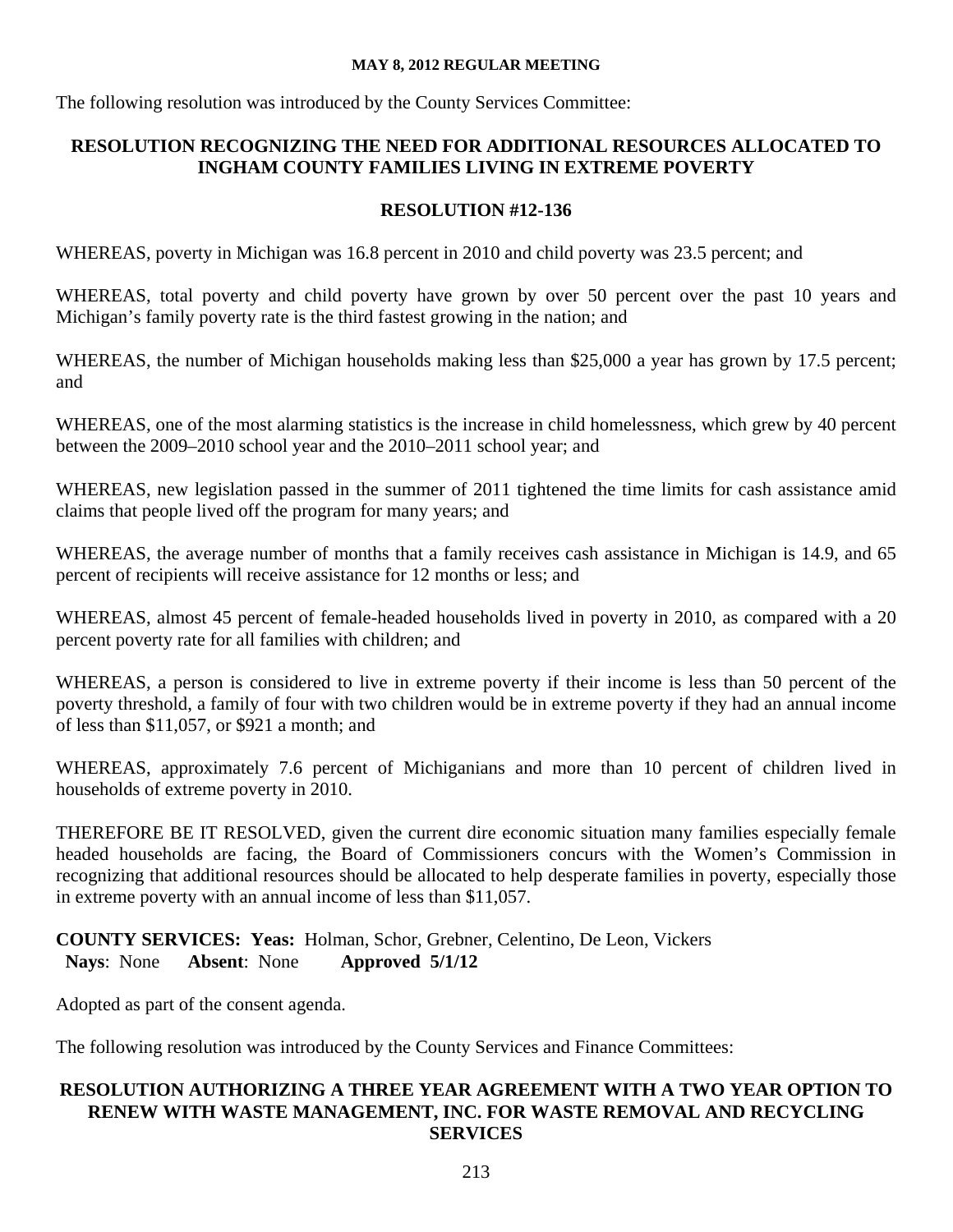The following resolution was introduced by the County Services Committee:

## RESOLUTION RECOGNIZING THE NEED FOR ADDITIONAL RESOURCES ALLOCATED TO INGHAM COUNTY FAMILIES LIVING IN EXTREME POVERTY

### RESOLUTION #12-136

WHEREAS, poverty in Michigan was 16.8 percent in 2010 and child poverty was 23.5 percent; and

WHEREAS, total poverty and child poverty have grown by over 50 percent over the past 10 years and Michigan's family poverty rate is the third fastest growing in the nation; and

WHEREAS, the number of Michigan households making less than $25,000 a year has grown by 17.5 percent; and

WHEREAS, one of the most alarming statistics is the increase in child homelessness, which grew by 40 percent between the 2009–2010 school year and the 2010–2011 school year; and

WHEREAS, new legislation passed in the summer of 2011 tightened the time limits for cash assistance amid claims that people lived off the program for many years; and

WHEREAS, the average number of months that a family receives cash assistance in Michigan is 14.9, and 65 percent of recipients will receive assistance for 12 months or less; and

WHEREAS, almost 45 percent of female-headed households lived in poverty in 2010, as compared with a 20 percent poverty rate for all families with children; and

WHEREAS, a person is considered to live in extreme poverty if their income is less than 50 percent of the poverty threshold, a family of four with two children would be in extreme poverty if they had an annual income of less than $11,057, or $921 a month; and

WHEREAS, approximately 7.6 percent of Michiganians and more than 10 percent of children lived in households of extreme poverty in 2010.

THEREFORE BE IT RESOLVED, given the current dire economic situation many families especially female headed households are facing, the Board of Commissioners concurs with the Women's Commission in recognizing that additional resources should be allocated to help desperate families in poverty, especially those in extreme poverty with an annual income of less than $11,057.

**COUNTY SERVICES: Yeas:** Holman, Schor, Grebner, Celentino, De Leon, Vickers
**Nays**: None **Absent**: None **Approved 5/1/12**

Adopted as part of the consent agenda.

The following resolution was introduced by the County Services and Finance Committees:

## RESOLUTION AUTHORIZING A THREE YEAR AGREEMENT WITH A TWO YEAR OPTION TO RENEW WITH WASTE MANAGEMENT, INC. FOR WASTE REMOVAL AND RECYCLING SERVICES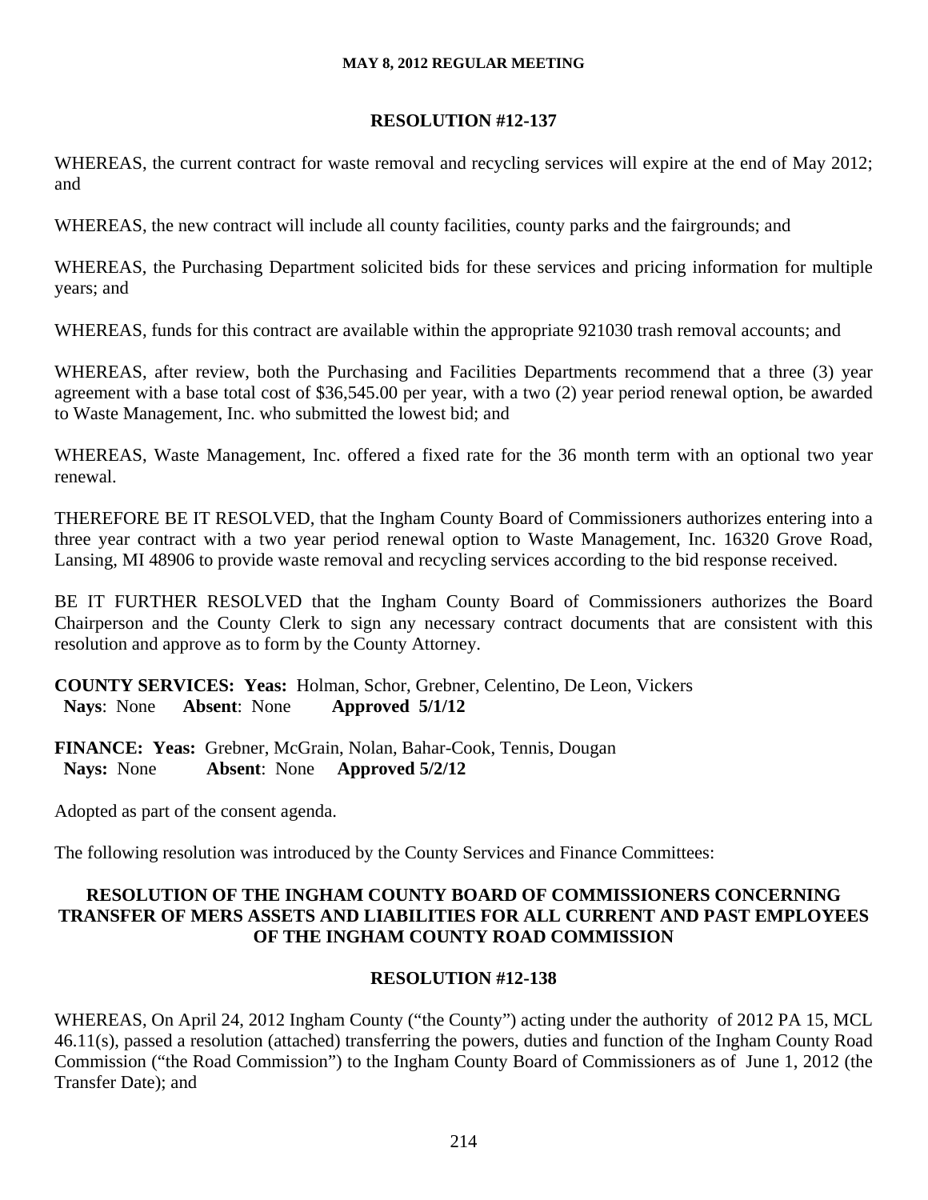**RESOLUTION #12-137**

WHEREAS, the current contract for waste removal and recycling services will expire at the end of May 2012; and

WHEREAS, the new contract will include all county facilities, county parks and the fairgrounds; and

WHEREAS, the Purchasing Department solicited bids for these services and pricing information for multiple years; and

WHEREAS, funds for this contract are available within the appropriate 921030 trash removal accounts; and

WHEREAS, after review, both the Purchasing and Facilities Departments recommend that a three (3) year agreement with a base total cost of $36,545.00 per year, with a two (2) year period renewal option, be awarded to Waste Management, Inc. who submitted the lowest bid; and

WHEREAS, Waste Management, Inc. offered a fixed rate for the 36 month term with an optional two year renewal.

THEREFORE BE IT RESOLVED, that the Ingham County Board of Commissioners authorizes entering into a three year contract with a two year period renewal option to Waste Management, Inc. 16320 Grove Road, Lansing, MI 48906 to provide waste removal and recycling services according to the bid response received.

BE IT FURTHER RESOLVED that the Ingham County Board of Commissioners authorizes the Board Chairperson and the County Clerk to sign any necessary contract documents that are consistent with this resolution and approve as to form by the County Attorney.

**COUNTY SERVICES: Yeas:** Holman, Schor, Grebner, Celentino, De Leon, Vickers
**Nays**: None **Absent**: None **Approved 5/1/12**

**FINANCE: Yeas:** Grebner, McGrain, Nolan, Bahar-Cook, Tennis, Dougan
**Nays:** None **Absent**: None **Approved 5/2/12**

Adopted as part of the consent agenda.

The following resolution was introduced by the County Services and Finance Committees:

**RESOLUTION OF THE INGHAM COUNTY BOARD OF COMMISSIONERS CONCERNING TRANSFER OF MERS ASSETS AND LIABILITIES FOR ALL CURRENT AND PAST EMPLOYEES OF THE INGHAM COUNTY ROAD COMMISSION**

**RESOLUTION #12-138**

WHEREAS, On April 24, 2012 Ingham County ("the County") acting under the authority of 2012 PA 15, MCL 46.11(s), passed a resolution (attached) transferring the powers, duties and function of the Ingham County Road Commission ("the Road Commission") to the Ingham County Board of Commissioners as of June 1, 2012 (the Transfer Date); and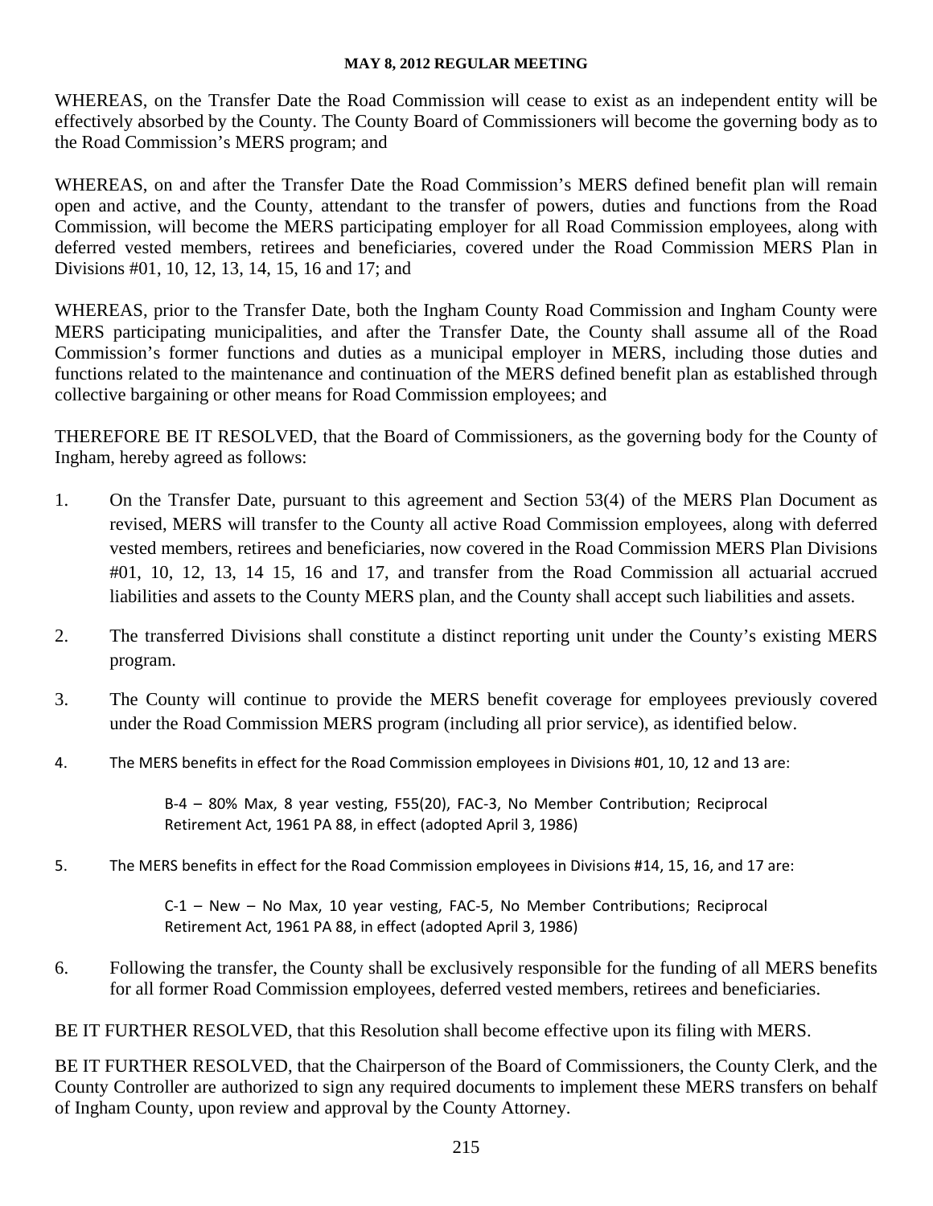WHEREAS, on the Transfer Date the Road Commission will cease to exist as an independent entity will be effectively absorbed by the County. The County Board of Commissioners will become the governing body as to the Road Commission's MERS program; and

WHEREAS, on and after the Transfer Date the Road Commission's MERS defined benefit plan will remain open and active, and the County, attendant to the transfer of powers, duties and functions from the Road Commission, will become the MERS participating employer for all Road Commission employees, along with deferred vested members, retirees and beneficiaries, covered under the Road Commission MERS Plan in Divisions #01, 10, 12, 13, 14, 15, 16 and 17; and

WHEREAS, prior to the Transfer Date, both the Ingham County Road Commission and Ingham County were MERS participating municipalities, and after the Transfer Date, the County shall assume all of the Road Commission's former functions and duties as a municipal employer in MERS, including those duties and functions related to the maintenance and continuation of the MERS defined benefit plan as established through collective bargaining or other means for Road Commission employees; and

THEREFORE BE IT RESOLVED, that the Board of Commissioners, as the governing body for the County of Ingham, hereby agreed as follows:

1. On the Transfer Date, pursuant to this agreement and Section 53(4) of the MERS Plan Document as revised, MERS will transfer to the County all active Road Commission employees, along with deferred vested members, retirees and beneficiaries, now covered in the Road Commission MERS Plan Divisions #01, 10, 12, 13, 14 15, 16 and 17, and transfer from the Road Commission all actuarial accrued liabilities and assets to the County MERS plan, and the County shall accept such liabilities and assets.

2. The transferred Divisions shall constitute a distinct reporting unit under the County's existing MERS program.

3. The County will continue to provide the MERS benefit coverage for employees previously covered under the Road Commission MERS program (including all prior service), as identified below.

4. The MERS benefits in effect for the Road Commission employees in Divisions #01, 10, 12 and 13 are:

   B-4 – 80% Max, 8 year vesting, F55(20), FAC-3, No Member Contribution; Reciprocal Retirement Act, 1961 PA 88, in effect (adopted April 3, 1986)

5. The MERS benefits in effect for the Road Commission employees in Divisions #14, 15, 16, and 17 are:

   C-1 – New – No Max, 10 year vesting, FAC-5, No Member Contributions; Reciprocal Retirement Act, 1961 PA 88, in effect (adopted April 3, 1986)

6. Following the transfer, the County shall be exclusively responsible for the funding of all MERS benefits for all former Road Commission employees, deferred vested members, retirees and beneficiaries.

BE IT FURTHER RESOLVED, that this Resolution shall become effective upon its filing with MERS.

BE IT FURTHER RESOLVED, that the Chairperson of the Board of Commissioners, the County Clerk, and the County Controller are authorized to sign any required documents to implement these MERS transfers on behalf of Ingham County, upon review and approval by the County Attorney.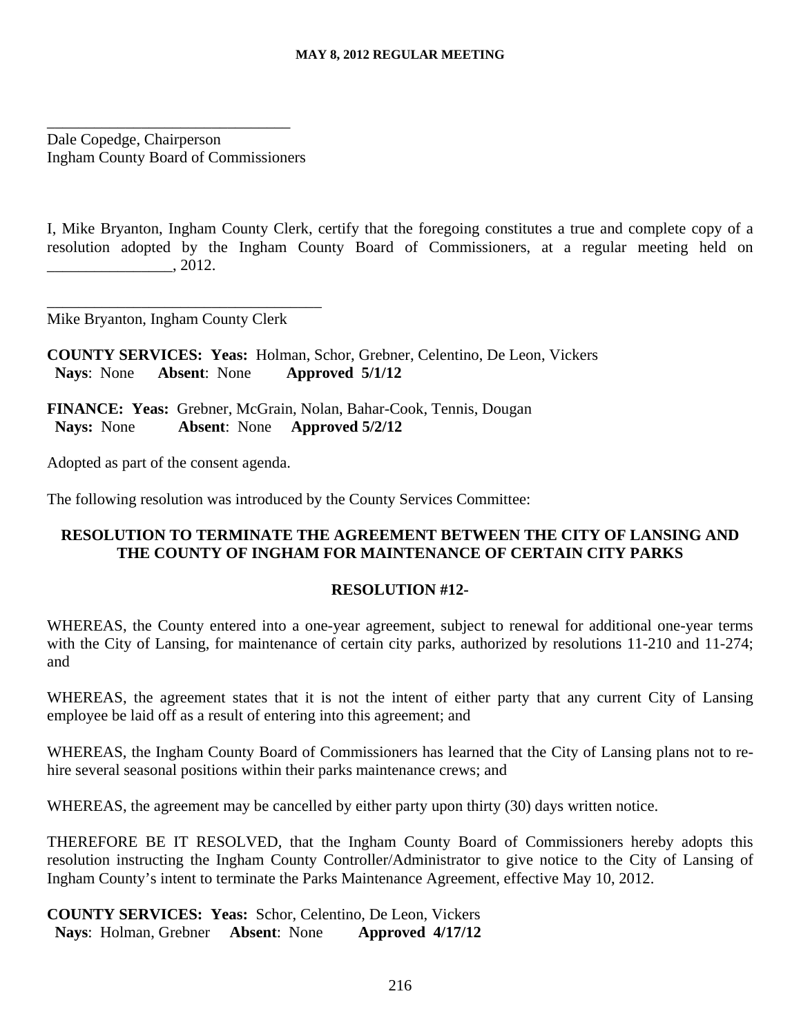\_\_\_\_\_\_\_\_\_\_\_\_\_\_\_\_\_\_\_\_\_\_\_\_\_\_\_\_\_\_\_\_

Dale Copedge, Chairperson
Ingham County Board of Commissioners

I, Mike Bryanton, Ingham County Clerk, certify that the foregoing constitutes a true and complete copy of a resolution adopted by the Ingham County Board of Commissioners, at a regular meeting held on \_\_\_\_\_\_\_\_\_\_\_\_\_\_\_\_, 2012.

\_\_\_\_\_\_\_\_\_\_\_\_\_\_\_\_\_\_\_\_\_\_\_\_\_\_\_\_\_\_\_\_\_\_\_\_

Mike Bryanton, Ingham County Clerk

**COUNTY SERVICES: Yeas:** Holman, Schor, Grebner, Celentino, De Leon, Vickers
**Nays**: None **Absent**: None **Approved 5/1/12**

**FINANCE: Yeas:** Grebner, McGrain, Nolan, Bahar-Cook, Tennis, Dougan
**Nays:** None **Absent**: None **Approved 5/2/12**

Adopted as part of the consent agenda.

The following resolution was introduced by the County Services Committee:

**RESOLUTION TO TERMINATE THE AGREEMENT BETWEEN THE CITY OF LANSING AND THE COUNTY OF INGHAM FOR MAINTENANCE OF CERTAIN CITY PARKS**

**RESOLUTION #12-**

WHEREAS, the County entered into a one-year agreement, subject to renewal for additional one-year terms with the City of Lansing, for maintenance of certain city parks, authorized by resolutions 11-210 and 11-274; and

WHEREAS, the agreement states that it is not the intent of either party that any current City of Lansing employee be laid off as a result of entering into this agreement; and

WHEREAS, the Ingham County Board of Commissioners has learned that the City of Lansing plans not to re-hire several seasonal positions within their parks maintenance crews; and

WHEREAS, the agreement may be cancelled by either party upon thirty (30) days written notice.

THEREFORE BE IT RESOLVED, that the Ingham County Board of Commissioners hereby adopts this resolution instructing the Ingham County Controller/Administrator to give notice to the City of Lansing of Ingham County's intent to terminate the Parks Maintenance Agreement, effective May 10, 2012.

**COUNTY SERVICES: Yeas:** Schor, Celentino, De Leon, Vickers
**Nays**: Holman, Grebner **Absent**: None **Approved 4/17/12**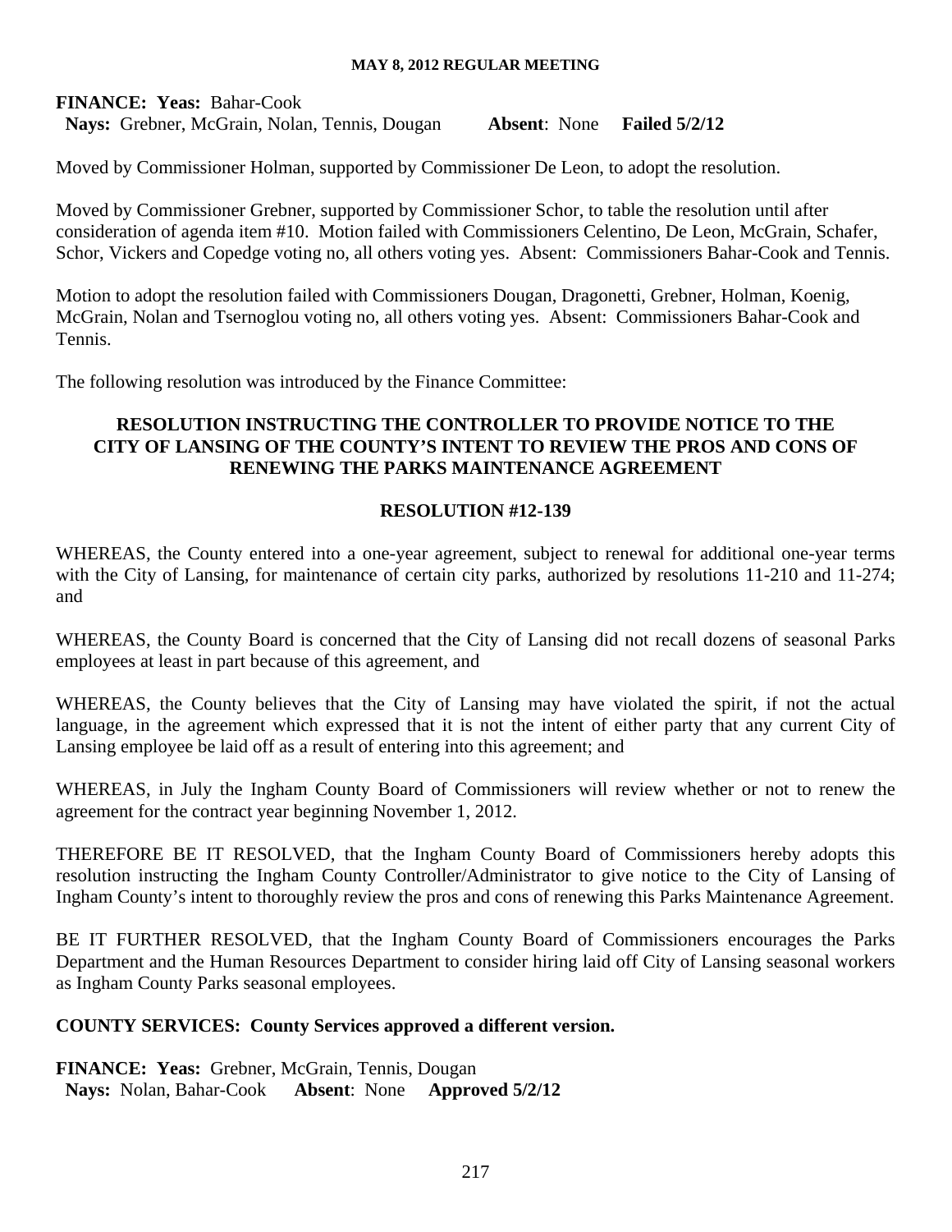**FINANCE: Yeas:** Bahar-Cook
**Nays:** Grebner, McGrain, Nolan, Tennis, Dougan **Absent**: None **Failed 5/2/12**

Moved by Commissioner Holman, supported by Commissioner De Leon, to adopt the resolution.

Moved by Commissioner Grebner, supported by Commissioner Schor, to table the resolution until after consideration of agenda item #10. Motion failed with Commissioners Celentino, De Leon, McGrain, Schafer, Schor, Vickers and Copedge voting no, all others voting yes. Absent: Commissioners Bahar-Cook and Tennis.

Motion to adopt the resolution failed with Commissioners Dougan, Dragonetti, Grebner, Holman, Koenig, McGrain, Nolan and Tsernoglou voting no, all others voting yes. Absent: Commissioners Bahar-Cook and Tennis.

The following resolution was introduced by the Finance Committee:

## RESOLUTION INSTRUCTING THE CONTROLLER TO PROVIDE NOTICE TO THE CITY OF LANSING OF THE COUNTY'S INTENT TO REVIEW THE PROS AND CONS OF RENEWING THE PARKS MAINTENANCE AGREEMENT

## RESOLUTION #12-139

WHEREAS, the County entered into a one-year agreement, subject to renewal for additional one-year terms with the City of Lansing, for maintenance of certain city parks, authorized by resolutions 11-210 and 11-274; and

WHEREAS, the County Board is concerned that the City of Lansing did not recall dozens of seasonal Parks employees at least in part because of this agreement, and

WHEREAS, the County believes that the City of Lansing may have violated the spirit, if not the actual language, in the agreement which expressed that it is not the intent of either party that any current City of Lansing employee be laid off as a result of entering into this agreement; and

WHEREAS, in July the Ingham County Board of Commissioners will review whether or not to renew the agreement for the contract year beginning November 1, 2012.

THEREFORE BE IT RESOLVED, that the Ingham County Board of Commissioners hereby adopts this resolution instructing the Ingham County Controller/Administrator to give notice to the City of Lansing of Ingham County's intent to thoroughly review the pros and cons of renewing this Parks Maintenance Agreement.

BE IT FURTHER RESOLVED, that the Ingham County Board of Commissioners encourages the Parks Department and the Human Resources Department to consider hiring laid off City of Lansing seasonal workers as Ingham County Parks seasonal employees.

**COUNTY SERVICES: County Services approved a different version.**

**FINANCE: Yeas:** Grebner, McGrain, Tennis, Dougan
**Nays:** Nolan, Bahar-Cook **Absent**: None **Approved 5/2/12**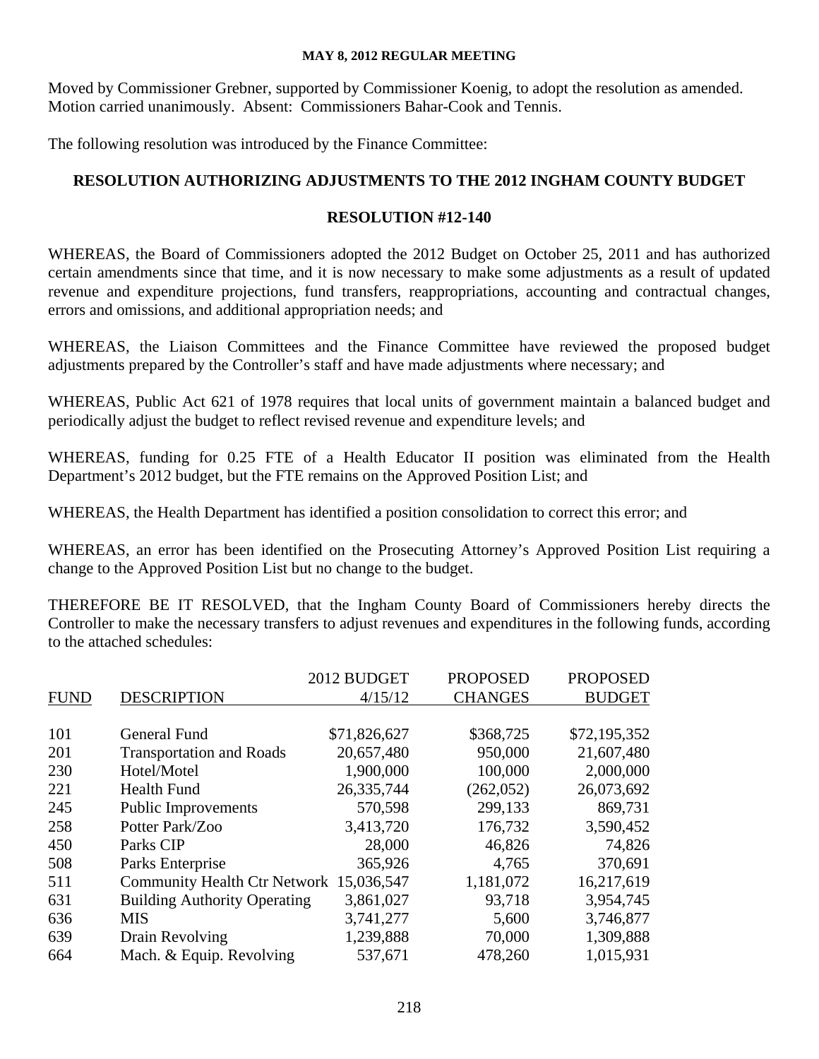Moved by Commissioner Grebner, supported by Commissioner Koenig, to adopt the resolution as amended. Motion carried unanimously. Absent: Commissioners Bahar-Cook and Tennis.

The following resolution was introduced by the Finance Committee:

## RESOLUTION AUTHORIZING ADJUSTMENTS TO THE 2012 INGHAM COUNTY BUDGET

## RESOLUTION #12-140

WHEREAS, the Board of Commissioners adopted the 2012 Budget on October 25, 2011 and has authorized certain amendments since that time, and it is now necessary to make some adjustments as a result of updated revenue and expenditure projections, fund transfers, reappropriations, accounting and contractual changes, errors and omissions, and additional appropriation needs; and

WHEREAS, the Liaison Committees and the Finance Committee have reviewed the proposed budget adjustments prepared by the Controller's staff and have made adjustments where necessary; and

WHEREAS, Public Act 621 of 1978 requires that local units of government maintain a balanced budget and periodically adjust the budget to reflect revised revenue and expenditure levels; and

WHEREAS, funding for 0.25 FTE of a Health Educator II position was eliminated from the Health Department's 2012 budget, but the FTE remains on the Approved Position List; and

WHEREAS, the Health Department has identified a position consolidation to correct this error; and

WHEREAS, an error has been identified on the Prosecuting Attorney's Approved Position List requiring a change to the Approved Position List but no change to the budget.

THEREFORE BE IT RESOLVED, that the Ingham County Board of Commissioners hereby directs the Controller to make the necessary transfers to adjust revenues and expenditures in the following funds, according to the attached schedules:

| FUND | DESCRIPTION | 2012 BUDGET 4/15/12 | PROPOSED CHANGES | PROPOSED BUDGET |
|---|---|---|---|---|
| 101 | General Fund | $71,826,627 | $368,725 | $72,195,352 |
| 201 | Transportation and Roads | 20,657,480 | 950,000 | 21,607,480 |
| 230 | Hotel/Motel | 1,900,000 | 100,000 | 2,000,000 |
| 221 | Health Fund | 26,335,744 | (262,052) | 26,073,692 |
| 245 | Public Improvements | 570,598 | 299,133 | 869,731 |
| 258 | Potter Park/Zoo | 3,413,720 | 176,732 | 3,590,452 |
| 450 | Parks CIP | 28,000 | 46,826 | 74,826 |
| 508 | Parks Enterprise | 365,926 | 4,765 | 370,691 |
| 511 | Community Health Ctr Network | 15,036,547 | 1,181,072 | 16,217,619 |
| 631 | Building Authority Operating | 3,861,027 | 93,718 | 3,954,745 |
| 636 | MIS | 3,741,277 | 5,600 | 3,746,877 |
| 639 | Drain Revolving | 1,239,888 | 70,000 | 1,309,888 |
| 664 | Mach. & Equip. Revolving | 537,671 | 478,260 | 1,015,931 |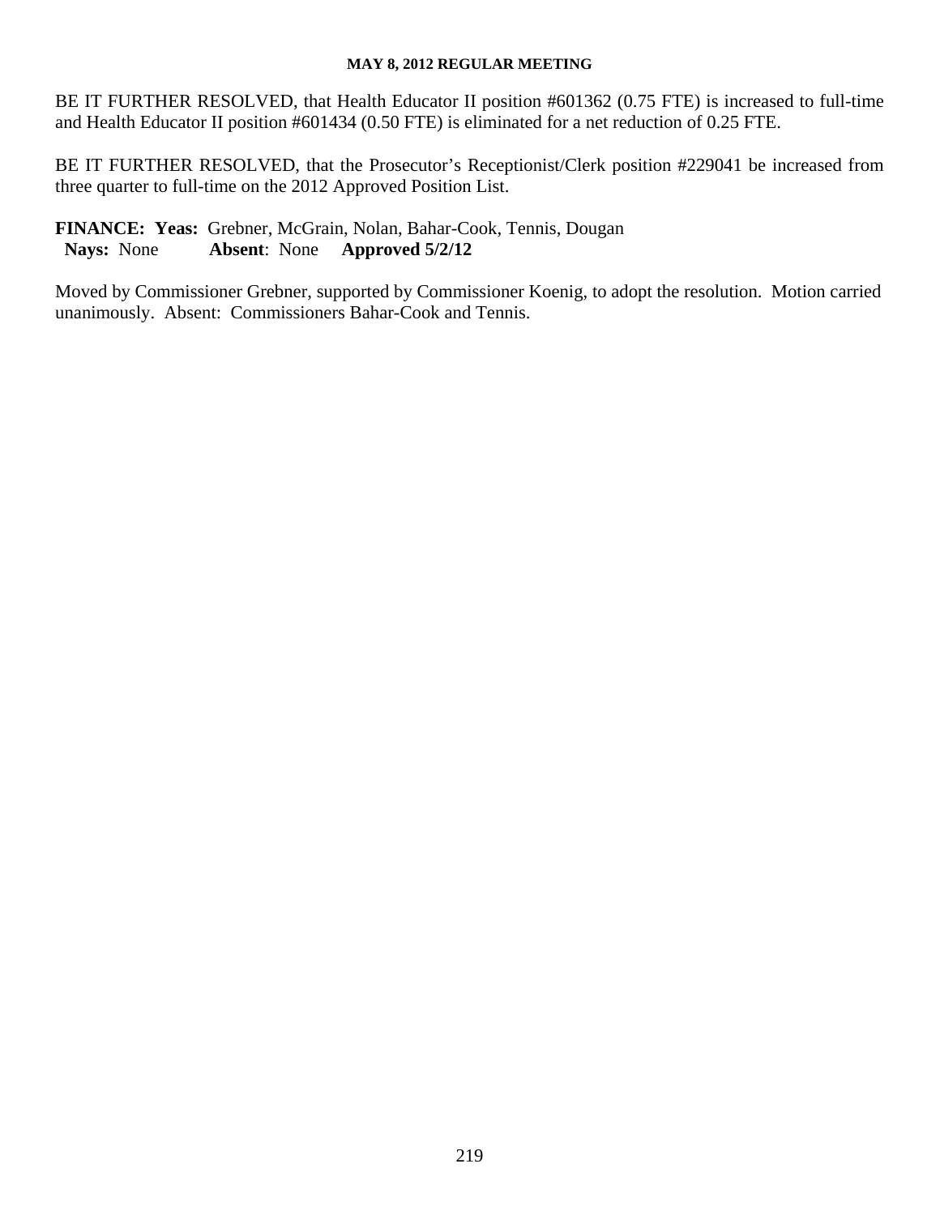BE IT FURTHER RESOLVED, that Health Educator II position #601362 (0.75 FTE) is increased to full-time and Health Educator II position #601434 (0.50 FTE) is eliminated for a net reduction of 0.25 FTE.

BE IT FURTHER RESOLVED, that the Prosecutor's Receptionist/Clerk position #229041 be increased from three quarter to full-time on the 2012 Approved Position List.

**FINANCE: Yeas:** Grebner, McGrain, Nolan, Bahar-Cook, Tennis, Dougan
**Nays:** None **Absent**: None **Approved 5/2/12**

Moved by Commissioner Grebner, supported by Commissioner Koenig, to adopt the resolution. Motion carried unanimously. Absent: Commissioners Bahar-Cook and Tennis.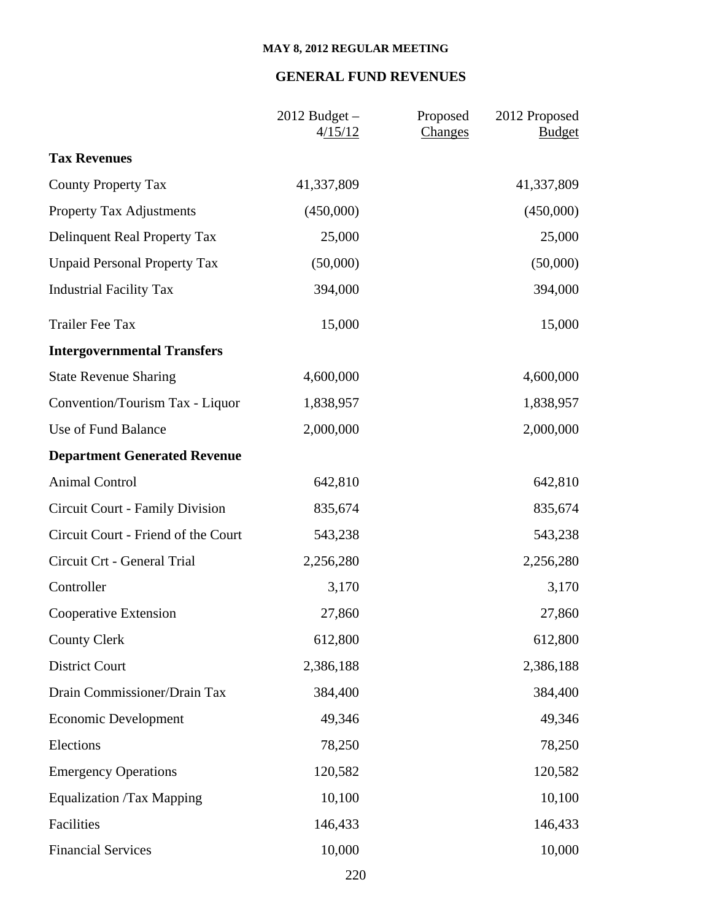**MAY 8, 2012 REGULAR MEETING**

## GENERAL FUND REVENUES

| | 2012 Budget – 4/15/12 | Proposed Changes | 2012 Proposed Budget |
|---|---|---|---|
| **Tax Revenues** | | | |
| County Property Tax | 41,337,809 | | 41,337,809 |
| Property Tax Adjustments | (450,000) | | (450,000) |
| Delinquent Real Property Tax | 25,000 | | 25,000 |
| Unpaid Personal Property Tax | (50,000) | | (50,000) |
| Industrial Facility Tax | 394,000 | | 394,000 |
| Trailer Fee Tax | 15,000 | | 15,000 |
| **Intergovernmental Transfers** | | | |
| State Revenue Sharing | 4,600,000 | | 4,600,000 |
| Convention/Tourism Tax - Liquor | 1,838,957 | | 1,838,957 |
| Use of Fund Balance | 2,000,000 | | 2,000,000 |
| **Department Generated Revenue** | | | |
| Animal Control | 642,810 | | 642,810 |
| Circuit Court - Family Division | 835,674 | | 835,674 |
| Circuit Court - Friend of the Court | 543,238 | | 543,238 |
| Circuit Crt - General Trial | 2,256,280 | | 2,256,280 |
| Controller | 3,170 | | 3,170 |
| Cooperative Extension | 27,860 | | 27,860 |
| County Clerk | 612,800 | | 612,800 |
| District Court | 2,386,188 | | 2,386,188 |
| Drain Commissioner/Drain Tax | 384,400 | | 384,400 |
| Economic Development | 49,346 | | 49,346 |
| Elections | 78,250 | | 78,250 |
| Emergency Operations | 120,582 | | 120,582 |
| Equalization /Tax Mapping | 10,100 | | 10,100 |
| Facilities | 146,433 | | 146,433 |
| Financial Services | 10,000 | | 10,000 |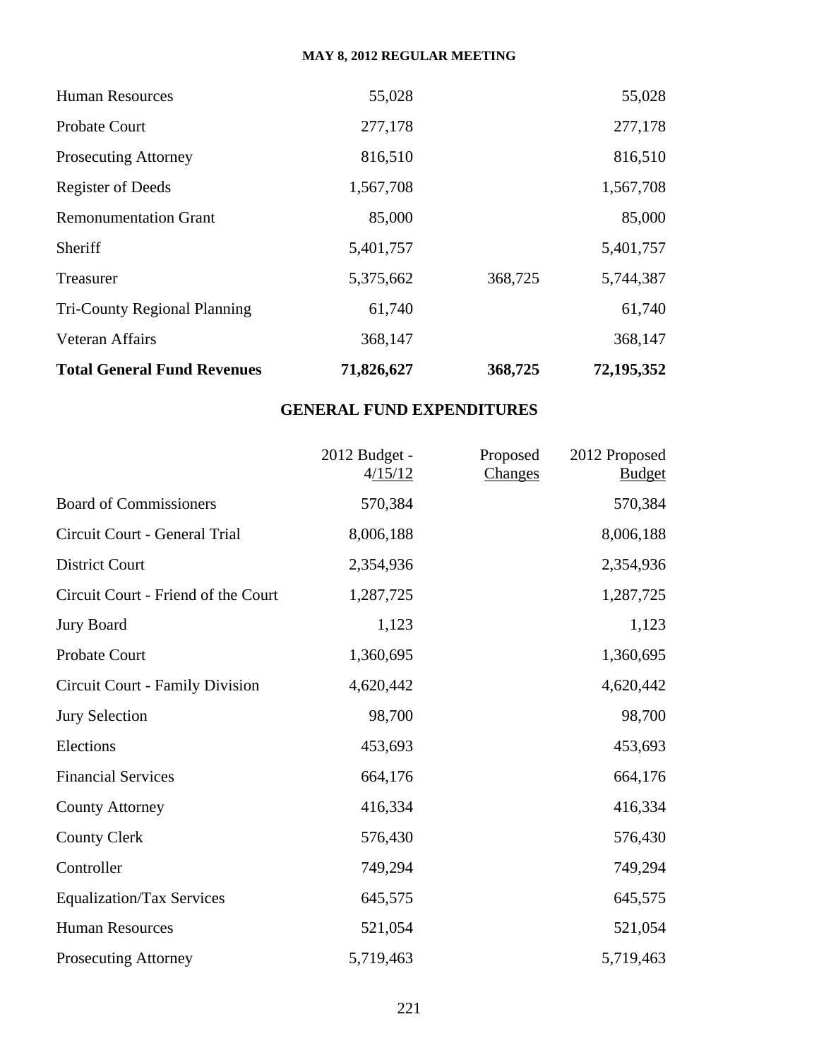| | | | |
|---|---|---|---|
| Human Resources | 55,028 | | 55,028 |
| Probate Court | 277,178 | | 277,178 |
| Prosecuting Attorney | 816,510 | | 816,510 |
| Register of Deeds | 1,567,708 | | 1,567,708 |
| Remonumentation Grant | 85,000 | | 85,000 |
| Sheriff | 5,401,757 | | 5,401,757 |
| Treasurer | 5,375,662 | 368,725 | 5,744,387 |
| Tri-County Regional Planning | 61,740 | | 61,740 |
| Veteran Affairs | 368,147 | | 368,147 |
| **Total General Fund Revenues** | **71,826,627** | **368,725** | **72,195,352** |

## GENERAL FUND EXPENDITURES

| | 2012 Budget - 4/15/12 | Proposed Changes | 2012 Proposed Budget |
|---|---|---|---|
| Board of Commissioners | 570,384 | | 570,384 |
| Circuit Court - General Trial | 8,006,188 | | 8,006,188 |
| District Court | 2,354,936 | | 2,354,936 |
| Circuit Court - Friend of the Court | 1,287,725 | | 1,287,725 |
| Jury Board | 1,123 | | 1,123 |
| Probate Court | 1,360,695 | | 1,360,695 |
| Circuit Court - Family Division | 4,620,442 | | 4,620,442 |
| Jury Selection | 98,700 | | 98,700 |
| Elections | 453,693 | | 453,693 |
| Financial Services | 664,176 | | 664,176 |
| County Attorney | 416,334 | | 416,334 |
| County Clerk | 576,430 | | 576,430 |
| Controller | 749,294 | | 749,294 |
| Equalization/Tax Services | 645,575 | | 645,575 |
| Human Resources | 521,054 | | 521,054 |
| Prosecuting Attorney | 5,719,463 | | 5,719,463 |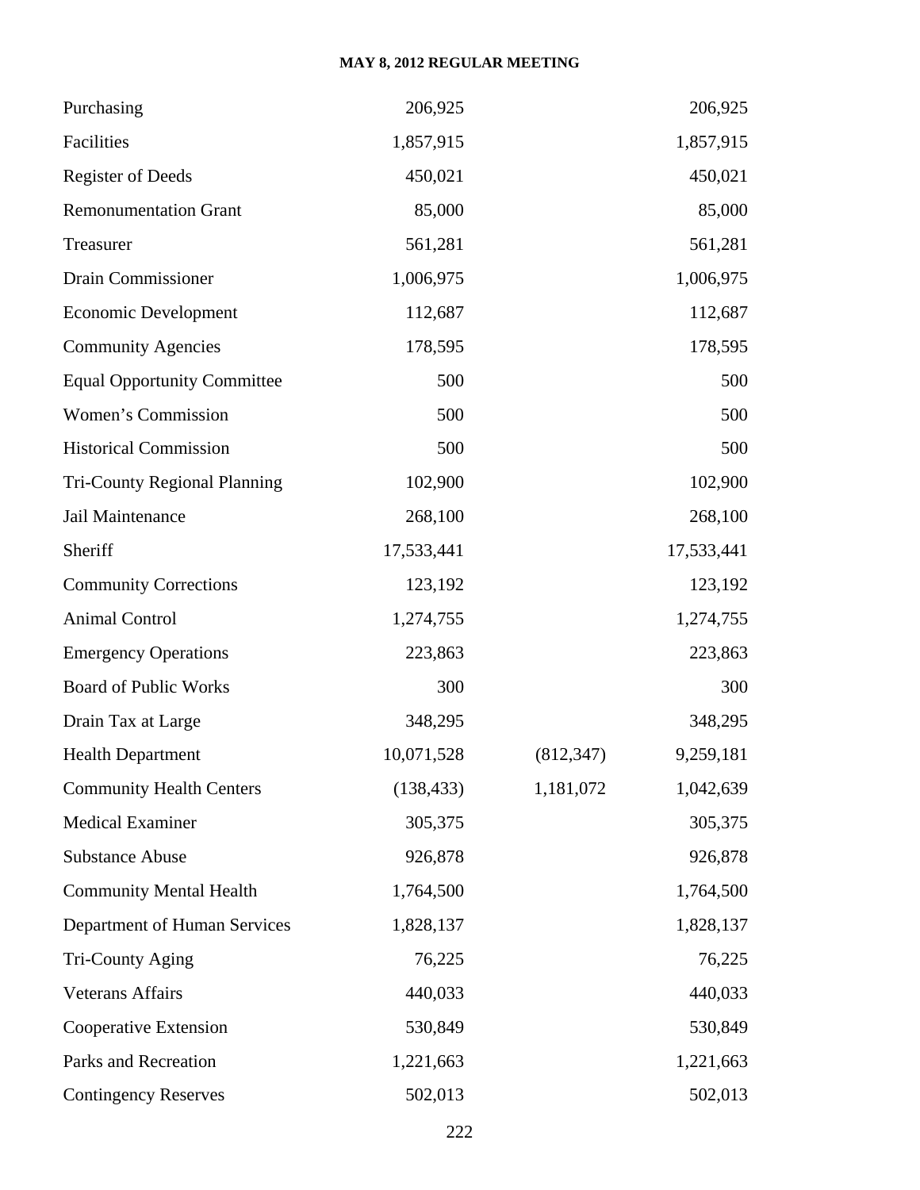| | | | |
|---|---|---|---|
| Purchasing | 206,925 | | 206,925 |
| Facilities | 1,857,915 | | 1,857,915 |
| Register of Deeds | 450,021 | | 450,021 |
| Remonumentation Grant | 85,000 | | 85,000 |
| Treasurer | 561,281 | | 561,281 |
| Drain Commissioner | 1,006,975 | | 1,006,975 |
| Economic Development | 112,687 | | 112,687 |
| Community Agencies | 178,595 | | 178,595 |
| Equal Opportunity Committee | 500 | | 500 |
| Women's Commission | 500 | | 500 |
| Historical Commission | 500 | | 500 |
| Tri-County Regional Planning | 102,900 | | 102,900 |
| Jail Maintenance | 268,100 | | 268,100 |
| Sheriff | 17,533,441 | | 17,533,441 |
| Community Corrections | 123,192 | | 123,192 |
| Animal Control | 1,274,755 | | 1,274,755 |
| Emergency Operations | 223,863 | | 223,863 |
| Board of Public Works | 300 | | 300 |
| Drain Tax at Large | 348,295 | | 348,295 |
| Health Department | 10,071,528 | (812,347) | 9,259,181 |
| Community Health Centers | (138,433) | 1,181,072 | 1,042,639 |
| Medical Examiner | 305,375 | | 305,375 |
| Substance Abuse | 926,878 | | 926,878 |
| Community Mental Health | 1,764,500 | | 1,764,500 |
| Department of Human Services | 1,828,137 | | 1,828,137 |
| Tri-County Aging | 76,225 | | 76,225 |
| Veterans Affairs | 440,033 | | 440,033 |
| Cooperative Extension | 530,849 | | 530,849 |
| Parks and Recreation | 1,221,663 | | 1,221,663 |
| Contingency Reserves | 502,013 | | 502,013 |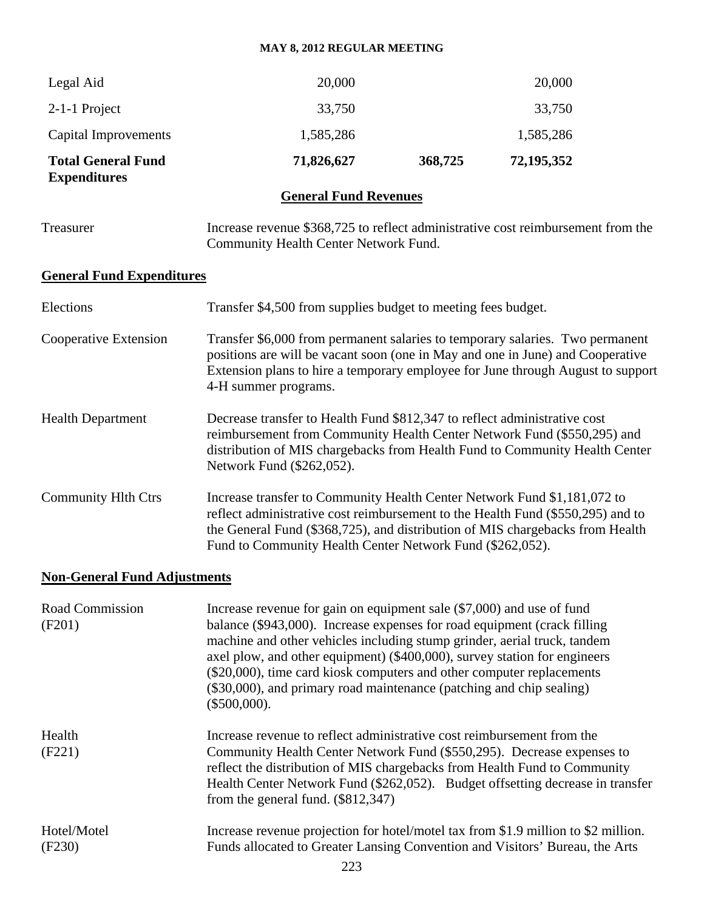| | | | |
|---|---|---|---|
| Legal Aid | 20,000 | | 20,000 |
| 2-1-1 Project | 33,750 | | 33,750 |
| Capital Improvements | 1,585,286 | | 1,585,286 |
| **Total General Fund Expenditures** | **71,826,627** | **368,725** | **72,195,352** |

## General Fund Revenues

| | |
|---|---|
| Treasurer | Increase revenue $368,725 to reflect administrative cost reimbursement from the Community Health Center Network Fund. |

## General Fund Expenditures

| | |
|---|---|
| Elections | Transfer $4,500 from supplies budget to meeting fees budget. |
| Cooperative Extension | Transfer $6,000 from permanent salaries to temporary salaries. Two permanent positions are will be vacant soon (one in May and one in June) and Cooperative Extension plans to hire a temporary employee for June through August to support 4-H summer programs. |
| Health Department | Decrease transfer to Health Fund $812,347 to reflect administrative cost reimbursement from Community Health Center Network Fund ($550,295) and distribution of MIS chargebacks from Health Fund to Community Health Center Network Fund ($262,052). |
| Community Hlth Ctrs | Increase transfer to Community Health Center Network Fund $1,181,072 to reflect administrative cost reimbursement to the Health Fund ($550,295) and to the General Fund ($368,725), and distribution of MIS chargebacks from Health Fund to Community Health Center Network Fund ($262,052). |

## Non-General Fund Adjustments

| | |
|---|---|
| Road Commission (F201) | Increase revenue for gain on equipment sale ($7,000) and use of fund balance ($943,000). Increase expenses for road equipment (crack filling machine and other vehicles including stump grinder, aerial truck, tandem axel plow, and other equipment) ($400,000), survey station for engineers ($20,000), time card kiosk computers and other computer replacements ($30,000), and primary road maintenance (patching and chip sealing) ($500,000). |
| Health (F221) | Increase revenue to reflect administrative cost reimbursement from the Community Health Center Network Fund ($550,295). Decrease expenses to reflect the distribution of MIS chargebacks from Health Fund to Community Health Center Network Fund ($262,052). Budget offsetting decrease in transfer from the general fund. ($812,347) |
| Hotel/Motel (F230) | Increase revenue projection for hotel/motel tax from $1.9 million to $2 million. Funds allocated to Greater Lansing Convention and Visitors' Bureau, the Arts |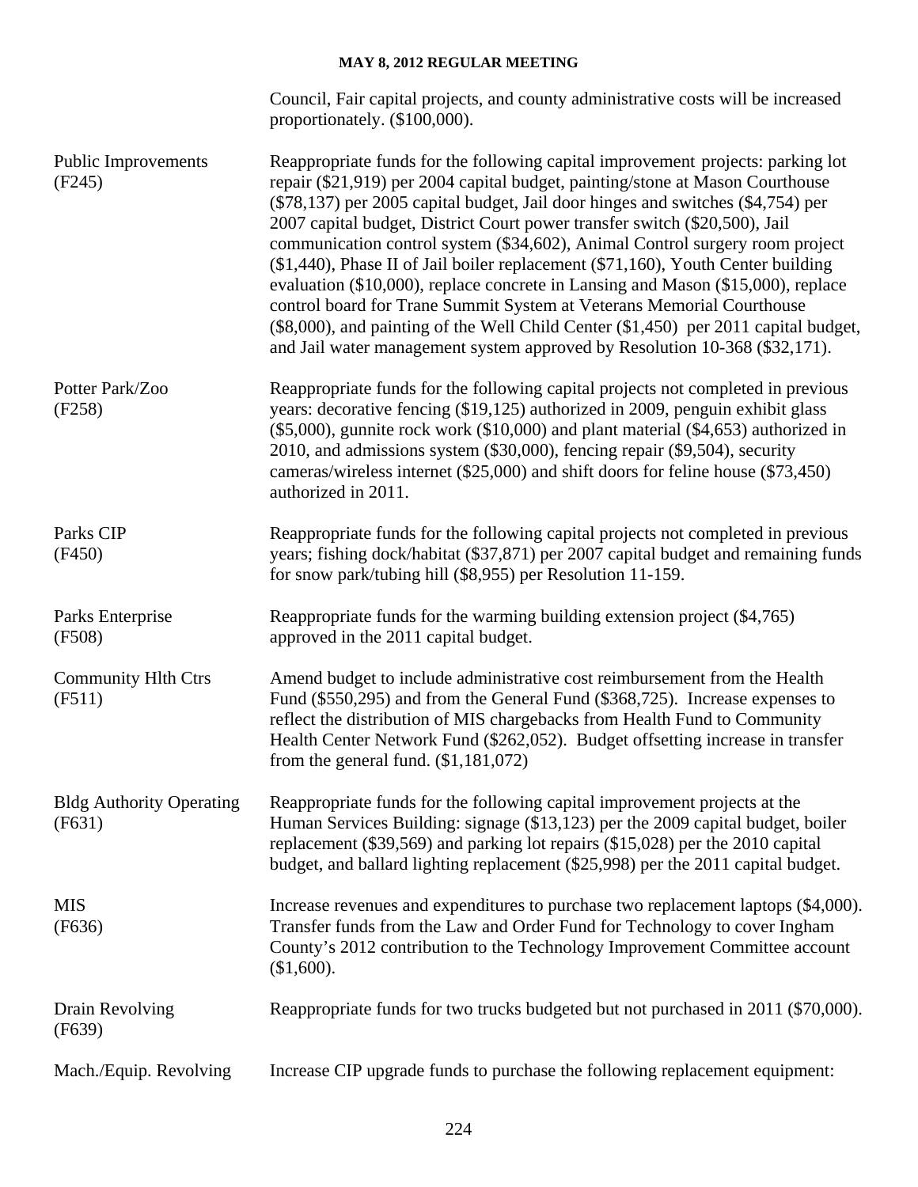| | |
|---|---|
| | Council, Fair capital projects, and county administrative costs will be increased proportionately. ($100,000). |
| Public Improvements (F245) | Reappropriate funds for the following capital improvement projects: parking lot repair ($21,919) per 2004 capital budget, painting/stone at Mason Courthouse ($78,137) per 2005 capital budget, Jail door hinges and switches ($4,754) per 2007 capital budget, District Court power transfer switch ($20,500), Jail communication control system ($34,602), Animal Control surgery room project ($1,440), Phase II of Jail boiler replacement ($71,160), Youth Center building evaluation ($10,000), replace concrete in Lansing and Mason ($15,000), replace control board for Trane Summit System at Veterans Memorial Courthouse ($8,000), and painting of the Well Child Center ($1,450) per 2011 capital budget, and Jail water management system approved by Resolution 10-368 ($32,171). |
| Potter Park/Zoo (F258) | Reappropriate funds for the following capital projects not completed in previous years: decorative fencing ($19,125) authorized in 2009, penguin exhibit glass ($5,000), gunnite rock work ($10,000) and plant material ($4,653) authorized in 2010, and admissions system ($30,000), fencing repair ($9,504), security cameras/wireless internet ($25,000) and shift doors for feline house ($73,450) authorized in 2011. |
| Parks CIP (F450) | Reappropriate funds for the following capital projects not completed in previous years; fishing dock/habitat ($37,871) per 2007 capital budget and remaining funds for snow park/tubing hill ($8,955) per Resolution 11-159. |
| Parks Enterprise (F508) | Reappropriate funds for the warming building extension project ($4,765) approved in the 2011 capital budget. |
| Community Hlth Ctrs (F511) | Amend budget to include administrative cost reimbursement from the Health Fund ($550,295) and from the General Fund ($368,725). Increase expenses to reflect the distribution of MIS chargebacks from Health Fund to Community Health Center Network Fund ($262,052). Budget offsetting increase in transfer from the general fund. ($1,181,072) |
| Bldg Authority Operating (F631) | Reappropriate funds for the following capital improvement projects at the Human Services Building: signage ($13,123) per the 2009 capital budget, boiler replacement ($39,569) and parking lot repairs ($15,028) per the 2010 capital budget, and ballard lighting replacement ($25,998) per the 2011 capital budget. |
| MIS (F636) | Increase revenues and expenditures to purchase two replacement laptops ($4,000). Transfer funds from the Law and Order Fund for Technology to cover Ingham County's 2012 contribution to the Technology Improvement Committee account ($1,600). |
| Drain Revolving (F639) | Reappropriate funds for two trucks budgeted but not purchased in 2011 ($70,000). |
| Mach./Equip. Revolving | Increase CIP upgrade funds to purchase the following replacement equipment: |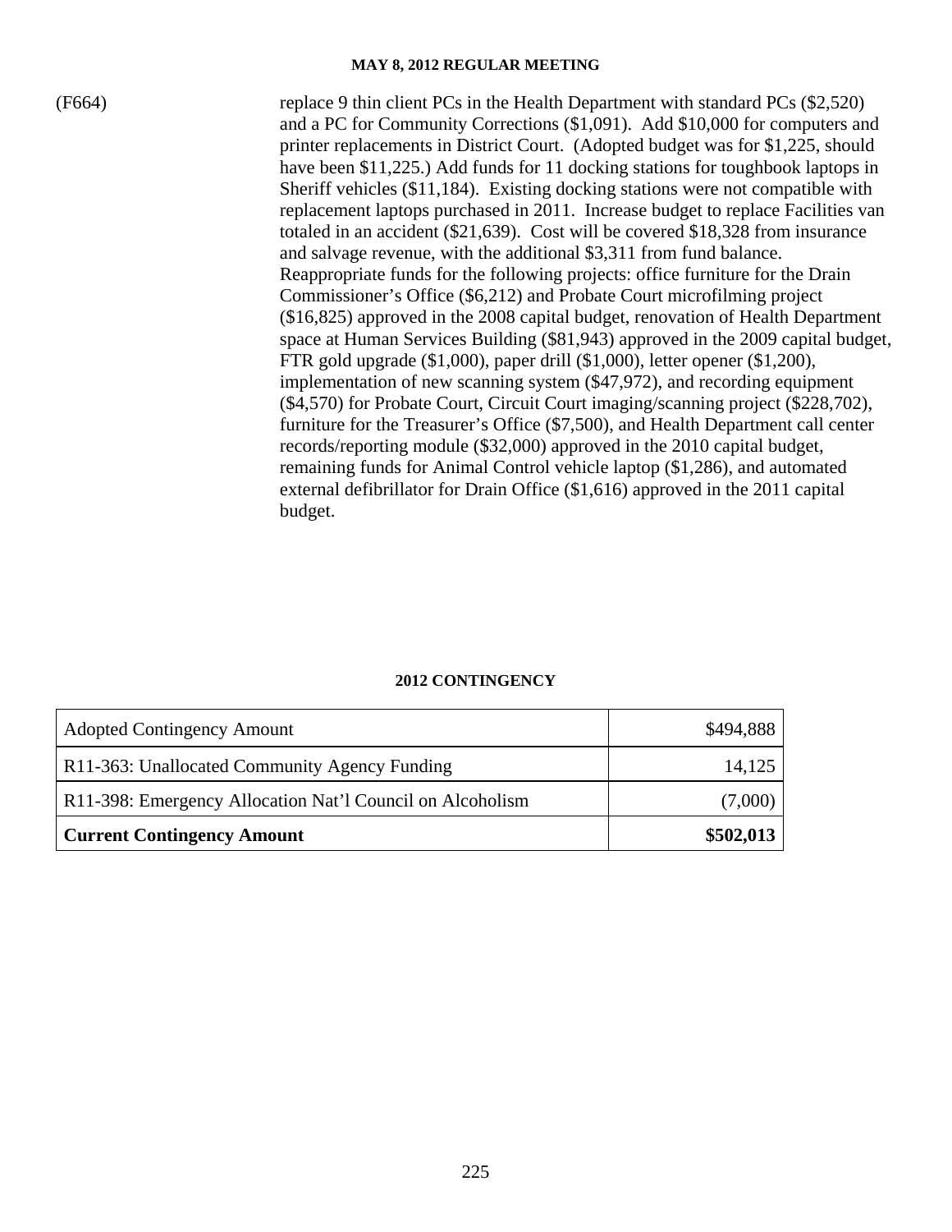(F664) replace 9 thin client PCs in the Health Department with standard PCs ($2,520) and a PC for Community Corrections ($1,091). Add $10,000 for computers and printer replacements in District Court. (Adopted budget was for $1,225, should have been $11,225.) Add funds for 11 docking stations for toughbook laptops in Sheriff vehicles ($11,184). Existing docking stations were not compatible with replacement laptops purchased in 2011. Increase budget to replace Facilities van totaled in an accident ($21,639). Cost will be covered $18,328 from insurance and salvage revenue, with the additional $3,311 from fund balance. Reappropriate funds for the following projects: office furniture for the Drain Commissioner's Office ($6,212) and Probate Court microfilming project ($16,825) approved in the 2008 capital budget, renovation of Health Department space at Human Services Building ($81,943) approved in the 2009 capital budget, FTR gold upgrade ($1,000), paper drill ($1,000), letter opener ($1,200), implementation of new scanning system ($47,972), and recording equipment ($4,570) for Probate Court, Circuit Court imaging/scanning project ($228,702), furniture for the Treasurer's Office ($7,500), and Health Department call center records/reporting module ($32,000) approved in the 2010 capital budget, remaining funds for Animal Control vehicle laptop ($1,286), and automated external defibrillator for Drain Office ($1,616) approved in the 2011 capital budget.

**2012 CONTINGENCY**

| | |
|---|---:|
| Adopted Contingency Amount | $494,888 |
| R11-363: Unallocated Community Agency Funding | 14,125 |
| R11-398: Emergency Allocation Nat'l Council on Alcoholism | (7,000) |
| **Current Contingency Amount** | **$502,013** |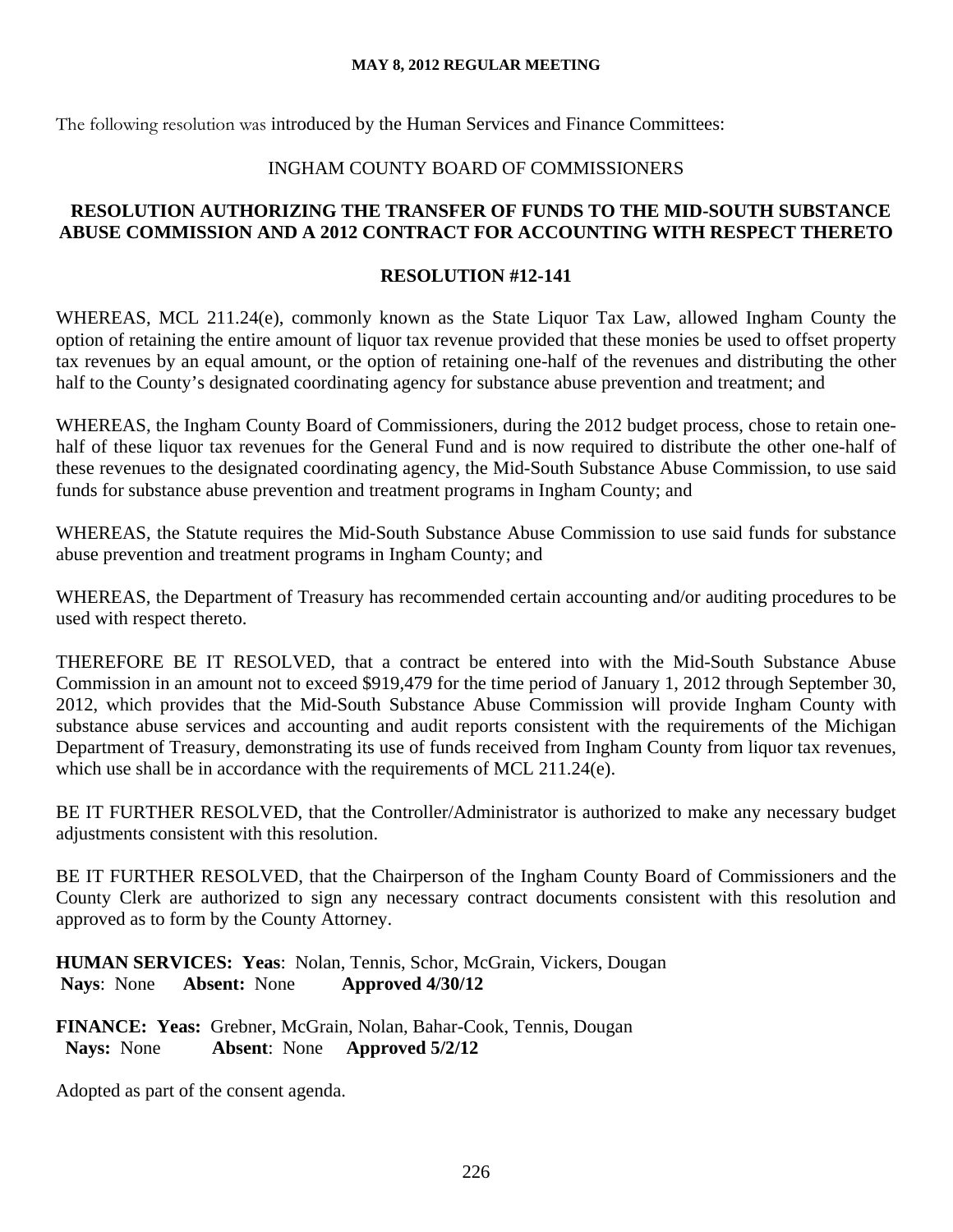The following resolution was introduced by the Human Services and Finance Committees:

INGHAM COUNTY BOARD OF COMMISSIONERS

**RESOLUTION AUTHORIZING THE TRANSFER OF FUNDS TO THE MID-SOUTH SUBSTANCE ABUSE COMMISSION AND A 2012 CONTRACT FOR ACCOUNTING WITH RESPECT THERETO**

**RESOLUTION #12-141**

WHEREAS, MCL 211.24(e), commonly known as the State Liquor Tax Law, allowed Ingham County the option of retaining the entire amount of liquor tax revenue provided that these monies be used to offset property tax revenues by an equal amount, or the option of retaining one-half of the revenues and distributing the other half to the County's designated coordinating agency for substance abuse prevention and treatment; and

WHEREAS, the Ingham County Board of Commissioners, during the 2012 budget process, chose to retain one-half of these liquor tax revenues for the General Fund and is now required to distribute the other one-half of these revenues to the designated coordinating agency, the Mid-South Substance Abuse Commission, to use said funds for substance abuse prevention and treatment programs in Ingham County; and

WHEREAS, the Statute requires the Mid-South Substance Abuse Commission to use said funds for substance abuse prevention and treatment programs in Ingham County; and

WHEREAS, the Department of Treasury has recommended certain accounting and/or auditing procedures to be used with respect thereto.

THEREFORE BE IT RESOLVED, that a contract be entered into with the Mid-South Substance Abuse Commission in an amount not to exceed $919,479 for the time period of January 1, 2012 through September 30, 2012, which provides that the Mid-South Substance Abuse Commission will provide Ingham County with substance abuse services and accounting and audit reports consistent with the requirements of the Michigan Department of Treasury, demonstrating its use of funds received from Ingham County from liquor tax revenues, which use shall be in accordance with the requirements of MCL 211.24(e).

BE IT FURTHER RESOLVED, that the Controller/Administrator is authorized to make any necessary budget adjustments consistent with this resolution.

BE IT FURTHER RESOLVED, that the Chairperson of the Ingham County Board of Commissioners and the County Clerk are authorized to sign any necessary contract documents consistent with this resolution and approved as to form by the County Attorney.

**HUMAN SERVICES: Yeas**: Nolan, Tennis, Schor, McGrain, Vickers, Dougan
**Nays**: None **Absent:** None **Approved 4/30/12**

**FINANCE: Yeas:** Grebner, McGrain, Nolan, Bahar-Cook, Tennis, Dougan
**Nays:** None **Absent**: None **Approved 5/2/12**

Adopted as part of the consent agenda.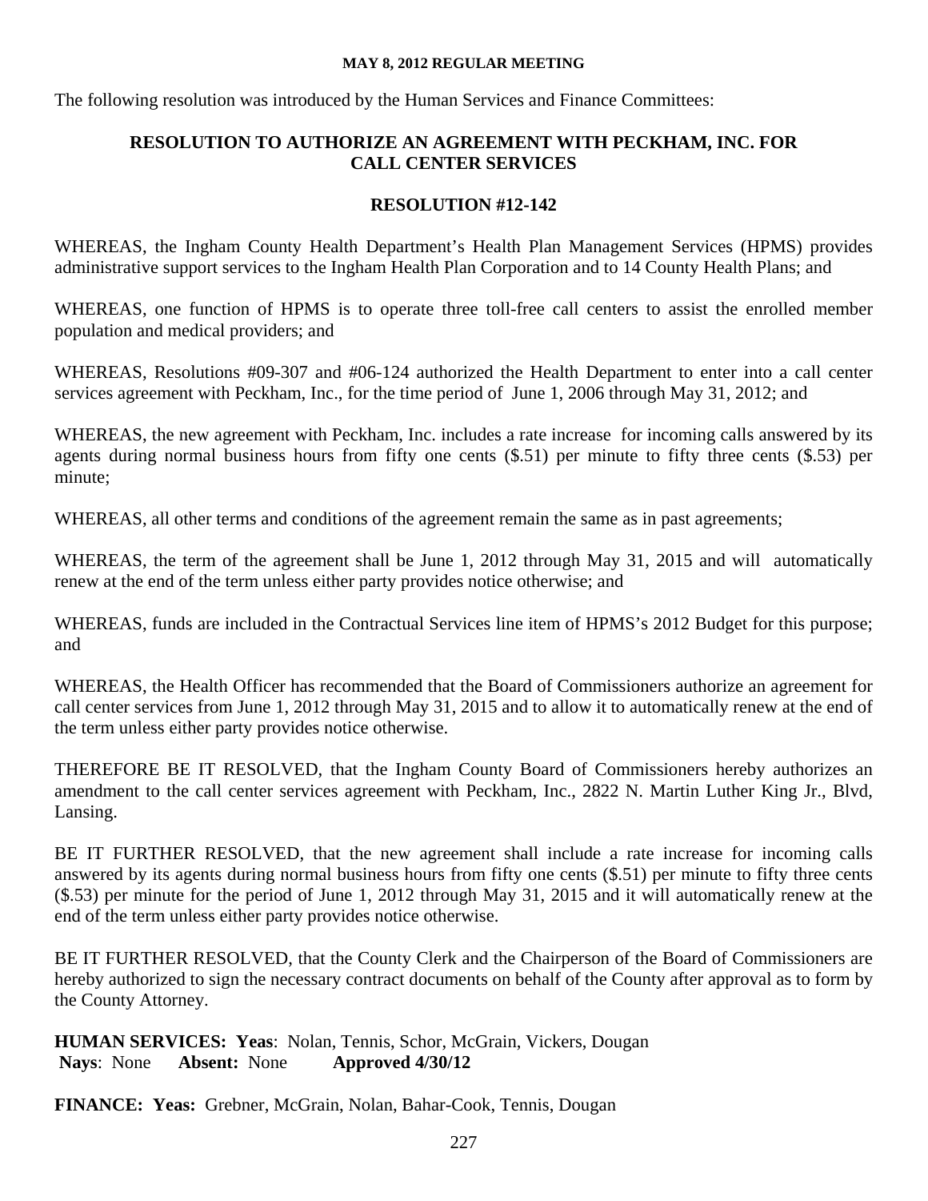MAY 8, 2012 REGULAR MEETING

The following resolution was introduced by the Human Services and Finance Committees:

## RESOLUTION TO AUTHORIZE AN AGREEMENT WITH PECKHAM, INC. FOR CALL CENTER SERVICES

## RESOLUTION #12-142

WHEREAS, the Ingham County Health Department's Health Plan Management Services (HPMS) provides administrative support services to the Ingham Health Plan Corporation and to 14 County Health Plans; and

WHEREAS, one function of HPMS is to operate three toll-free call centers to assist the enrolled member population and medical providers; and

WHEREAS, Resolutions #09-307 and #06-124 authorized the Health Department to enter into a call center services agreement with Peckham, Inc., for the time period of June 1, 2006 through May 31, 2012; and

WHEREAS, the new agreement with Peckham, Inc. includes a rate increase for incoming calls answered by its agents during normal business hours from fifty one cents ($.51) per minute to fifty three cents ($.53) per minute;

WHEREAS, all other terms and conditions of the agreement remain the same as in past agreements;

WHEREAS, the term of the agreement shall be June 1, 2012 through May 31, 2015 and will automatically renew at the end of the term unless either party provides notice otherwise; and

WHEREAS, funds are included in the Contractual Services line item of HPMS's 2012 Budget for this purpose; and

WHEREAS, the Health Officer has recommended that the Board of Commissioners authorize an agreement for call center services from June 1, 2012 through May 31, 2015 and to allow it to automatically renew at the end of the term unless either party provides notice otherwise.

THEREFORE BE IT RESOLVED, that the Ingham County Board of Commissioners hereby authorizes an amendment to the call center services agreement with Peckham, Inc., 2822 N. Martin Luther King Jr., Blvd, Lansing.

BE IT FURTHER RESOLVED, that the new agreement shall include a rate increase for incoming calls answered by its agents during normal business hours from fifty one cents ($.51) per minute to fifty three cents ($.53) per minute for the period of June 1, 2012 through May 31, 2015 and it will automatically renew at the end of the term unless either party provides notice otherwise.

BE IT FURTHER RESOLVED, that the County Clerk and the Chairperson of the Board of Commissioners are hereby authorized to sign the necessary contract documents on behalf of the County after approval as to form by the County Attorney.

**HUMAN SERVICES: Yeas**: Nolan, Tennis, Schor, McGrain, Vickers, Dougan
**Nays**: None **Absent:** None **Approved 4/30/12**

**FINANCE: Yeas:** Grebner, McGrain, Nolan, Bahar-Cook, Tennis, Dougan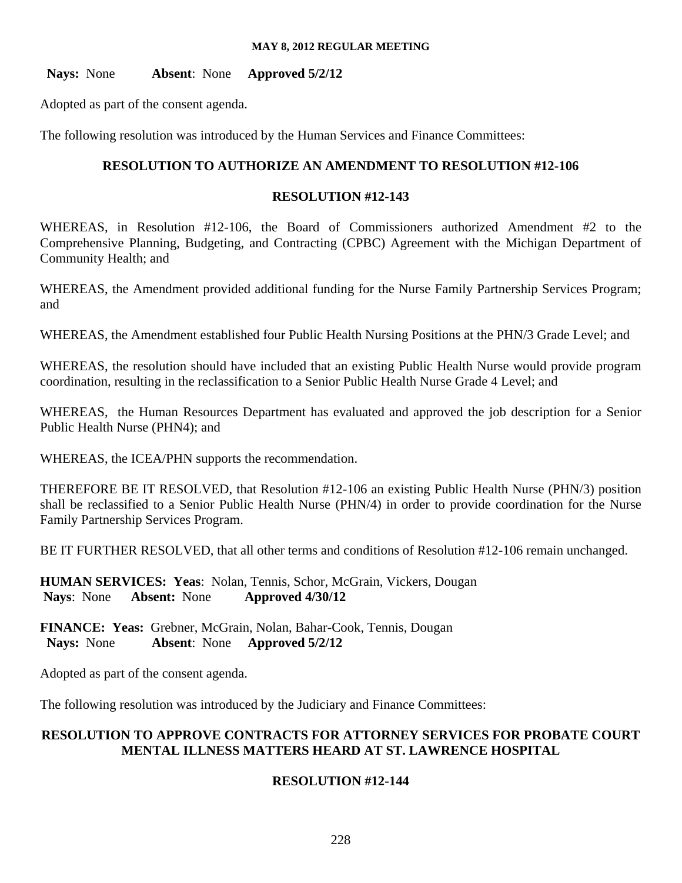**Nays:** None **Absent**: None **Approved 5/2/12**

Adopted as part of the consent agenda.

The following resolution was introduced by the Human Services and Finance Committees:

## RESOLUTION TO AUTHORIZE AN AMENDMENT TO RESOLUTION #12-106

## RESOLUTION #12-143

WHEREAS, in Resolution #12-106, the Board of Commissioners authorized Amendment #2 to the Comprehensive Planning, Budgeting, and Contracting (CPBC) Agreement with the Michigan Department of Community Health; and

WHEREAS, the Amendment provided additional funding for the Nurse Family Partnership Services Program; and

WHEREAS, the Amendment established four Public Health Nursing Positions at the PHN/3 Grade Level; and

WHEREAS, the resolution should have included that an existing Public Health Nurse would provide program coordination, resulting in the reclassification to a Senior Public Health Nurse Grade 4 Level; and

WHEREAS, the Human Resources Department has evaluated and approved the job description for a Senior Public Health Nurse (PHN4); and

WHEREAS, the ICEA/PHN supports the recommendation.

THEREFORE BE IT RESOLVED, that Resolution #12-106 an existing Public Health Nurse (PHN/3) position shall be reclassified to a Senior Public Health Nurse (PHN/4) in order to provide coordination for the Nurse Family Partnership Services Program.

BE IT FURTHER RESOLVED, that all other terms and conditions of Resolution #12-106 remain unchanged.

**HUMAN SERVICES: Yeas**: Nolan, Tennis, Schor, McGrain, Vickers, Dougan
**Nays**: None **Absent:** None **Approved 4/30/12**

**FINANCE: Yeas:** Grebner, McGrain, Nolan, Bahar-Cook, Tennis, Dougan
**Nays:** None **Absent**: None **Approved 5/2/12**

Adopted as part of the consent agenda.

The following resolution was introduced by the Judiciary and Finance Committees:

## RESOLUTION TO APPROVE CONTRACTS FOR ATTORNEY SERVICES FOR PROBATE COURT MENTAL ILLNESS MATTERS HEARD AT ST. LAWRENCE HOSPITAL

## RESOLUTION #12-144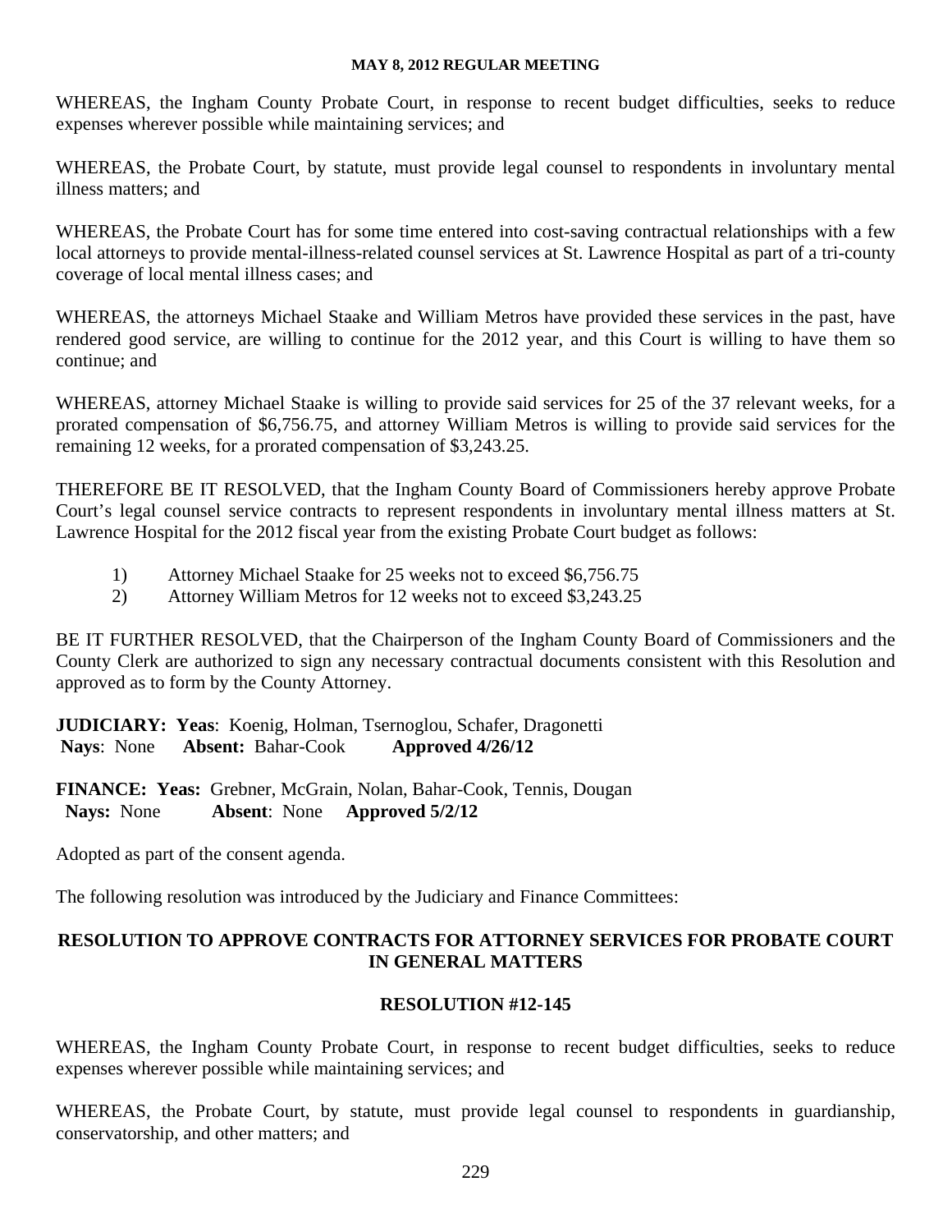WHEREAS, the Ingham County Probate Court, in response to recent budget difficulties, seeks to reduce expenses wherever possible while maintaining services; and

WHEREAS, the Probate Court, by statute, must provide legal counsel to respondents in involuntary mental illness matters; and

WHEREAS, the Probate Court has for some time entered into cost-saving contractual relationships with a few local attorneys to provide mental-illness-related counsel services at St. Lawrence Hospital as part of a tri-county coverage of local mental illness cases; and

WHEREAS, the attorneys Michael Staake and William Metros have provided these services in the past, have rendered good service, are willing to continue for the 2012 year, and this Court is willing to have them so continue; and

WHEREAS, attorney Michael Staake is willing to provide said services for 25 of the 37 relevant weeks, for a prorated compensation of $6,756.75, and attorney William Metros is willing to provide said services for the remaining 12 weeks, for a prorated compensation of $3,243.25.

THEREFORE BE IT RESOLVED, that the Ingham County Board of Commissioners hereby approve Probate Court's legal counsel service contracts to represent respondents in involuntary mental illness matters at St. Lawrence Hospital for the 2012 fiscal year from the existing Probate Court budget as follows:

1) Attorney Michael Staake for 25 weeks not to exceed $6,756.75
2) Attorney William Metros for 12 weeks not to exceed $3,243.25

BE IT FURTHER RESOLVED, that the Chairperson of the Ingham County Board of Commissioners and the County Clerk are authorized to sign any necessary contractual documents consistent with this Resolution and approved as to form by the County Attorney.

**JUDICIARY: Yeas**: Koenig, Holman, Tsernoglou, Schafer, Dragonetti
**Nays**: None **Absent:** Bahar-Cook **Approved 4/26/12**

**FINANCE: Yeas:** Grebner, McGrain, Nolan, Bahar-Cook, Tennis, Dougan
**Nays:** None **Absent**: None **Approved 5/2/12**

Adopted as part of the consent agenda.

The following resolution was introduced by the Judiciary and Finance Committees:

## RESOLUTION TO APPROVE CONTRACTS FOR ATTORNEY SERVICES FOR PROBATE COURT IN GENERAL MATTERS

## RESOLUTION #12-145

WHEREAS, the Ingham County Probate Court, in response to recent budget difficulties, seeks to reduce expenses wherever possible while maintaining services; and

WHEREAS, the Probate Court, by statute, must provide legal counsel to respondents in guardianship, conservatorship, and other matters; and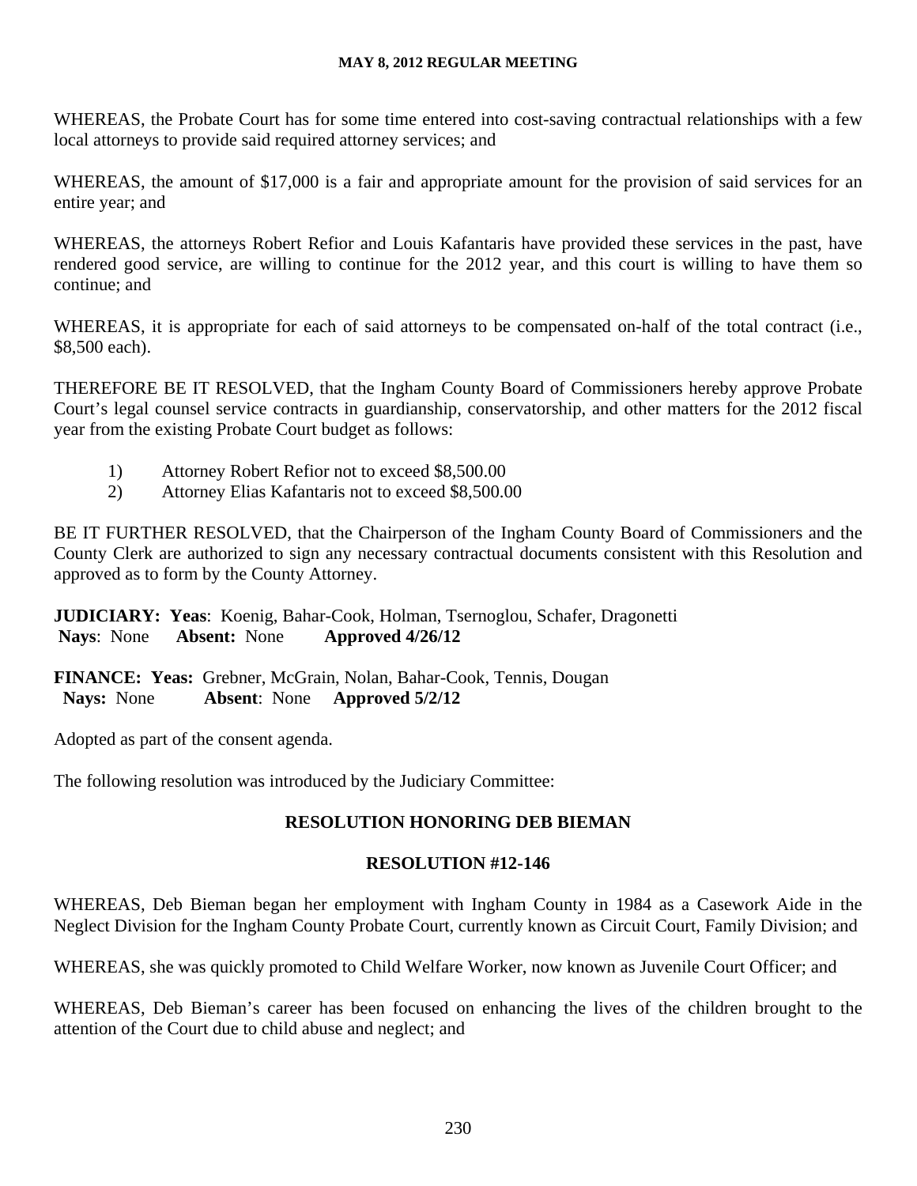WHEREAS, the Probate Court has for some time entered into cost-saving contractual relationships with a few local attorneys to provide said required attorney services; and

WHEREAS, the amount of $17,000 is a fair and appropriate amount for the provision of said services for an entire year; and

WHEREAS, the attorneys Robert Refior and Louis Kafantaris have provided these services in the past, have rendered good service, are willing to continue for the 2012 year, and this court is willing to have them so continue; and

WHEREAS, it is appropriate for each of said attorneys to be compensated on-half of the total contract (i.e., $8,500 each).

THEREFORE BE IT RESOLVED, that the Ingham County Board of Commissioners hereby approve Probate Court's legal counsel service contracts in guardianship, conservatorship, and other matters for the 2012 fiscal year from the existing Probate Court budget as follows:

1) Attorney Robert Refior not to exceed $8,500.00
2) Attorney Elias Kafantaris not to exceed $8,500.00

BE IT FURTHER RESOLVED, that the Chairperson of the Ingham County Board of Commissioners and the County Clerk are authorized to sign any necessary contractual documents consistent with this Resolution and approved as to form by the County Attorney.

**JUDICIARY: Yeas**: Koenig, Bahar-Cook, Holman, Tsernoglou, Schafer, Dragonetti
**Nays**: None **Absent:** None **Approved 4/26/12**

**FINANCE: Yeas:** Grebner, McGrain, Nolan, Bahar-Cook, Tennis, Dougan
**Nays:** None **Absent**: None **Approved 5/2/12**

Adopted as part of the consent agenda.

The following resolution was introduced by the Judiciary Committee:

**RESOLUTION HONORING DEB BIEMAN**

**RESOLUTION #12-146**

WHEREAS, Deb Bieman began her employment with Ingham County in 1984 as a Casework Aide in the Neglect Division for the Ingham County Probate Court, currently known as Circuit Court, Family Division; and

WHEREAS, she was quickly promoted to Child Welfare Worker, now known as Juvenile Court Officer; and

WHEREAS, Deb Bieman's career has been focused on enhancing the lives of the children brought to the attention of the Court due to child abuse and neglect; and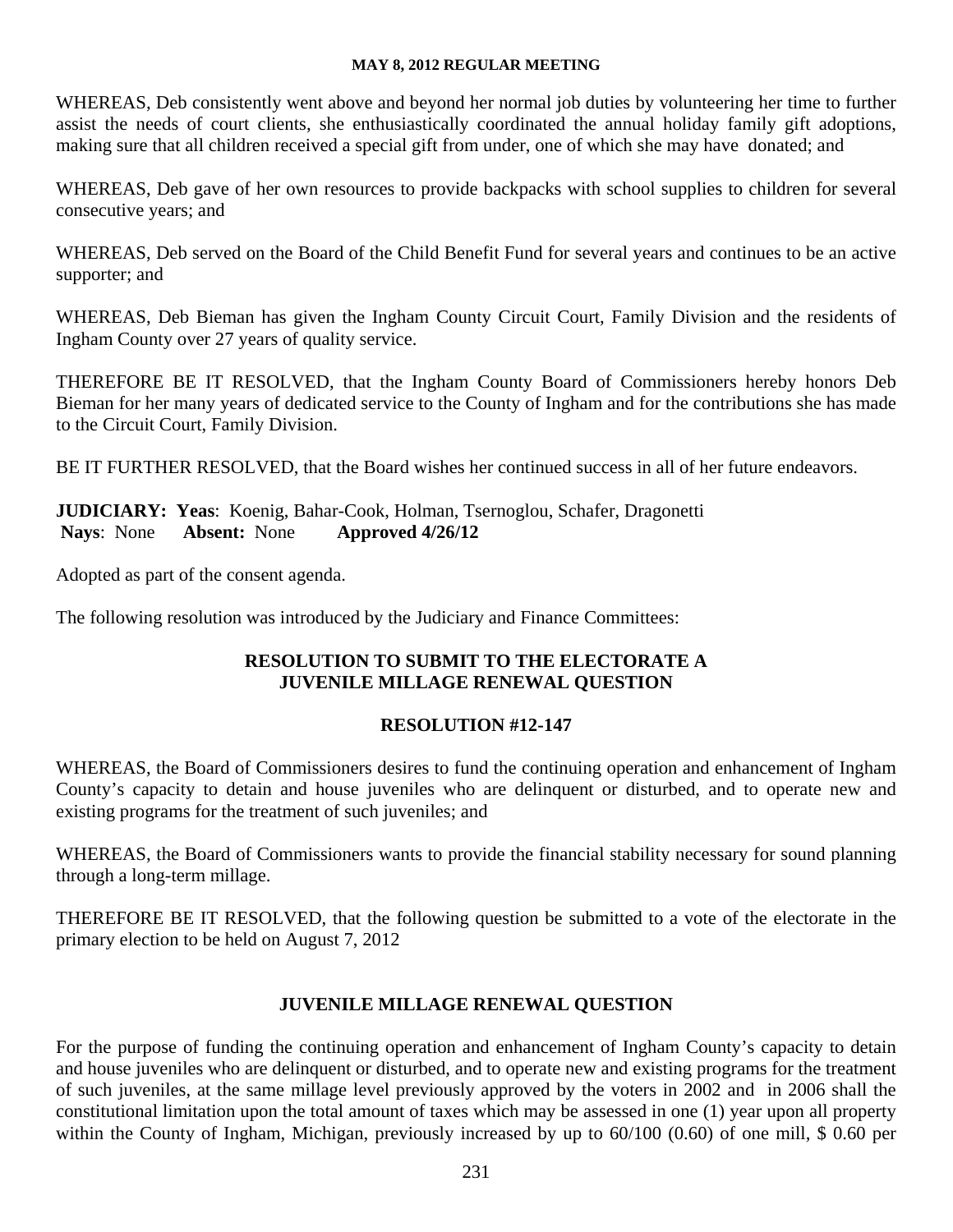WHEREAS, Deb consistently went above and beyond her normal job duties by volunteering her time to further assist the needs of court clients, she enthusiastically coordinated the annual holiday family gift adoptions, making sure that all children received a special gift from under, one of which she may have donated; and

WHEREAS, Deb gave of her own resources to provide backpacks with school supplies to children for several consecutive years; and

WHEREAS, Deb served on the Board of the Child Benefit Fund for several years and continues to be an active supporter; and

WHEREAS, Deb Bieman has given the Ingham County Circuit Court, Family Division and the residents of Ingham County over 27 years of quality service.

THEREFORE BE IT RESOLVED, that the Ingham County Board of Commissioners hereby honors Deb Bieman for her many years of dedicated service to the County of Ingham and for the contributions she has made to the Circuit Court, Family Division.

BE IT FURTHER RESOLVED, that the Board wishes her continued success in all of her future endeavors.

**JUDICIARY: Yeas**: Koenig, Bahar-Cook, Holman, Tsernoglou, Schafer, Dragonetti
**Nays**: None **Absent:** None **Approved 4/26/12**

Adopted as part of the consent agenda.

The following resolution was introduced by the Judiciary and Finance Committees:

**RESOLUTION TO SUBMIT TO THE ELECTORATE A JUVENILE MILLAGE RENEWAL QUESTION**

**RESOLUTION #12-147**

WHEREAS, the Board of Commissioners desires to fund the continuing operation and enhancement of Ingham County's capacity to detain and house juveniles who are delinquent or disturbed, and to operate new and existing programs for the treatment of such juveniles; and

WHEREAS, the Board of Commissioners wants to provide the financial stability necessary for sound planning through a long-term millage.

THEREFORE BE IT RESOLVED, that the following question be submitted to a vote of the electorate in the primary election to be held on August 7, 2012

**JUVENILE MILLAGE RENEWAL QUESTION**

For the purpose of funding the continuing operation and enhancement of Ingham County's capacity to detain and house juveniles who are delinquent or disturbed, and to operate new and existing programs for the treatment of such juveniles, at the same millage level previously approved by the voters in 2002 and in 2006 shall the constitutional limitation upon the total amount of taxes which may be assessed in one (1) year upon all property within the County of Ingham, Michigan, previously increased by up to 60/100 (0.60) of one mill, $ 0.60 per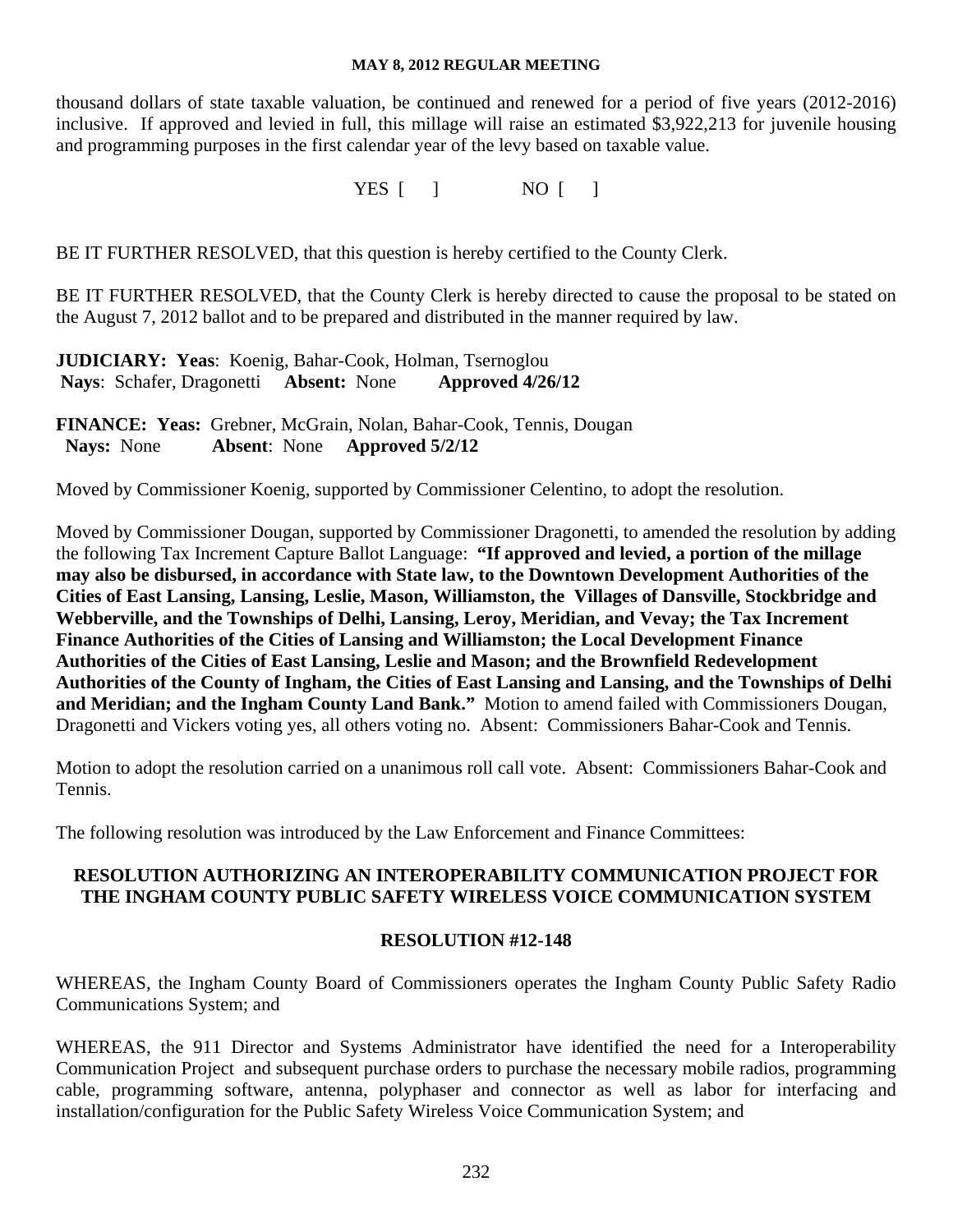thousand dollars of state taxable valuation, be continued and renewed for a period of five years (2012-2016) inclusive. If approved and levied in full, this millage will raise an estimated $3,922,213 for juvenile housing and programming purposes in the first calendar year of the levy based on taxable value.

YES [ ] NO [ ]

BE IT FURTHER RESOLVED, that this question is hereby certified to the County Clerk.

BE IT FURTHER RESOLVED, that the County Clerk is hereby directed to cause the proposal to be stated on the August 7, 2012 ballot and to be prepared and distributed in the manner required by law.

**JUDICIARY: Yeas**: Koenig, Bahar-Cook, Holman, Tsernoglou
**Nays**: Schafer, Dragonetti **Absent:** None **Approved 4/26/12**

**FINANCE: Yeas:** Grebner, McGrain, Nolan, Bahar-Cook, Tennis, Dougan
**Nays:** None **Absent**: None **Approved 5/2/12**

Moved by Commissioner Koenig, supported by Commissioner Celentino, to adopt the resolution.

Moved by Commissioner Dougan, supported by Commissioner Dragonetti, to amended the resolution by adding the following Tax Increment Capture Ballot Language: **"If approved and levied, a portion of the millage may also be disbursed, in accordance with State law, to the Downtown Development Authorities of the Cities of East Lansing, Lansing, Leslie, Mason, Williamston, the Villages of Dansville, Stockbridge and Webberville, and the Townships of Delhi, Lansing, Leroy, Meridian, and Vevay; the Tax Increment Finance Authorities of the Cities of Lansing and Williamston; the Local Development Finance Authorities of the Cities of East Lansing, Leslie and Mason; and the Brownfield Redevelopment Authorities of the County of Ingham, the Cities of East Lansing and Lansing, and the Townships of Delhi and Meridian; and the Ingham County Land Bank."** Motion to amend failed with Commissioners Dougan, Dragonetti and Vickers voting yes, all others voting no. Absent: Commissioners Bahar-Cook and Tennis.

Motion to adopt the resolution carried on a unanimous roll call vote. Absent: Commissioners Bahar-Cook and Tennis.

The following resolution was introduced by the Law Enforcement and Finance Committees:

## RESOLUTION AUTHORIZING AN INTEROPERABILITY COMMUNICATION PROJECT FOR THE INGHAM COUNTY PUBLIC SAFETY WIRELESS VOICE COMMUNICATION SYSTEM

## RESOLUTION #12-148

WHEREAS, the Ingham County Board of Commissioners operates the Ingham County Public Safety Radio Communications System; and

WHEREAS, the 911 Director and Systems Administrator have identified the need for a Interoperability Communication Project and subsequent purchase orders to purchase the necessary mobile radios, programming cable, programming software, antenna, polyphaser and connector as well as labor for interfacing and installation/configuration for the Public Safety Wireless Voice Communication System; and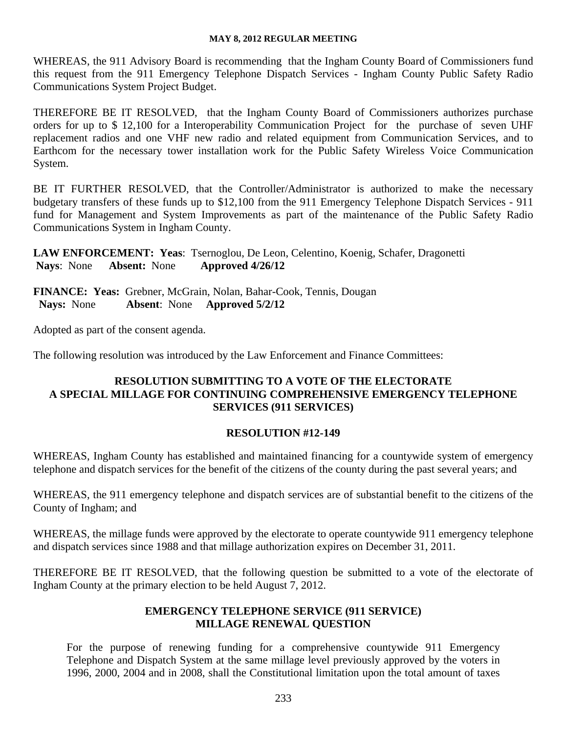WHEREAS, the 911 Advisory Board is recommending that the Ingham County Board of Commissioners fund this request from the 911 Emergency Telephone Dispatch Services - Ingham County Public Safety Radio Communications System Project Budget.

THEREFORE BE IT RESOLVED, that the Ingham County Board of Commissioners authorizes purchase orders for up to $ 12,100 for a Interoperability Communication Project for the purchase of seven UHF replacement radios and one VHF new radio and related equipment from Communication Services, and to Earthcom for the necessary tower installation work for the Public Safety Wireless Voice Communication System.

BE IT FURTHER RESOLVED, that the Controller/Administrator is authorized to make the necessary budgetary transfers of these funds up to $12,100 from the 911 Emergency Telephone Dispatch Services - 911 fund for Management and System Improvements as part of the maintenance of the Public Safety Radio Communications System in Ingham County.

**LAW ENFORCEMENT: Yeas**: Tsernoglou, De Leon, Celentino, Koenig, Schafer, Dragonetti
**Nays**: None **Absent:** None **Approved 4/26/12**

**FINANCE: Yeas:** Grebner, McGrain, Nolan, Bahar-Cook, Tennis, Dougan
**Nays:** None **Absent**: None **Approved 5/2/12**

Adopted as part of the consent agenda.

The following resolution was introduced by the Law Enforcement and Finance Committees:

**RESOLUTION SUBMITTING TO A VOTE OF THE ELECTORATE A SPECIAL MILLAGE FOR CONTINUING COMPREHENSIVE EMERGENCY TELEPHONE SERVICES (911 SERVICES)**

**RESOLUTION #12-149**

WHEREAS, Ingham County has established and maintained financing for a countywide system of emergency telephone and dispatch services for the benefit of the citizens of the county during the past several years; and

WHEREAS, the 911 emergency telephone and dispatch services are of substantial benefit to the citizens of the County of Ingham; and

WHEREAS, the millage funds were approved by the electorate to operate countywide 911 emergency telephone and dispatch services since 1988 and that millage authorization expires on December 31, 2011.

THEREFORE BE IT RESOLVED, that the following question be submitted to a vote of the electorate of Ingham County at the primary election to be held August 7, 2012.

**EMERGENCY TELEPHONE SERVICE (911 SERVICE) MILLAGE RENEWAL QUESTION**

For the purpose of renewing funding for a comprehensive countywide 911 Emergency Telephone and Dispatch System at the same millage level previously approved by the voters in 1996, 2000, 2004 and in 2008, shall the Constitutional limitation upon the total amount of taxes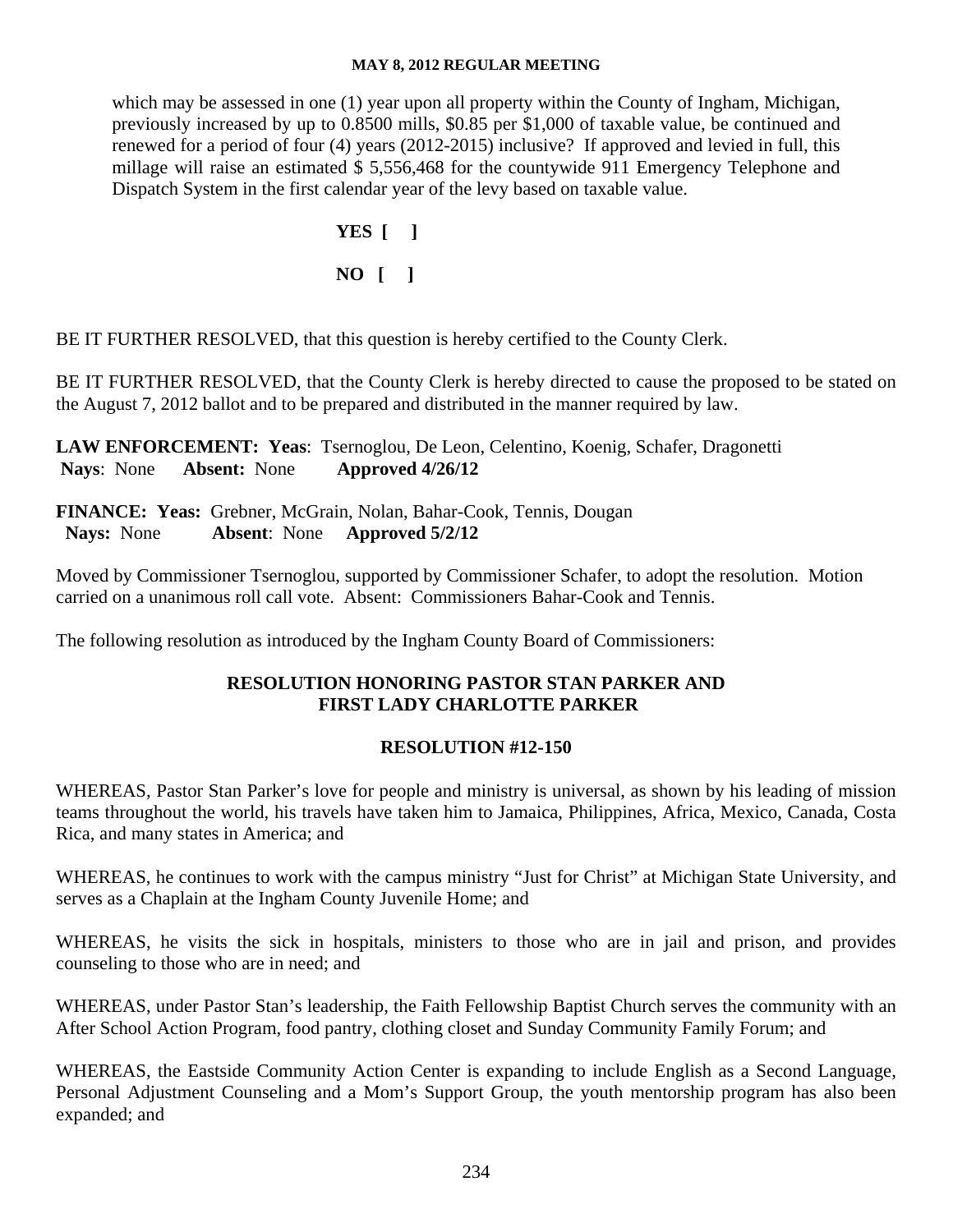which may be assessed in one (1) year upon all property within the County of Ingham, Michigan, previously increased by up to 0.8500 mills, $0.85 per $1,000 of taxable value, be continued and renewed for a period of four (4) years (2012-2015) inclusive? If approved and levied in full, this millage will raise an estimated $ 5,556,468 for the countywide 911 Emergency Telephone and Dispatch System in the first calendar year of the levy based on taxable value.

**YES [ ]**

**NO [ ]**

BE IT FURTHER RESOLVED, that this question is hereby certified to the County Clerk.

BE IT FURTHER RESOLVED, that the County Clerk is hereby directed to cause the proposed to be stated on the August 7, 2012 ballot and to be prepared and distributed in the manner required by law.

**LAW ENFORCEMENT: Yeas**: Tsernoglou, De Leon, Celentino, Koenig, Schafer, Dragonetti
**Nays**: None **Absent:** None **Approved 4/26/12**

**FINANCE: Yeas:** Grebner, McGrain, Nolan, Bahar-Cook, Tennis, Dougan
**Nays:** None **Absent**: None **Approved 5/2/12**

Moved by Commissioner Tsernoglou, supported by Commissioner Schafer, to adopt the resolution. Motion carried on a unanimous roll call vote. Absent: Commissioners Bahar-Cook and Tennis.

The following resolution as introduced by the Ingham County Board of Commissioners:

## RESOLUTION HONORING PASTOR STAN PARKER AND FIRST LADY CHARLOTTE PARKER

## RESOLUTION #12-150

WHEREAS, Pastor Stan Parker's love for people and ministry is universal, as shown by his leading of mission teams throughout the world, his travels have taken him to Jamaica, Philippines, Africa, Mexico, Canada, Costa Rica, and many states in America; and

WHEREAS, he continues to work with the campus ministry "Just for Christ" at Michigan State University, and serves as a Chaplain at the Ingham County Juvenile Home; and

WHEREAS, he visits the sick in hospitals, ministers to those who are in jail and prison, and provides counseling to those who are in need; and

WHEREAS, under Pastor Stan's leadership, the Faith Fellowship Baptist Church serves the community with an After School Action Program, food pantry, clothing closet and Sunday Community Family Forum; and

WHEREAS, the Eastside Community Action Center is expanding to include English as a Second Language, Personal Adjustment Counseling and a Mom's Support Group, the youth mentorship program has also been expanded; and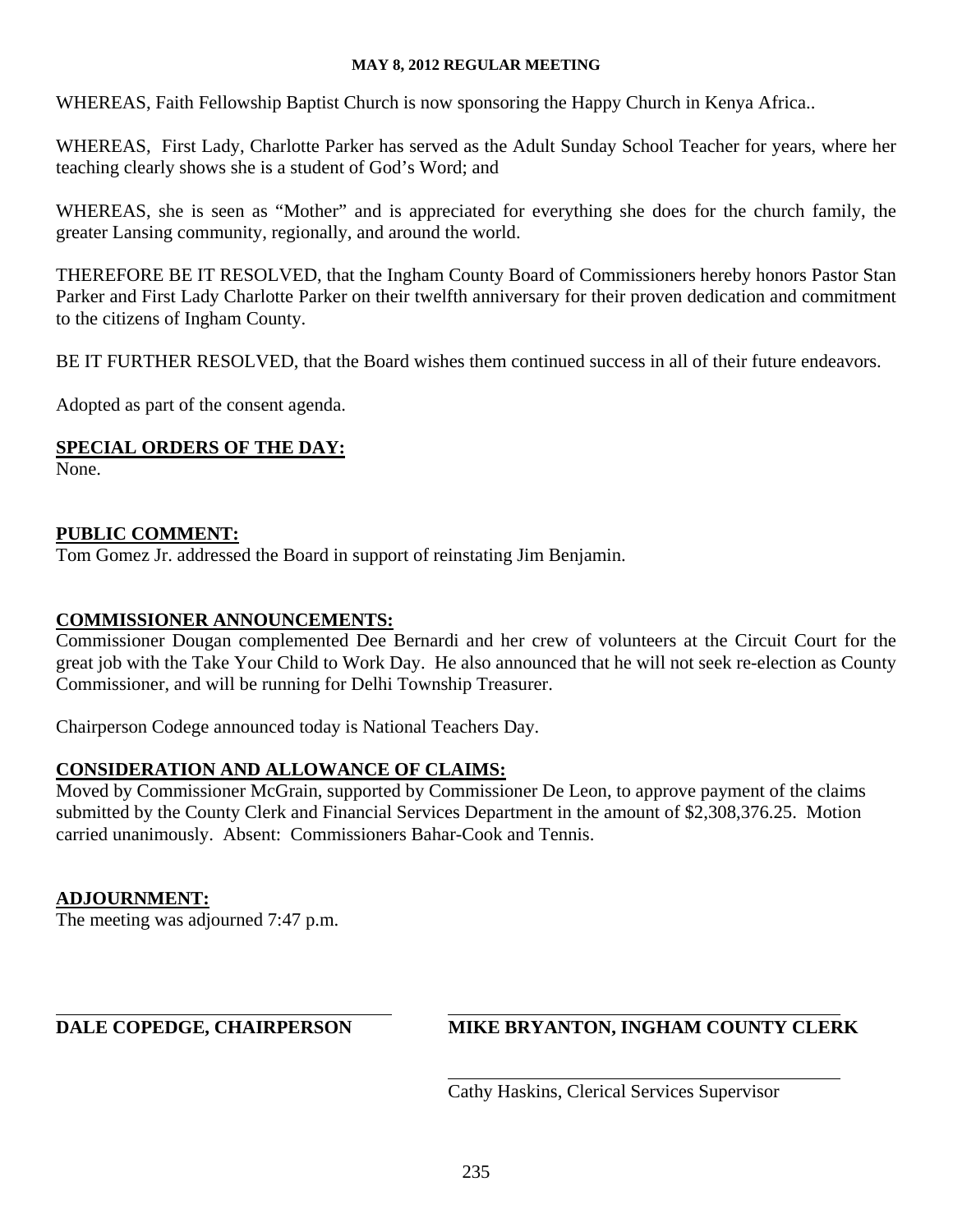WHEREAS, Faith Fellowship Baptist Church is now sponsoring the Happy Church in Kenya Africa..

WHEREAS, First Lady, Charlotte Parker has served as the Adult Sunday School Teacher for years, where her teaching clearly shows she is a student of God's Word; and

WHEREAS, she is seen as "Mother" and is appreciated for everything she does for the church family, the greater Lansing community, regionally, and around the world.

THEREFORE BE IT RESOLVED, that the Ingham County Board of Commissioners hereby honors Pastor Stan Parker and First Lady Charlotte Parker on their twelfth anniversary for their proven dedication and commitment to the citizens of Ingham County.

BE IT FURTHER RESOLVED, that the Board wishes them continued success in all of their future endeavors.

Adopted as part of the consent agenda.

**SPECIAL ORDERS OF THE DAY:**
None.

**PUBLIC COMMENT:**
Tom Gomez Jr. addressed the Board in support of reinstating Jim Benjamin.

**COMMISSIONER ANNOUNCEMENTS:**
Commissioner Dougan complemented Dee Bernardi and her crew of volunteers at the Circuit Court for the great job with the Take Your Child to Work Day. He also announced that he will not seek re-election as County Commissioner, and will be running for Delhi Township Treasurer.

Chairperson Codege announced today is National Teachers Day.

**CONSIDERATION AND ALLOWANCE OF CLAIMS:**
Moved by Commissioner McGrain, supported by Commissioner De Leon, to approve payment of the claims submitted by the County Clerk and Financial Services Department in the amount of $2,308,376.25. Motion carried unanimously. Absent: Commissioners Bahar-Cook and Tennis.

**ADJOURNMENT:**
The meeting was adjourned 7:47 p.m.

**DALE COPEDGE, CHAIRPERSON**

**MIKE BRYANTON, INGHAM COUNTY CLERK**

Cathy Haskins, Clerical Services Supervisor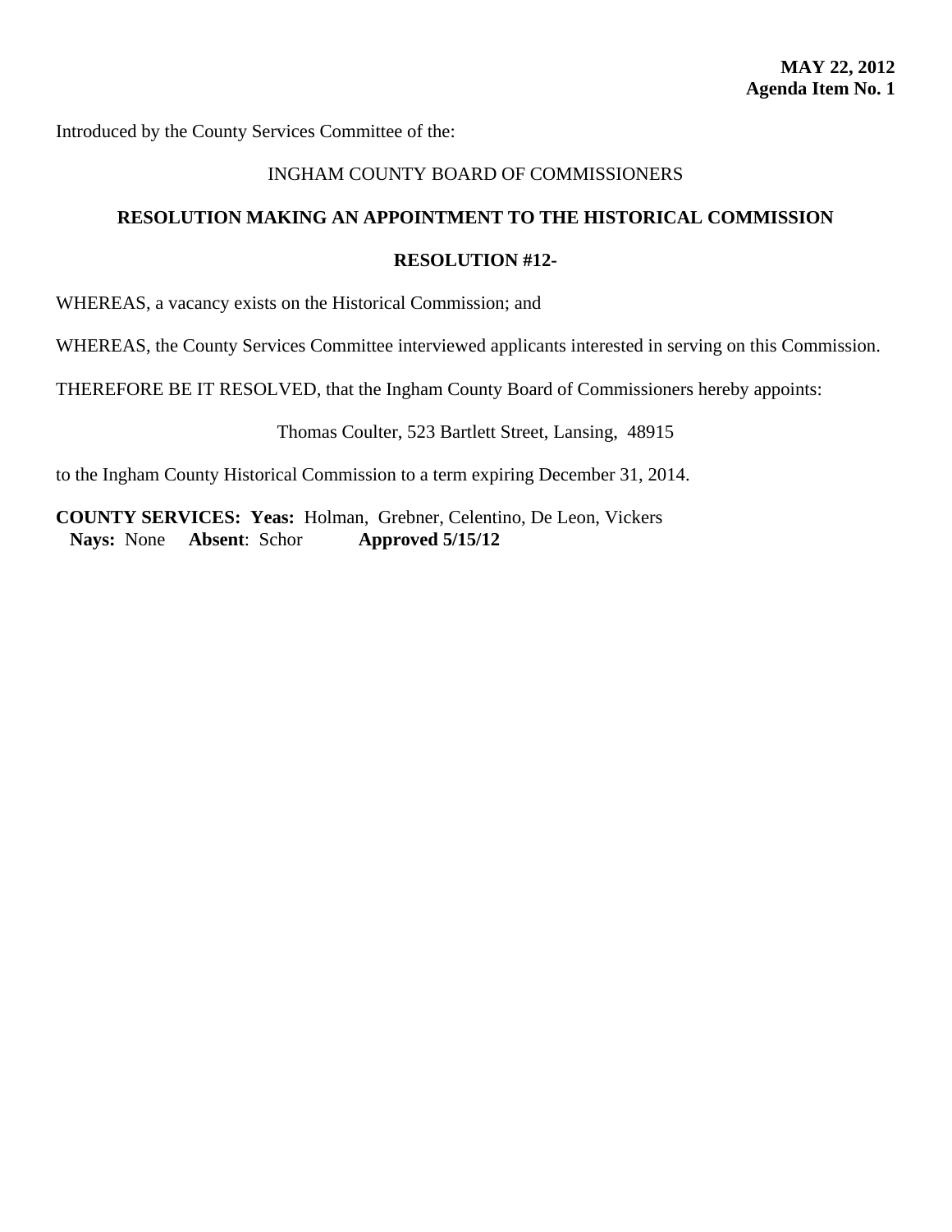**MAY 22, 2012**
**Agenda Item No. 1**

Introduced by the County Services Committee of the:

INGHAM COUNTY BOARD OF COMMISSIONERS

**RESOLUTION MAKING AN APPOINTMENT TO THE HISTORICAL COMMISSION**

**RESOLUTION #12-**

WHEREAS, a vacancy exists on the Historical Commission; and

WHEREAS, the County Services Committee interviewed applicants interested in serving on this Commission.

THEREFORE BE IT RESOLVED, that the Ingham County Board of Commissioners hereby appoints:

Thomas Coulter, 523 Bartlett Street, Lansing, 48915

to the Ingham County Historical Commission to a term expiring December 31, 2014.

**COUNTY SERVICES: Yeas:** Holman, Grebner, Celentino, De Leon, Vickers
**Nays:** None **Absent**: Schor **Approved 5/15/12**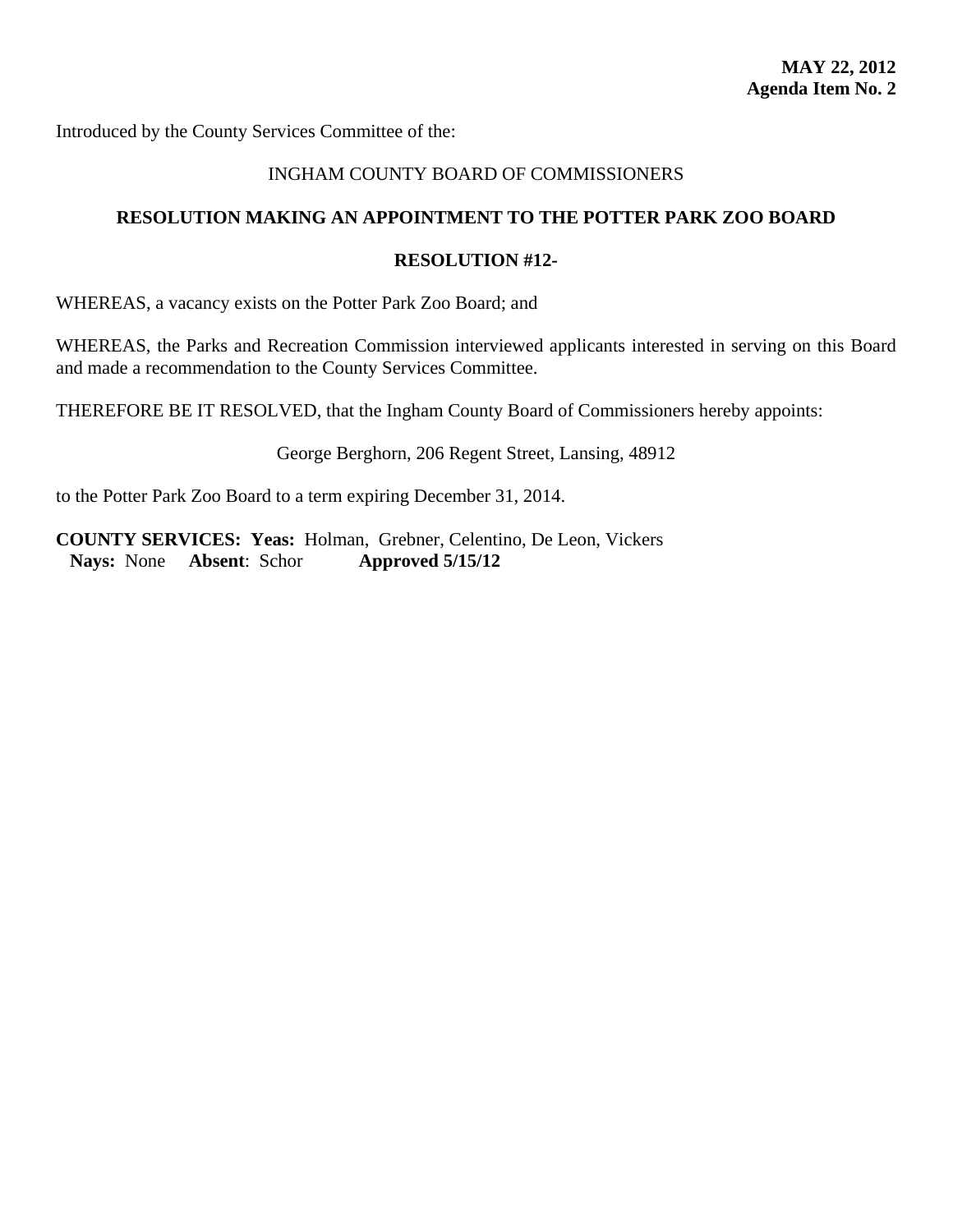**MAY 22, 2012**
**Agenda Item No. 2**

Introduced by the County Services Committee of the:

INGHAM COUNTY BOARD OF COMMISSIONERS

**RESOLUTION MAKING AN APPOINTMENT TO THE POTTER PARK ZOO BOARD**

**RESOLUTION #12-**

WHEREAS, a vacancy exists on the Potter Park Zoo Board; and

WHEREAS, the Parks and Recreation Commission interviewed applicants interested in serving on this Board and made a recommendation to the County Services Committee.

THEREFORE BE IT RESOLVED, that the Ingham County Board of Commissioners hereby appoints:

George Berghorn, 206 Regent Street, Lansing, 48912

to the Potter Park Zoo Board to a term expiring December 31, 2014.

**COUNTY SERVICES: Yeas:** Holman, Grebner, Celentino, De Leon, Vickers
**Nays:** None **Absent**: Schor **Approved 5/15/12**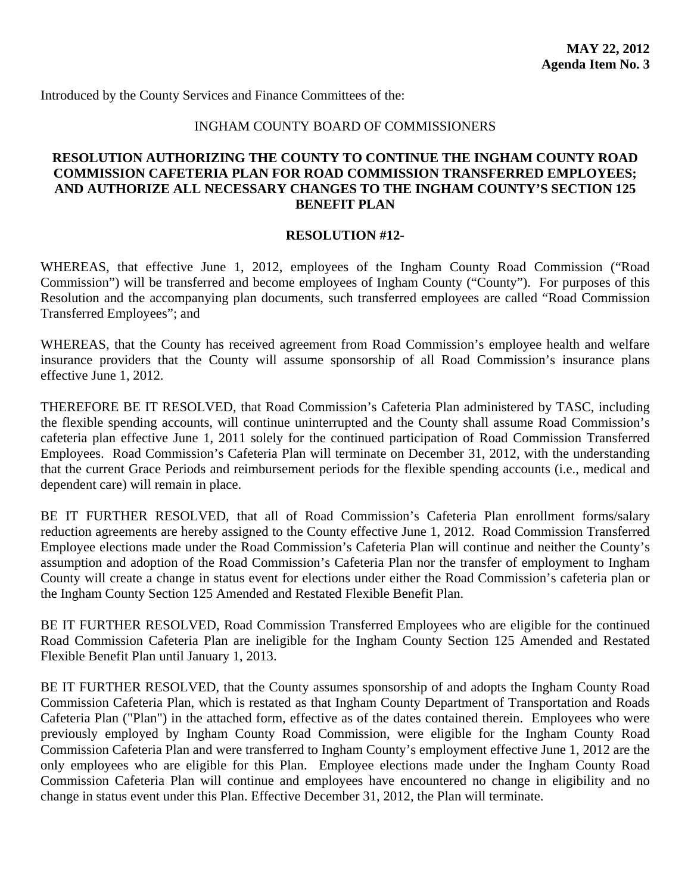**MAY 22, 2012**
**Agenda Item No. 3**

Introduced by the County Services and Finance Committees of the:

INGHAM COUNTY BOARD OF COMMISSIONERS

## RESOLUTION AUTHORIZING THE COUNTY TO CONTINUE THE INGHAM COUNTY ROAD COMMISSION CAFETERIA PLAN FOR ROAD COMMISSION TRANSFERRED EMPLOYEES; AND AUTHORIZE ALL NECESSARY CHANGES TO THE INGHAM COUNTY'S SECTION 125 BENEFIT PLAN

**RESOLUTION #12-**

WHEREAS, that effective June 1, 2012, employees of the Ingham County Road Commission ("Road Commission") will be transferred and become employees of Ingham County ("County"). For purposes of this Resolution and the accompanying plan documents, such transferred employees are called "Road Commission Transferred Employees"; and

WHEREAS, that the County has received agreement from Road Commission's employee health and welfare insurance providers that the County will assume sponsorship of all Road Commission's insurance plans effective June 1, 2012.

THEREFORE BE IT RESOLVED, that Road Commission's Cafeteria Plan administered by TASC, including the flexible spending accounts, will continue uninterrupted and the County shall assume Road Commission's cafeteria plan effective June 1, 2011 solely for the continued participation of Road Commission Transferred Employees. Road Commission's Cafeteria Plan will terminate on December 31, 2012, with the understanding that the current Grace Periods and reimbursement periods for the flexible spending accounts (i.e., medical and dependent care) will remain in place.

BE IT FURTHER RESOLVED, that all of Road Commission's Cafeteria Plan enrollment forms/salary reduction agreements are hereby assigned to the County effective June 1, 2012. Road Commission Transferred Employee elections made under the Road Commission's Cafeteria Plan will continue and neither the County's assumption and adoption of the Road Commission's Cafeteria Plan nor the transfer of employment to Ingham County will create a change in status event for elections under either the Road Commission's cafeteria plan or the Ingham County Section 125 Amended and Restated Flexible Benefit Plan.

BE IT FURTHER RESOLVED, Road Commission Transferred Employees who are eligible for the continued Road Commission Cafeteria Plan are ineligible for the Ingham County Section 125 Amended and Restated Flexible Benefit Plan until January 1, 2013.

BE IT FURTHER RESOLVED, that the County assumes sponsorship of and adopts the Ingham County Road Commission Cafeteria Plan, which is restated as that Ingham County Department of Transportation and Roads Cafeteria Plan ("Plan") in the attached form, effective as of the dates contained therein. Employees who were previously employed by Ingham County Road Commission, were eligible for the Ingham County Road Commission Cafeteria Plan and were transferred to Ingham County's employment effective June 1, 2012 are the only employees who are eligible for this Plan. Employee elections made under the Ingham County Road Commission Cafeteria Plan will continue and employees have encountered no change in eligibility and no change in status event under this Plan. Effective December 31, 2012, the Plan will terminate.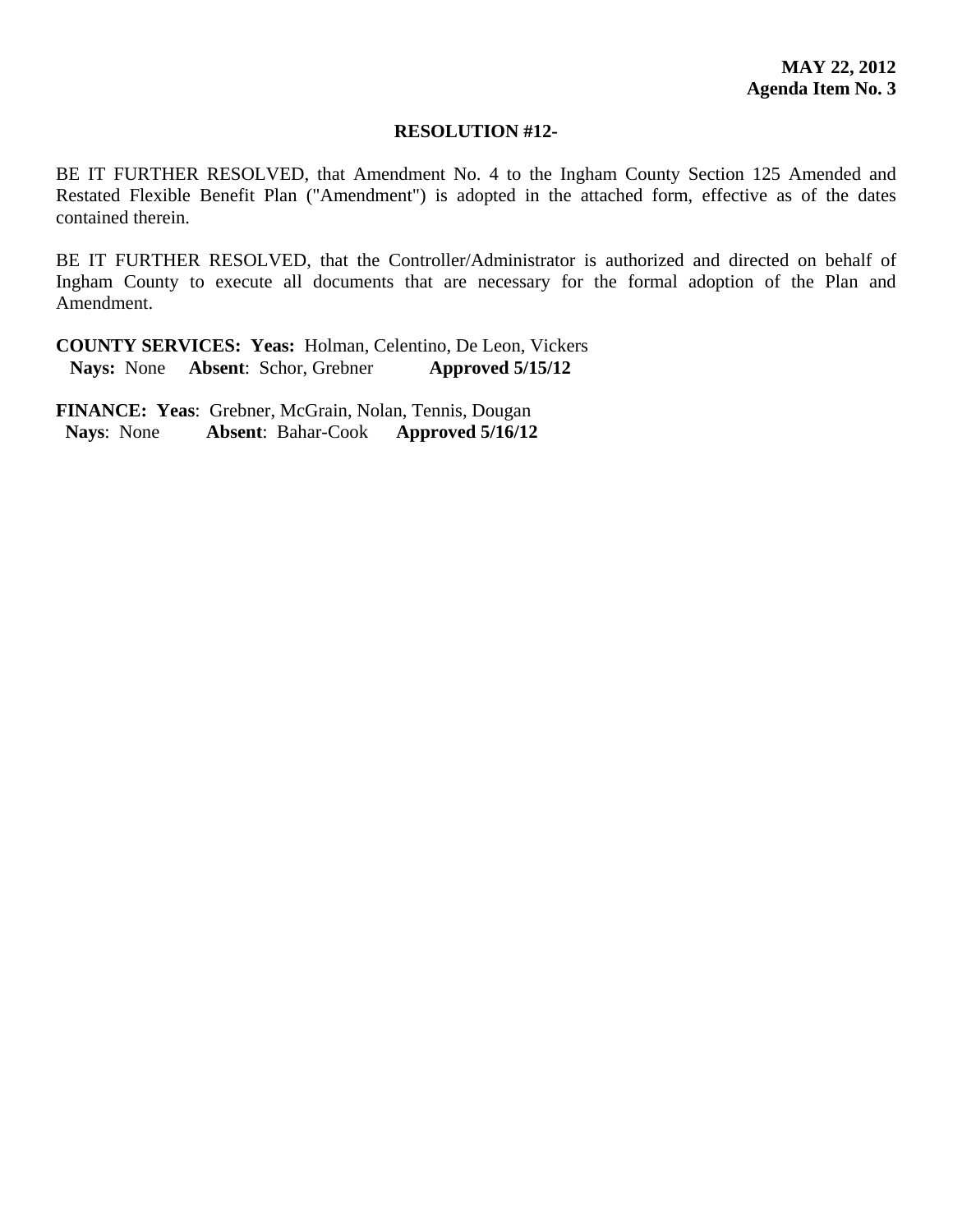**MAY 22, 2012**
**Agenda Item No. 3**

**RESOLUTION #12-**

BE IT FURTHER RESOLVED, that Amendment No. 4 to the Ingham County Section 125 Amended and Restated Flexible Benefit Plan ("Amendment") is adopted in the attached form, effective as of the dates contained therein.

BE IT FURTHER RESOLVED, that the Controller/Administrator is authorized and directed on behalf of Ingham County to execute all documents that are necessary for the formal adoption of the Plan and Amendment.

**COUNTY SERVICES: Yeas:** Holman, Celentino, De Leon, Vickers
**Nays:** None **Absent**: Schor, Grebner **Approved 5/15/12**

**FINANCE: Yeas**: Grebner, McGrain, Nolan, Tennis, Dougan
**Nays**: None **Absent**: Bahar-Cook **Approved 5/16/12**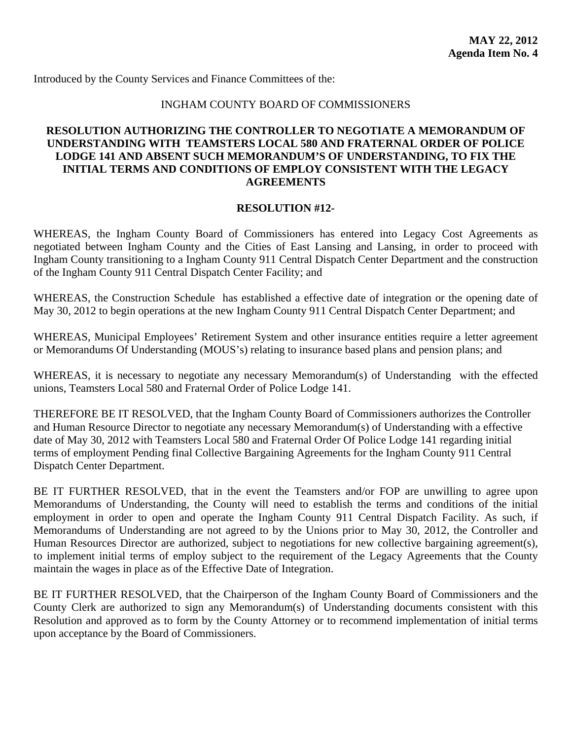**MAY 22, 2012**
**Agenda Item No. 4**

Introduced by the County Services and Finance Committees of the:

INGHAM COUNTY BOARD OF COMMISSIONERS

**RESOLUTION AUTHORIZING THE CONTROLLER TO NEGOTIATE A MEMORANDUM OF UNDERSTANDING WITH TEAMSTERS LOCAL 580 AND FRATERNAL ORDER OF POLICE LODGE 141 AND ABSENT SUCH MEMORANDUM'S OF UNDERSTANDING, TO FIX THE INITIAL TERMS AND CONDITIONS OF EMPLOY CONSISTENT WITH THE LEGACY AGREEMENTS**

**RESOLUTION #12-**

WHEREAS, the Ingham County Board of Commissioners has entered into Legacy Cost Agreements as negotiated between Ingham County and the Cities of East Lansing and Lansing, in order to proceed with Ingham County transitioning to a Ingham County 911 Central Dispatch Center Department and the construction of the Ingham County 911 Central Dispatch Center Facility; and

WHEREAS, the Construction Schedule has established a effective date of integration or the opening date of May 30, 2012 to begin operations at the new Ingham County 911 Central Dispatch Center Department; and

WHEREAS, Municipal Employees' Retirement System and other insurance entities require a letter agreement or Memorandums Of Understanding (MOUS's) relating to insurance based plans and pension plans; and

WHEREAS, it is necessary to negotiate any necessary Memorandum(s) of Understanding with the effected unions, Teamsters Local 580 and Fraternal Order of Police Lodge 141.

THEREFORE BE IT RESOLVED, that the Ingham County Board of Commissioners authorizes the Controller and Human Resource Director to negotiate any necessary Memorandum(s) of Understanding with a effective date of May 30, 2012 with Teamsters Local 580 and Fraternal Order Of Police Lodge 141 regarding initial terms of employment Pending final Collective Bargaining Agreements for the Ingham County 911 Central Dispatch Center Department.

BE IT FURTHER RESOLVED, that in the event the Teamsters and/or FOP are unwilling to agree upon Memorandums of Understanding, the County will need to establish the terms and conditions of the initial employment in order to open and operate the Ingham County 911 Central Dispatch Facility. As such, if Memorandums of Understanding are not agreed to by the Unions prior to May 30, 2012, the Controller and Human Resources Director are authorized, subject to negotiations for new collective bargaining agreement(s), to implement initial terms of employ subject to the requirement of the Legacy Agreements that the County maintain the wages in place as of the Effective Date of Integration.

BE IT FURTHER RESOLVED, that the Chairperson of the Ingham County Board of Commissioners and the County Clerk are authorized to sign any Memorandum(s) of Understanding documents consistent with this Resolution and approved as to form by the County Attorney or to recommend implementation of initial terms upon acceptance by the Board of Commissioners.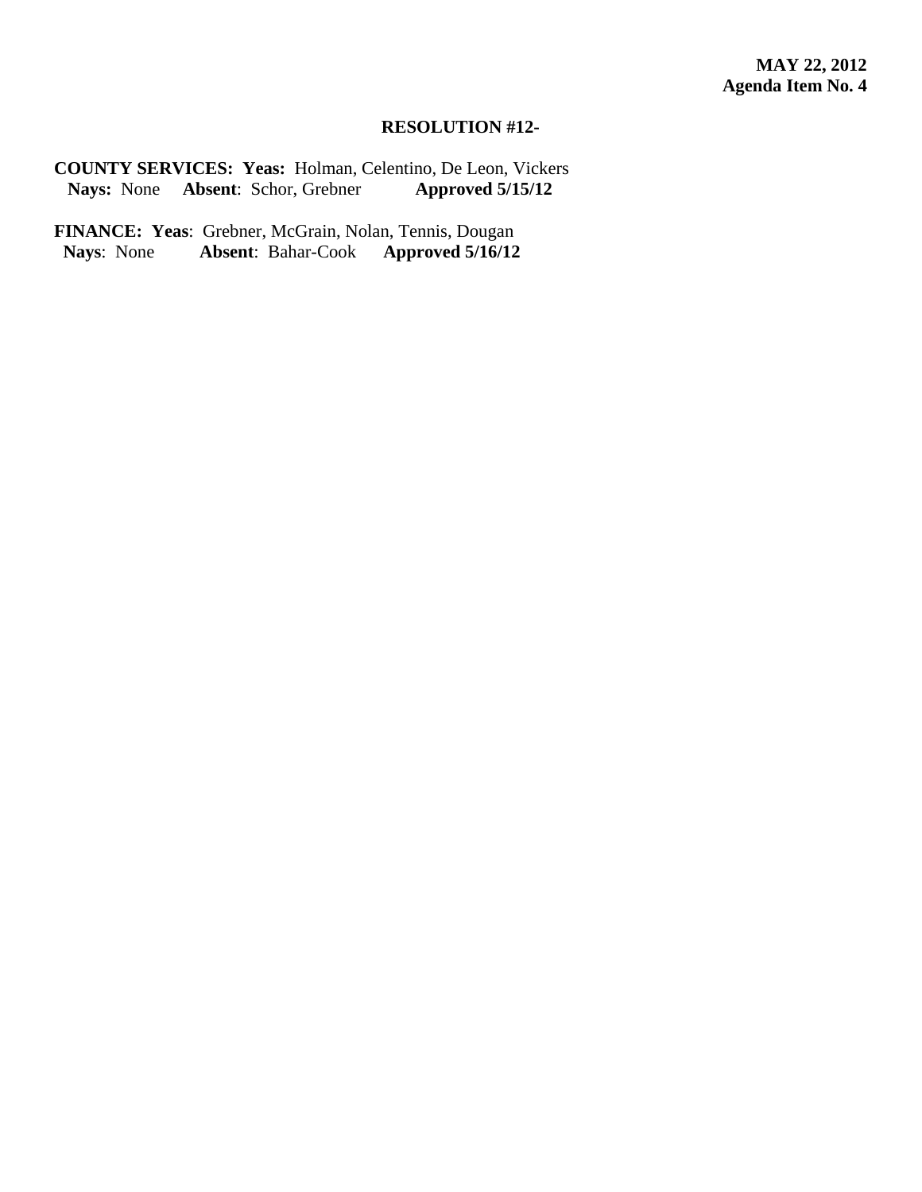**MAY 22, 2012**
**Agenda Item No. 4**

**RESOLUTION #12-**

**COUNTY SERVICES: Yeas:** Holman, Celentino, De Leon, Vickers
**Nays:** None **Absent**: Schor, Grebner **Approved 5/15/12**

**FINANCE: Yeas**: Grebner, McGrain, Nolan, Tennis, Dougan
**Nays**: None **Absent**: Bahar-Cook **Approved 5/16/12**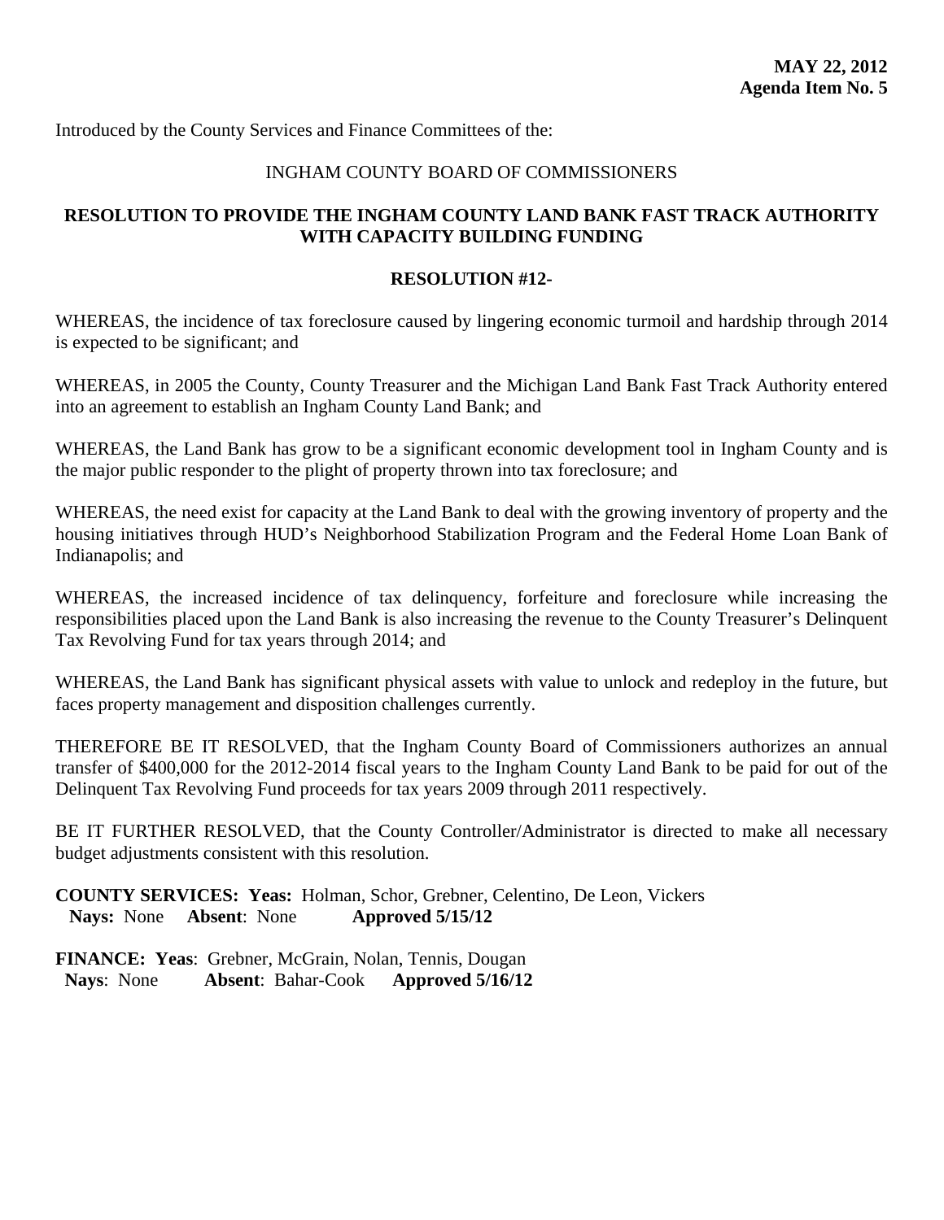**MAY 22, 2012**
**Agenda Item No. 5**

Introduced by the County Services and Finance Committees of the:

INGHAM COUNTY BOARD OF COMMISSIONERS

**RESOLUTION TO PROVIDE THE INGHAM COUNTY LAND BANK FAST TRACK AUTHORITY WITH CAPACITY BUILDING FUNDING**

**RESOLUTION #12-**

WHEREAS, the incidence of tax foreclosure caused by lingering economic turmoil and hardship through 2014 is expected to be significant; and

WHEREAS, in 2005 the County, County Treasurer and the Michigan Land Bank Fast Track Authority entered into an agreement to establish an Ingham County Land Bank; and

WHEREAS, the Land Bank has grow to be a significant economic development tool in Ingham County and is the major public responder to the plight of property thrown into tax foreclosure; and

WHEREAS, the need exist for capacity at the Land Bank to deal with the growing inventory of property and the housing initiatives through HUD's Neighborhood Stabilization Program and the Federal Home Loan Bank of Indianapolis; and

WHEREAS, the increased incidence of tax delinquency, forfeiture and foreclosure while increasing the responsibilities placed upon the Land Bank is also increasing the revenue to the County Treasurer's Delinquent Tax Revolving Fund for tax years through 2014; and

WHEREAS, the Land Bank has significant physical assets with value to unlock and redeploy in the future, but faces property management and disposition challenges currently.

THEREFORE BE IT RESOLVED, that the Ingham County Board of Commissioners authorizes an annual transfer of $400,000 for the 2012-2014 fiscal years to the Ingham County Land Bank to be paid for out of the Delinquent Tax Revolving Fund proceeds for tax years 2009 through 2011 respectively.

BE IT FURTHER RESOLVED, that the County Controller/Administrator is directed to make all necessary budget adjustments consistent with this resolution.

**COUNTY SERVICES: Yeas:** Holman, Schor, Grebner, Celentino, De Leon, Vickers
**Nays:** None **Absent**: None **Approved 5/15/12**

**FINANCE: Yeas**: Grebner, McGrain, Nolan, Tennis, Dougan
**Nays**: None **Absent**: Bahar-Cook **Approved 5/16/12**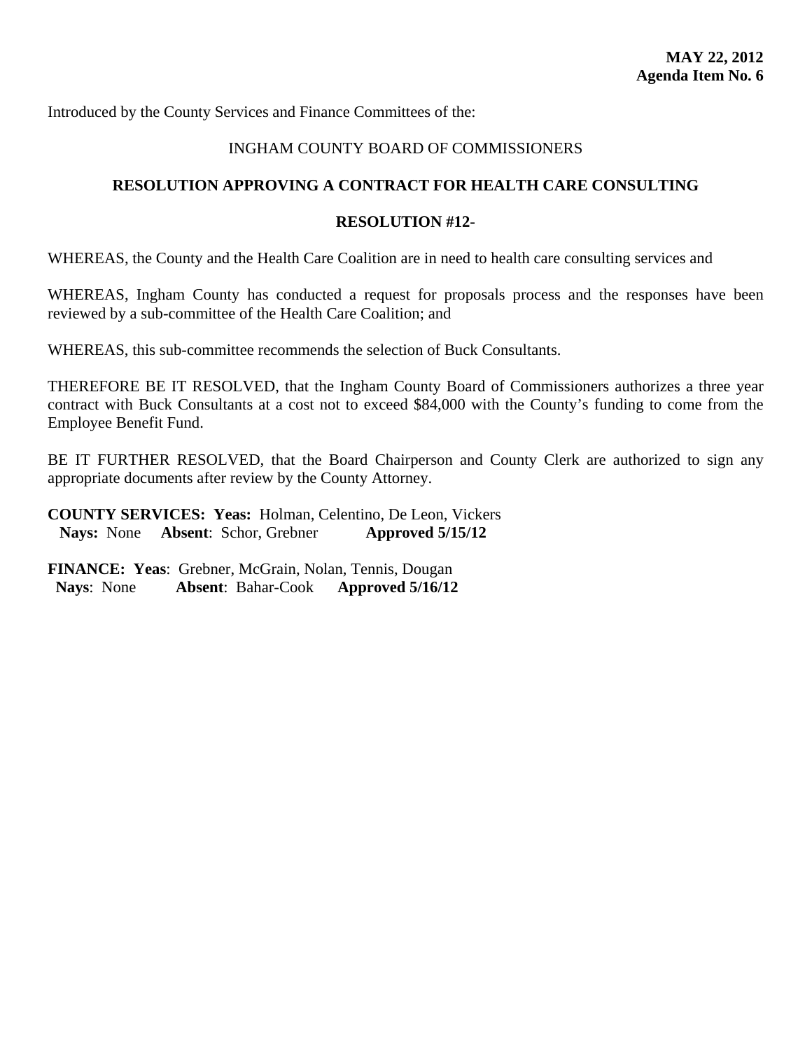**MAY 22, 2012**
**Agenda Item No. 6**

Introduced by the County Services and Finance Committees of the:

INGHAM COUNTY BOARD OF COMMISSIONERS

**RESOLUTION APPROVING A CONTRACT FOR HEALTH CARE CONSULTING**

**RESOLUTION #12-**

WHEREAS, the County and the Health Care Coalition are in need to health care consulting services and

WHEREAS, Ingham County has conducted a request for proposals process and the responses have been reviewed by a sub-committee of the Health Care Coalition; and

WHEREAS, this sub-committee recommends the selection of Buck Consultants.

THEREFORE BE IT RESOLVED, that the Ingham County Board of Commissioners authorizes a three year contract with Buck Consultants at a cost not to exceed $84,000 with the County's funding to come from the Employee Benefit Fund.

BE IT FURTHER RESOLVED, that the Board Chairperson and County Clerk are authorized to sign any appropriate documents after review by the County Attorney.

**COUNTY SERVICES: Yeas:** Holman, Celentino, De Leon, Vickers
**Nays:** None **Absent**: Schor, Grebner **Approved 5/15/12**

**FINANCE: Yeas**: Grebner, McGrain, Nolan, Tennis, Dougan
**Nays**: None **Absent**: Bahar-Cook **Approved 5/16/12**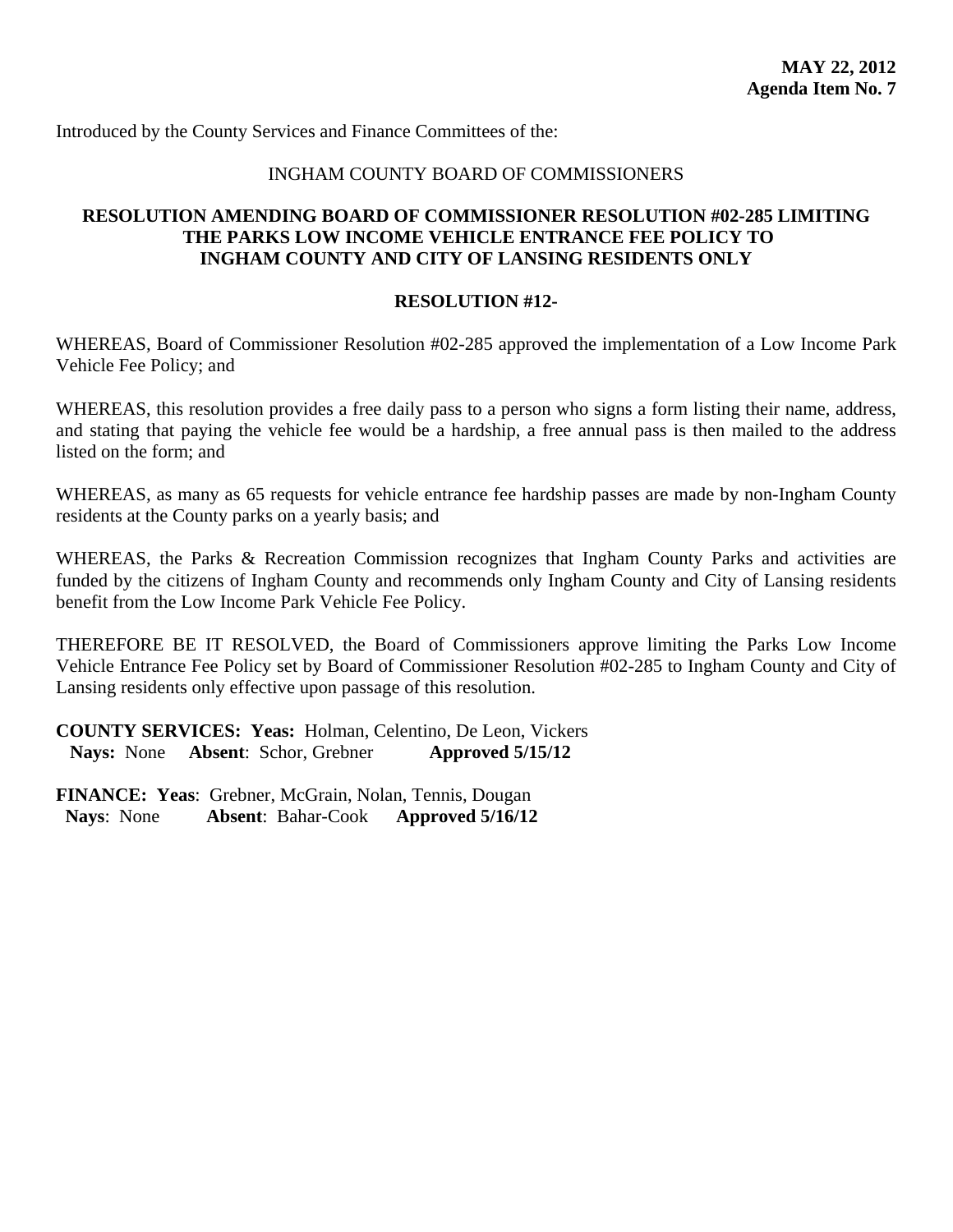**MAY 22, 2012**
**Agenda Item No. 7**

Introduced by the County Services and Finance Committees of the:

INGHAM COUNTY BOARD OF COMMISSIONERS

**RESOLUTION AMENDING BOARD OF COMMISSIONER RESOLUTION #02-285 LIMITING THE PARKS LOW INCOME VEHICLE ENTRANCE FEE POLICY TO INGHAM COUNTY AND CITY OF LANSING RESIDENTS ONLY**

**RESOLUTION #12-**

WHEREAS, Board of Commissioner Resolution #02-285 approved the implementation of a Low Income Park Vehicle Fee Policy; and

WHEREAS, this resolution provides a free daily pass to a person who signs a form listing their name, address, and stating that paying the vehicle fee would be a hardship, a free annual pass is then mailed to the address listed on the form; and

WHEREAS, as many as 65 requests for vehicle entrance fee hardship passes are made by non-Ingham County residents at the County parks on a yearly basis; and

WHEREAS, the Parks & Recreation Commission recognizes that Ingham County Parks and activities are funded by the citizens of Ingham County and recommends only Ingham County and City of Lansing residents benefit from the Low Income Park Vehicle Fee Policy.

THEREFORE BE IT RESOLVED, the Board of Commissioners approve limiting the Parks Low Income Vehicle Entrance Fee Policy set by Board of Commissioner Resolution #02-285 to Ingham County and City of Lansing residents only effective upon passage of this resolution.

**COUNTY SERVICES: Yeas:** Holman, Celentino, De Leon, Vickers
**Nays:** None **Absent**: Schor, Grebner **Approved 5/15/12**

**FINANCE: Yeas**: Grebner, McGrain, Nolan, Tennis, Dougan
**Nays**: None **Absent**: Bahar-Cook **Approved 5/16/12**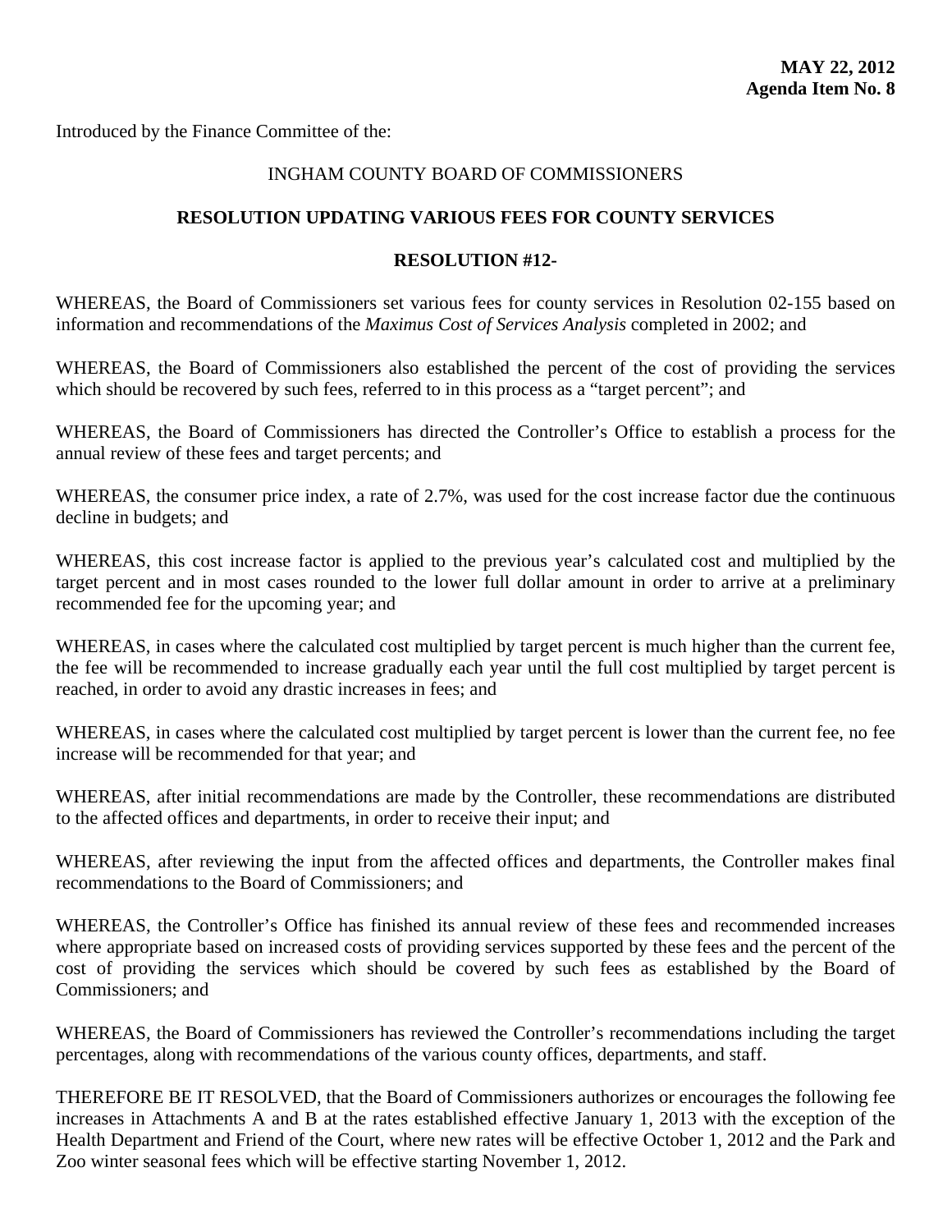**MAY 22, 2012**
**Agenda Item No. 8**

Introduced by the Finance Committee of the:

INGHAM COUNTY BOARD OF COMMISSIONERS

**RESOLUTION UPDATING VARIOUS FEES FOR COUNTY SERVICES**

**RESOLUTION #12-**

WHEREAS, the Board of Commissioners set various fees for county services in Resolution 02-155 based on information and recommendations of the *Maximus Cost of Services Analysis* completed in 2002; and

WHEREAS, the Board of Commissioners also established the percent of the cost of providing the services which should be recovered by such fees, referred to in this process as a "target percent"; and

WHEREAS, the Board of Commissioners has directed the Controller's Office to establish a process for the annual review of these fees and target percents; and

WHEREAS, the consumer price index, a rate of 2.7%, was used for the cost increase factor due the continuous decline in budgets; and

WHEREAS, this cost increase factor is applied to the previous year's calculated cost and multiplied by the target percent and in most cases rounded to the lower full dollar amount in order to arrive at a preliminary recommended fee for the upcoming year; and

WHEREAS, in cases where the calculated cost multiplied by target percent is much higher than the current fee, the fee will be recommended to increase gradually each year until the full cost multiplied by target percent is reached, in order to avoid any drastic increases in fees; and

WHEREAS, in cases where the calculated cost multiplied by target percent is lower than the current fee, no fee increase will be recommended for that year; and

WHEREAS, after initial recommendations are made by the Controller, these recommendations are distributed to the affected offices and departments, in order to receive their input; and

WHEREAS, after reviewing the input from the affected offices and departments, the Controller makes final recommendations to the Board of Commissioners; and

WHEREAS, the Controller's Office has finished its annual review of these fees and recommended increases where appropriate based on increased costs of providing services supported by these fees and the percent of the cost of providing the services which should be covered by such fees as established by the Board of Commissioners; and

WHEREAS, the Board of Commissioners has reviewed the Controller's recommendations including the target percentages, along with recommendations of the various county offices, departments, and staff.

THEREFORE BE IT RESOLVED, that the Board of Commissioners authorizes or encourages the following fee increases in Attachments A and B at the rates established effective January 1, 2013 with the exception of the Health Department and Friend of the Court, where new rates will be effective October 1, 2012 and the Park and Zoo winter seasonal fees which will be effective starting November 1, 2012.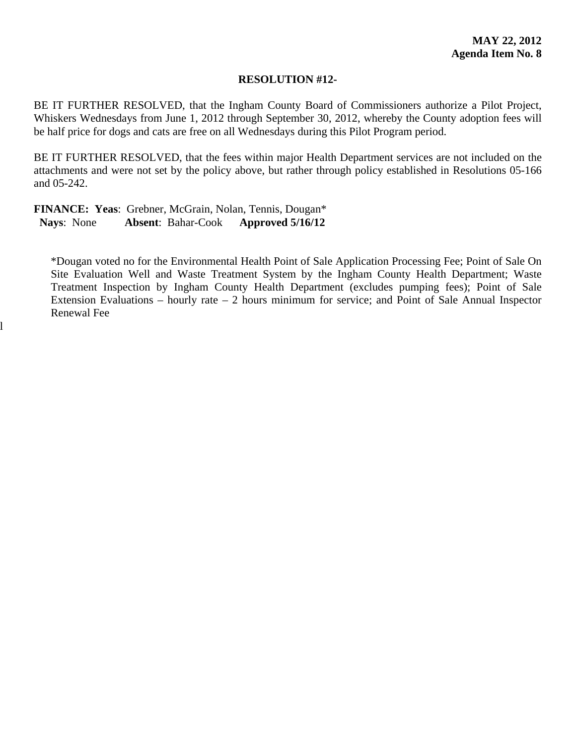**MAY 22, 2012**
**Agenda Item No. 8**

**RESOLUTION #12-**

BE IT FURTHER RESOLVED, that the Ingham County Board of Commissioners authorize a Pilot Project, Whiskers Wednesdays from June 1, 2012 through September 30, 2012, whereby the County adoption fees will be half price for dogs and cats are free on all Wednesdays during this Pilot Program period.

BE IT FURTHER RESOLVED, that the fees within major Health Department services are not included on the attachments and were not set by the policy above, but rather through policy established in Resolutions 05-166 and 05-242.

**FINANCE: Yeas**: Grebner, McGrain, Nolan, Tennis, Dougan*
**Nays**: None **Absent**: Bahar-Cook **Approved 5/16/12**

*Dougan voted no for the Environmental Health Point of Sale Application Processing Fee; Point of Sale On Site Evaluation Well and Waste Treatment System by the Ingham County Health Department; Waste Treatment Inspection by Ingham County Health Department (excludes pumping fees); Point of Sale Extension Evaluations – hourly rate – 2 hours minimum for service; and Point of Sale Annual Inspector Renewal Fee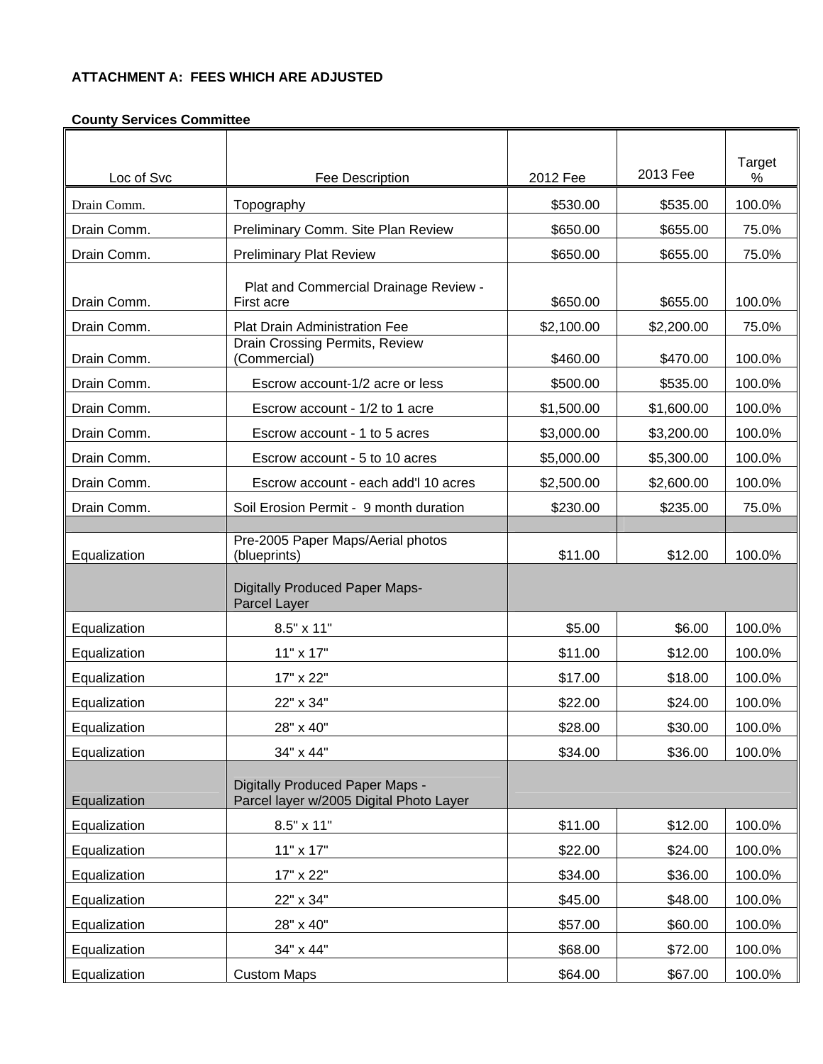**ATTACHMENT A: FEES WHICH ARE ADJUSTED**

**County Services Committee**

| Loc of Svc | Fee Description | 2012 Fee | 2013 Fee | Target % |
|---|---|---|---|---|
| Drain Comm. | Topography | $530.00 | $535.00 | 100.0% |
| Drain Comm. | Preliminary Comm. Site Plan Review | $650.00 | $655.00 | 75.0% |
| Drain Comm. | Preliminary Plat Review | $650.00 | $655.00 | 75.0% |
| Drain Comm. | Plat and Commercial Drainage Review - First acre | $650.00 | $655.00 | 100.0% |
| Drain Comm. | Plat Drain Administration Fee | $2,100.00 | $2,200.00 | 75.0% |
| Drain Comm. | Drain Crossing Permits, Review (Commercial) | $460.00 | $470.00 | 100.0% |
| Drain Comm. | Escrow account-1/2 acre or less | $500.00 | $535.00 | 100.0% |
| Drain Comm. | Escrow account - 1/2 to 1 acre | $1,500.00 | $1,600.00 | 100.0% |
| Drain Comm. | Escrow account - 1 to 5 acres | $3,000.00 | $3,200.00 | 100.0% |
| Drain Comm. | Escrow account - 5 to 10 acres | $5,000.00 | $5,300.00 | 100.0% |
| Drain Comm. | Escrow account - each add'l 10 acres | $2,500.00 | $2,600.00 | 100.0% |
| Drain Comm. | Soil Erosion Permit - 9 month duration | $230.00 | $235.00 | 75.0% |
| | | | | |
| Equalization | Pre-2005 Paper Maps/Aerial photos (blueprints) | $11.00 | $12.00 | 100.0% |
| | Digitally Produced Paper Maps- Parcel Layer | | | |
| Equalization | 8.5" x 11" | $5.00 | $6.00 | 100.0% |
| Equalization | 11" x 17" | $11.00 | $12.00 | 100.0% |
| Equalization | 17" x 22" | $17.00 | $18.00 | 100.0% |
| Equalization | 22" x 34" | $22.00 | $24.00 | 100.0% |
| Equalization | 28" x 40" | $28.00 | $30.00 | 100.0% |
| Equalization | 34" x 44" | $34.00 | $36.00 | 100.0% |
| Equalization | Digitally Produced Paper Maps - Parcel layer w/2005 Digital Photo Layer | | | |
| Equalization | 8.5" x 11" | $11.00 | $12.00 | 100.0% |
| Equalization | 11" x 17" | $22.00 | $24.00 | 100.0% |
| Equalization | 17" x 22" | $34.00 | $36.00 | 100.0% |
| Equalization | 22" x 34" | $45.00 | $48.00 | 100.0% |
| Equalization | 28" x 40" | $57.00 | $60.00 | 100.0% |
| Equalization | 34" x 44" | $68.00 | $72.00 | 100.0% |
| Equalization | Custom Maps | $64.00 | $67.00 | 100.0% |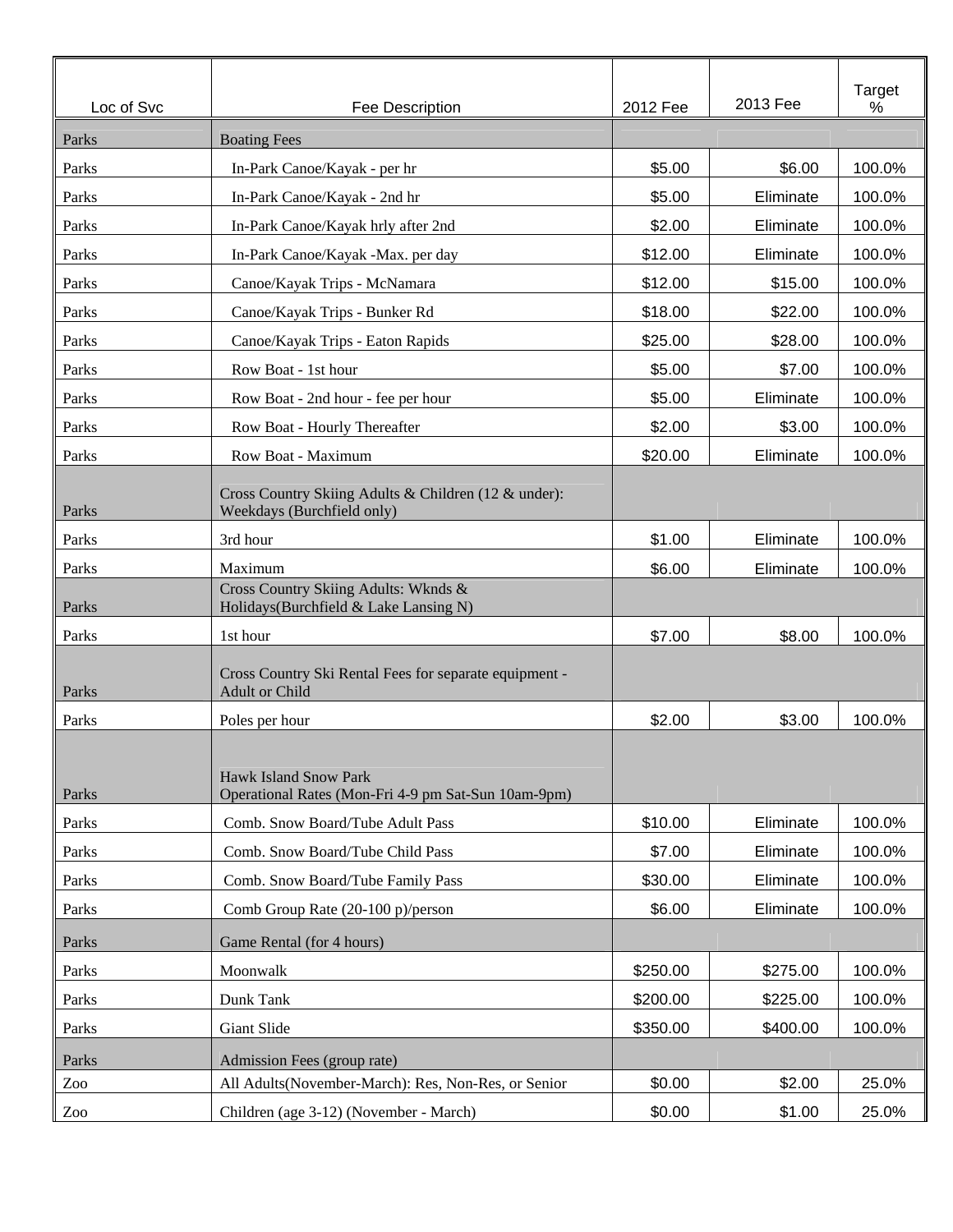| Loc of Svc | Fee Description | 2012 Fee | 2013 Fee | Target % |
|---|---|---|---|---|
| Parks | Boating Fees | | | |
| Parks | In-Park Canoe/Kayak - per hr | $5.00 | $6.00 | 100.0% |
| Parks | In-Park Canoe/Kayak - 2nd hr | $5.00 | Eliminate | 100.0% |
| Parks | In-Park Canoe/Kayak hrly after 2nd | $2.00 | Eliminate | 100.0% |
| Parks | In-Park Canoe/Kayak -Max. per day | $12.00 | Eliminate | 100.0% |
| Parks | Canoe/Kayak Trips - McNamara | $12.00 | $15.00 | 100.0% |
| Parks | Canoe/Kayak Trips - Bunker Rd | $18.00 | $22.00 | 100.0% |
| Parks | Canoe/Kayak Trips - Eaton Rapids | $25.00 | $28.00 | 100.0% |
| Parks | Row Boat - 1st hour | $5.00 | $7.00 | 100.0% |
| Parks | Row Boat - 2nd hour - fee per hour | $5.00 | Eliminate | 100.0% |
| Parks | Row Boat - Hourly Thereafter | $2.00 | $3.00 | 100.0% |
| Parks | Row Boat - Maximum | $20.00 | Eliminate | 100.0% |
| Parks | Cross Country Skiing Adults & Children (12 & under): Weekdays (Burchfield only) | | | |
| Parks | 3rd hour | $1.00 | Eliminate | 100.0% |
| Parks | Maximum | $6.00 | Eliminate | 100.0% |
| Parks | Cross Country Skiing Adults: Wknds & Holidays(Burchfield & Lake Lansing N) | | | |
| Parks | 1st hour | $7.00 | $8.00 | 100.0% |
| Parks | Cross Country Ski Rental Fees for separate equipment - Adult or Child | | | |
| Parks | Poles per hour | $2.00 | $3.00 | 100.0% |
| Parks | Hawk Island Snow Park Operational Rates (Mon-Fri 4-9 pm Sat-Sun 10am-9pm) | | | |
| Parks | Comb. Snow Board/Tube Adult Pass | $10.00 | Eliminate | 100.0% |
| Parks | Comb. Snow Board/Tube Child Pass | $7.00 | Eliminate | 100.0% |
| Parks | Comb. Snow Board/Tube Family Pass | $30.00 | Eliminate | 100.0% |
| Parks | Comb Group Rate (20-100 p)/person | $6.00 | Eliminate | 100.0% |
| Parks | Game Rental (for 4 hours) | | | |
| Parks | Moonwalk | $250.00 | $275.00 | 100.0% |
| Parks | Dunk Tank | $200.00 | $225.00 | 100.0% |
| Parks | Giant Slide | $350.00 | $400.00 | 100.0% |
| Parks | Admission Fees (group rate) | | | |
| Zoo | All Adults(November-March): Res, Non-Res, or Senior | $0.00 | $2.00 | 25.0% |
| Zoo | Children (age 3-12) (November - March) | $0.00 | $1.00 | 25.0% |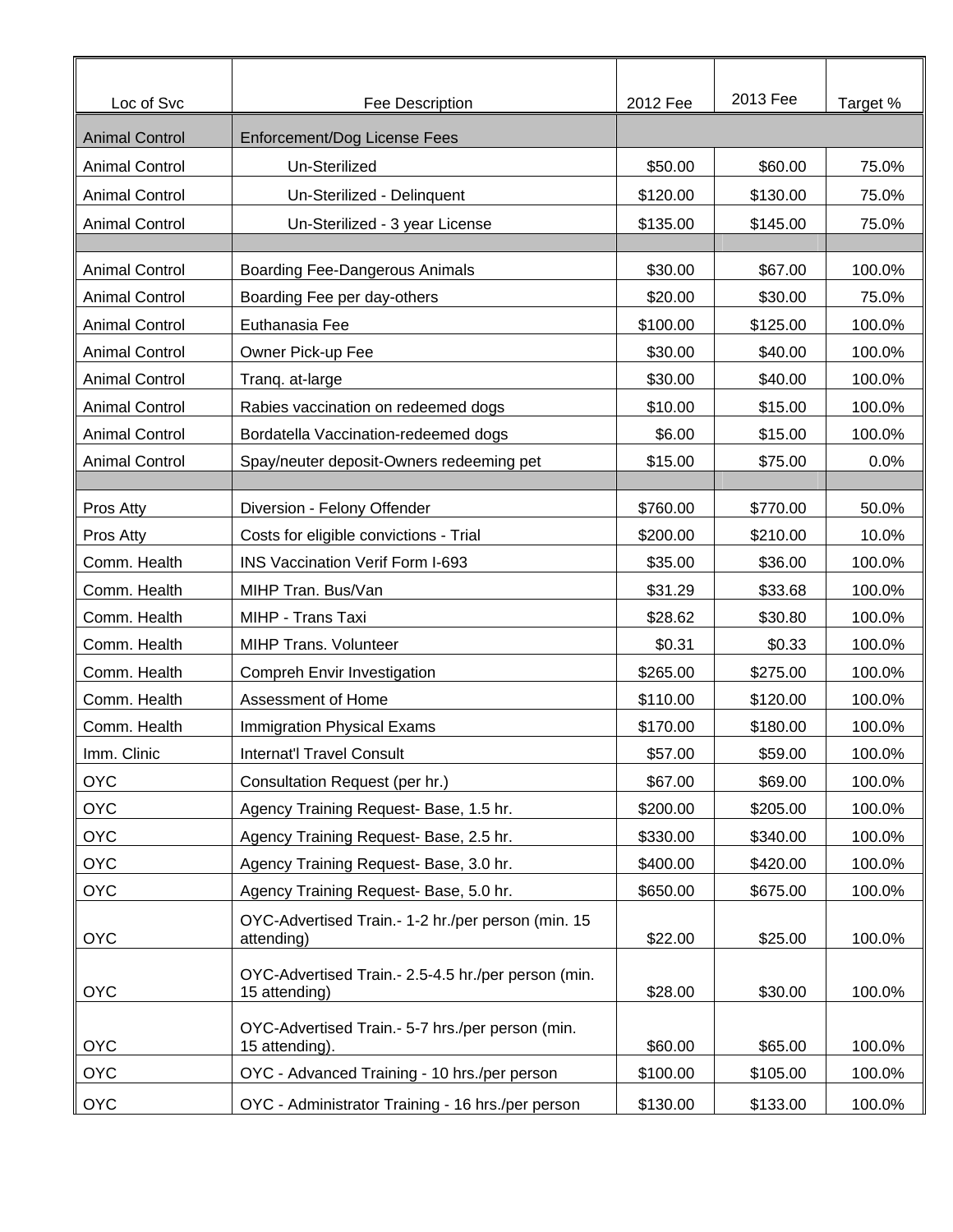| Loc of Svc | Fee Description | 2012 Fee | 2013 Fee | Target % |
|---|---|---|---|---|
| Animal Control | Enforcement/Dog License Fees | | | |
| Animal Control | Un-Sterilized | $50.00 | $60.00 | 75.0% |
| Animal Control | Un-Sterilized - Delinquent | $120.00 | $130.00 | 75.0% |
| Animal Control | Un-Sterilized - 3 year License | $135.00 | $145.00 | 75.0% |
| | | | | |
| Animal Control | Boarding Fee-Dangerous Animals | $30.00 | $67.00 | 100.0% |
| Animal Control | Boarding Fee per day-others | $20.00 | $30.00 | 75.0% |
| Animal Control | Euthanasia Fee | $100.00 | $125.00 | 100.0% |
| Animal Control | Owner Pick-up Fee | $30.00 | $40.00 | 100.0% |
| Animal Control | Tranq. at-large | $30.00 | $40.00 | 100.0% |
| Animal Control | Rabies vaccination on redeemed dogs | $10.00 | $15.00 | 100.0% |
| Animal Control | Bordatella Vaccination-redeemed dogs | $6.00 | $15.00 | 100.0% |
| Animal Control | Spay/neuter deposit-Owners redeeming pet | $15.00 | $75.00 | 0.0% |
| | | | | |
| Pros Atty | Diversion - Felony Offender | $760.00 | $770.00 | 50.0% |
| Pros Atty | Costs for eligible convictions - Trial | $200.00 | $210.00 | 10.0% |
| Comm. Health | INS Vaccination Verif Form I-693 | $35.00 | $36.00 | 100.0% |
| Comm. Health | MIHP Tran. Bus/Van | $31.29 | $33.68 | 100.0% |
| Comm. Health | MIHP - Trans Taxi | $28.62 | $30.80 | 100.0% |
| Comm. Health | MIHP Trans. Volunteer | $0.31 | $0.33 | 100.0% |
| Comm. Health | Compreh Envir Investigation | $265.00 | $275.00 | 100.0% |
| Comm. Health | Assessment of Home | $110.00 | $120.00 | 100.0% |
| Comm. Health | Immigration Physical Exams | $170.00 | $180.00 | 100.0% |
| Imm. Clinic | Internat'l Travel Consult | $57.00 | $59.00 | 100.0% |
| OYC | Consultation Request (per hr.) | $67.00 | $69.00 | 100.0% |
| OYC | Agency Training Request- Base, 1.5 hr. | $200.00 | $205.00 | 100.0% |
| OYC | Agency Training Request- Base, 2.5 hr. | $330.00 | $340.00 | 100.0% |
| OYC | Agency Training Request- Base, 3.0 hr. | $400.00 | $420.00 | 100.0% |
| OYC | Agency Training Request- Base, 5.0 hr. | $650.00 | $675.00 | 100.0% |
| OYC | OYC-Advertised Train.- 1-2 hr./per person (min. 15 attending) | $22.00 | $25.00 | 100.0% |
| OYC | OYC-Advertised Train.- 2.5-4.5 hr./per person (min. 15 attending) | $28.00 | $30.00 | 100.0% |
| OYC | OYC-Advertised Train.- 5-7 hrs./per person (min. 15 attending). | $60.00 | $65.00 | 100.0% |
| OYC | OYC - Advanced Training - 10 hrs./per person | $100.00 | $105.00 | 100.0% |
| OYC | OYC - Administrator Training - 16 hrs./per person | $130.00 | $133.00 | 100.0% |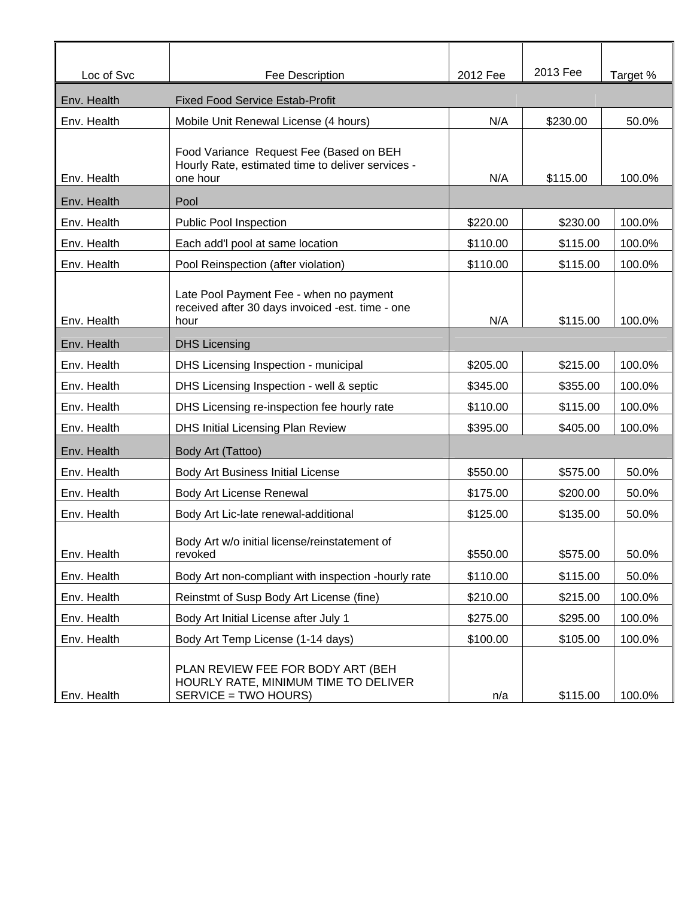| Loc of Svc | Fee Description | 2012 Fee | 2013 Fee | Target % |
|---|---|---|---|---|
| Env. Health | Fixed Food Service Estab-Profit | | | |
| Env. Health | Mobile Unit Renewal License (4 hours) | N/A | $230.00 | 50.0% |
| Env. Health | Food Variance Request Fee (Based on BEH Hourly Rate, estimated time to deliver services - one hour | N/A | $115.00 | 100.0% |
| Env. Health | Pool | | | |
| Env. Health | Public Pool Inspection | $220.00 | $230.00 | 100.0% |
| Env. Health | Each add'l pool at same location | $110.00 | $115.00 | 100.0% |
| Env. Health | Pool Reinspection (after violation) | $110.00 | $115.00 | 100.0% |
| Env. Health | Late Pool Payment Fee - when no payment received after 30 days invoiced -est. time - one hour | N/A | $115.00 | 100.0% |
| Env. Health | DHS Licensing | | | |
| Env. Health | DHS Licensing Inspection - municipal | $205.00 | $215.00 | 100.0% |
| Env. Health | DHS Licensing Inspection - well & septic | $345.00 | $355.00 | 100.0% |
| Env. Health | DHS Licensing re-inspection fee hourly rate | $110.00 | $115.00 | 100.0% |
| Env. Health | DHS Initial Licensing Plan Review | $395.00 | $405.00 | 100.0% |
| Env. Health | Body Art (Tattoo) | | | |
| Env. Health | Body Art Business Initial License | $550.00 | $575.00 | 50.0% |
| Env. Health | Body Art License Renewal | $175.00 | $200.00 | 50.0% |
| Env. Health | Body Art Lic-late renewal-additional | $125.00 | $135.00 | 50.0% |
| Env. Health | Body Art w/o initial license/reinstatement of revoked | $550.00 | $575.00 | 50.0% |
| Env. Health | Body Art non-compliant with inspection -hourly rate | $110.00 | $115.00 | 50.0% |
| Env. Health | Reinstmt of Susp Body Art License (fine) | $210.00 | $215.00 | 100.0% |
| Env. Health | Body Art Initial License after July 1 | $275.00 | $295.00 | 100.0% |
| Env. Health | Body Art Temp License (1-14 days) | $100.00 | $105.00 | 100.0% |
| Env. Health | PLAN REVIEW FEE FOR BODY ART (BEH HOURLY RATE, MINIMUM TIME TO DELIVER SERVICE = TWO HOURS) | n/a | $115.00 | 100.0% |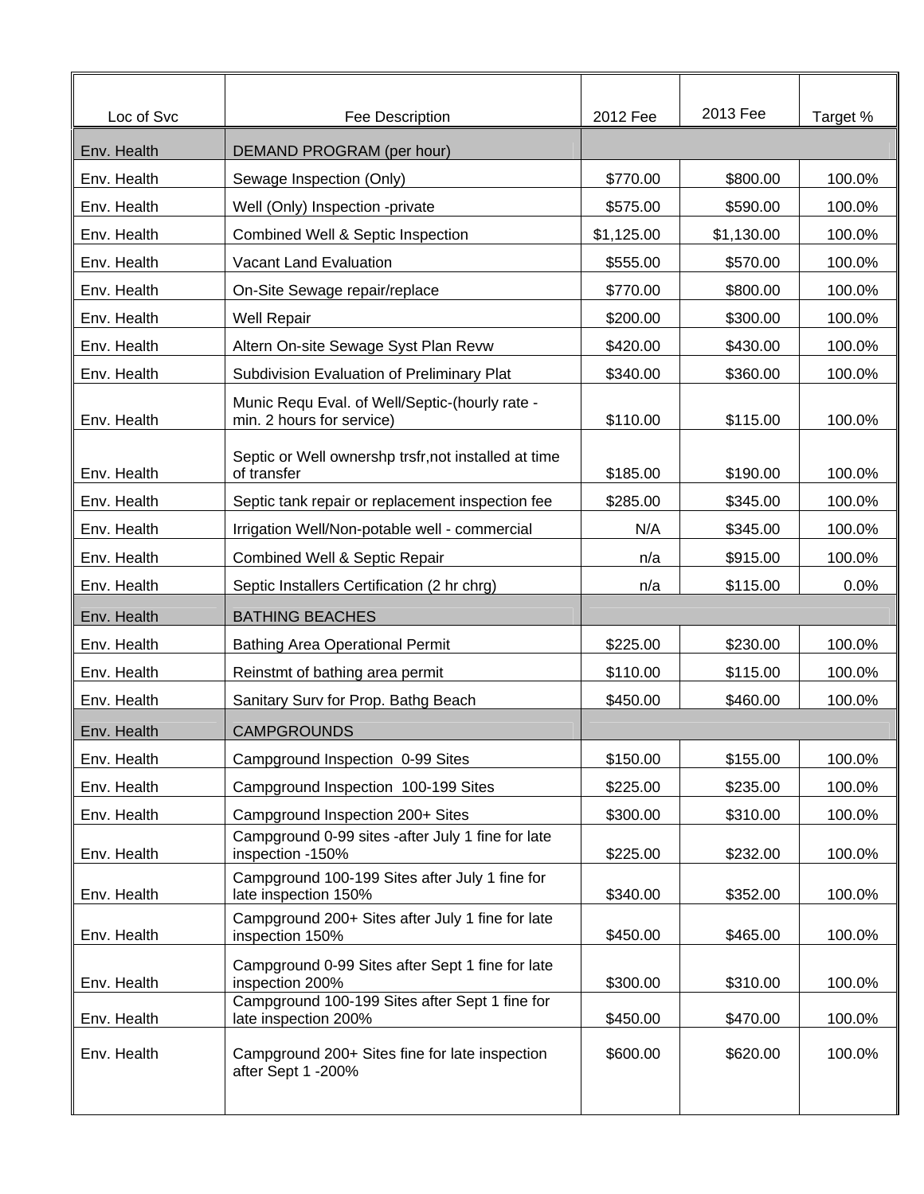| Loc of Svc | Fee Description | 2012 Fee | 2013 Fee | Target % |
|---|---|---|---|---|
| Env. Health | DEMAND PROGRAM (per hour) | | | |
| Env. Health | Sewage Inspection (Only) | $770.00 | $800.00 | 100.0% |
| Env. Health | Well (Only) Inspection -private | $575.00 | $590.00 | 100.0% |
| Env. Health | Combined Well & Septic Inspection | $1,125.00 | $1,130.00 | 100.0% |
| Env. Health | Vacant Land Evaluation | $555.00 | $570.00 | 100.0% |
| Env. Health | On-Site Sewage repair/replace | $770.00 | $800.00 | 100.0% |
| Env. Health | Well Repair | $200.00 | $300.00 | 100.0% |
| Env. Health | Altern On-site Sewage Syst Plan Revw | $420.00 | $430.00 | 100.0% |
| Env. Health | Subdivision Evaluation of Preliminary Plat | $340.00 | $360.00 | 100.0% |
| Env. Health | Munic Requ Eval. of Well/Septic-(hourly rate - min. 2 hours for service) | $110.00 | $115.00 | 100.0% |
| Env. Health | Septic or Well ownershp trsfr,not installed at time of transfer | $185.00 | $190.00 | 100.0% |
| Env. Health | Septic tank repair or replacement inspection fee | $285.00 | $345.00 | 100.0% |
| Env. Health | Irrigation Well/Non-potable well - commercial | N/A | $345.00 | 100.0% |
| Env. Health | Combined Well & Septic Repair | n/a | $915.00 | 100.0% |
| Env. Health | Septic Installers Certification (2 hr chrg) | n/a | $115.00 | 0.0% |
| Env. Health | BATHING BEACHES | | | |
| Env. Health | Bathing Area Operational Permit | $225.00 | $230.00 | 100.0% |
| Env. Health | Reinstmt of bathing area permit | $110.00 | $115.00 | 100.0% |
| Env. Health | Sanitary Surv for Prop. Bathg Beach | $450.00 | $460.00 | 100.0% |
| Env. Health | CAMPGROUNDS | | | |
| Env. Health | Campground Inspection 0-99 Sites | $150.00 | $155.00 | 100.0% |
| Env. Health | Campground Inspection 100-199 Sites | $225.00 | $235.00 | 100.0% |
| Env. Health | Campground Inspection 200+ Sites | $300.00 | $310.00 | 100.0% |
| Env. Health | Campground 0-99 sites -after July 1 fine for late inspection -150% | $225.00 | $232.00 | 100.0% |
| Env. Health | Campground 100-199 Sites after July 1 fine for late inspection 150% | $340.00 | $352.00 | 100.0% |
| Env. Health | Campground 200+ Sites after July 1 fine for late inspection 150% | $450.00 | $465.00 | 100.0% |
| Env. Health | Campground 0-99 Sites after Sept 1 fine for late inspection 200% | $300.00 | $310.00 | 100.0% |
| Env. Health | Campground 100-199 Sites after Sept 1 fine for late inspection 200% | $450.00 | $470.00 | 100.0% |
| Env. Health | Campground 200+ Sites fine for late inspection after Sept 1 -200% | $600.00 | $620.00 | 100.0% |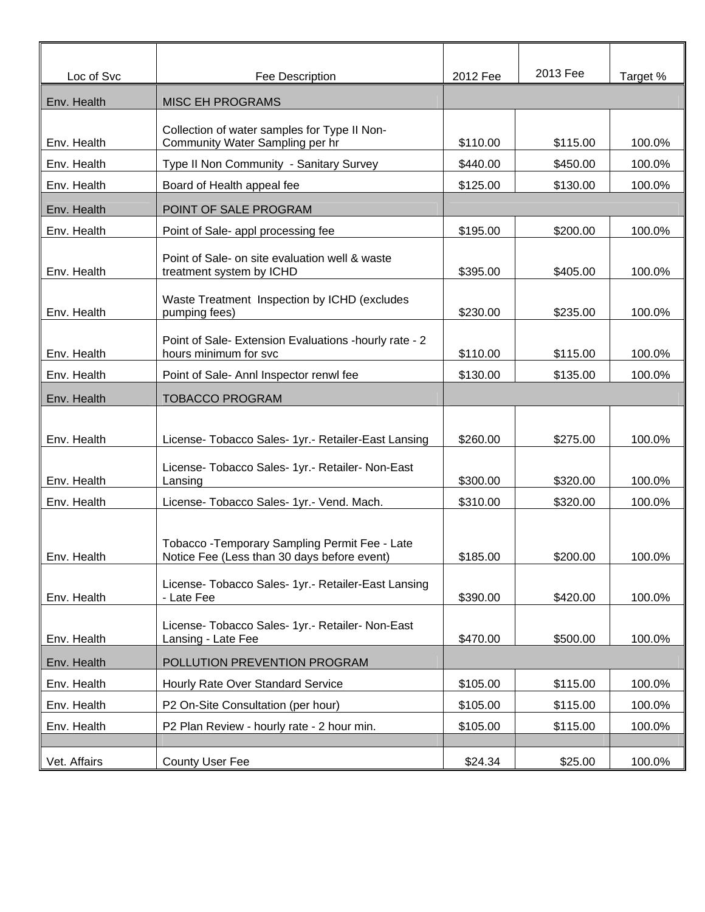| Loc of Svc | Fee Description | 2012 Fee | 2013 Fee | Target % |
|---|---|---|---|---|
| Env. Health | MISC EH PROGRAMS | | | |
| Env. Health | Collection of water samples for Type II Non-Community Water Sampling per hr | $110.00 | $115.00 | 100.0% |
| Env. Health | Type II Non Community - Sanitary Survey | $440.00 | $450.00 | 100.0% |
| Env. Health | Board of Health appeal fee | $125.00 | $130.00 | 100.0% |
| Env. Health | POINT OF SALE PROGRAM | | | |
| Env. Health | Point of Sale- appl processing fee | $195.00 | $200.00 | 100.0% |
| Env. Health | Point of Sale- on site evaluation well & waste treatment system by ICHD | $395.00 | $405.00 | 100.0% |
| Env. Health | Waste Treatment Inspection by ICHD (excludes pumping fees) | $230.00 | $235.00 | 100.0% |
| Env. Health | Point of Sale- Extension Evaluations -hourly rate - 2 hours minimum for svc | $110.00 | $115.00 | 100.0% |
| Env. Health | Point of Sale- Annl Inspector renwl fee | $130.00 | $135.00 | 100.0% |
| Env. Health | TOBACCO PROGRAM | | | |
| Env. Health | License- Tobacco Sales- 1yr.- Retailer-East Lansing | $260.00 | $275.00 | 100.0% |
| Env. Health | License- Tobacco Sales- 1yr.- Retailer- Non-East Lansing | $300.00 | $320.00 | 100.0% |
| Env. Health | License- Tobacco Sales- 1yr.- Vend. Mach. | $310.00 | $320.00 | 100.0% |
| Env. Health | Tobacco -Temporary Sampling Permit Fee - Late Notice Fee (Less than 30 days before event) | $185.00 | $200.00 | 100.0% |
| Env. Health | License- Tobacco Sales- 1yr.- Retailer-East Lansing - Late Fee | $390.00 | $420.00 | 100.0% |
| Env. Health | License- Tobacco Sales- 1yr.- Retailer- Non-East Lansing - Late Fee | $470.00 | $500.00 | 100.0% |
| Env. Health | POLLUTION PREVENTION PROGRAM | | | |
| Env. Health | Hourly Rate Over Standard Service | $105.00 | $115.00 | 100.0% |
| Env. Health | P2 On-Site Consultation (per hour) | $105.00 | $115.00 | 100.0% |
| Env. Health | P2 Plan Review - hourly rate - 2 hour min. | $105.00 | $115.00 | 100.0% |
| | | | | |
| Vet. Affairs | County User Fee | $24.34 | $25.00 | 100.0% |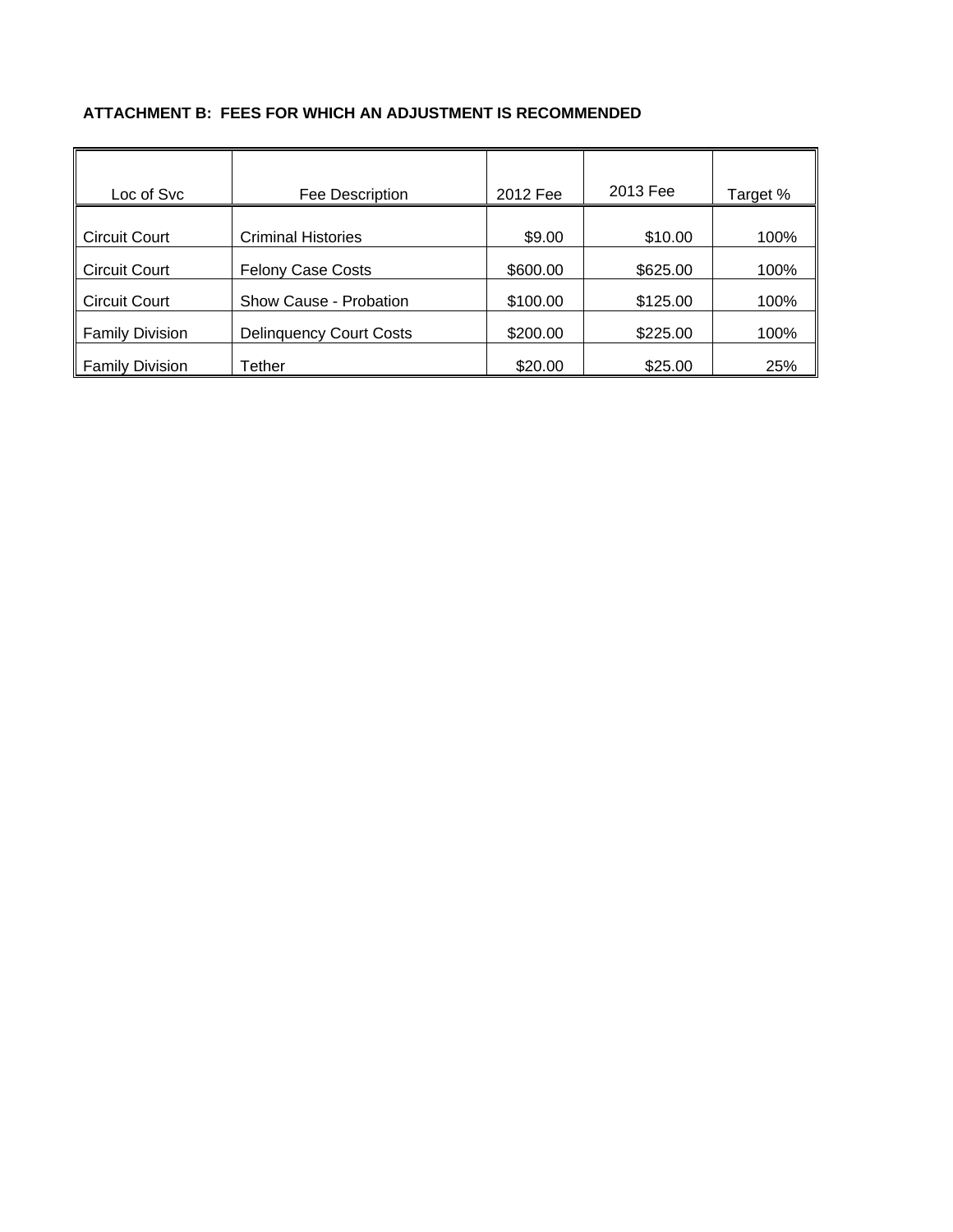**ATTACHMENT B: FEES FOR WHICH AN ADJUSTMENT IS RECOMMENDED**

| Loc of Svc | Fee Description | 2012 Fee | 2013 Fee | Target % |
|---|---|---|---|---|
| Circuit Court | Criminal Histories | $9.00 | $10.00 | 100% |
| Circuit Court | Felony Case Costs | $600.00 | $625.00 | 100% |
| Circuit Court | Show Cause - Probation | $100.00 | $125.00 | 100% |
| Family Division | Delinquency Court Costs | $200.00 | $225.00 | 100% |
| Family Division | Tether | $20.00 | $25.00 | 25% |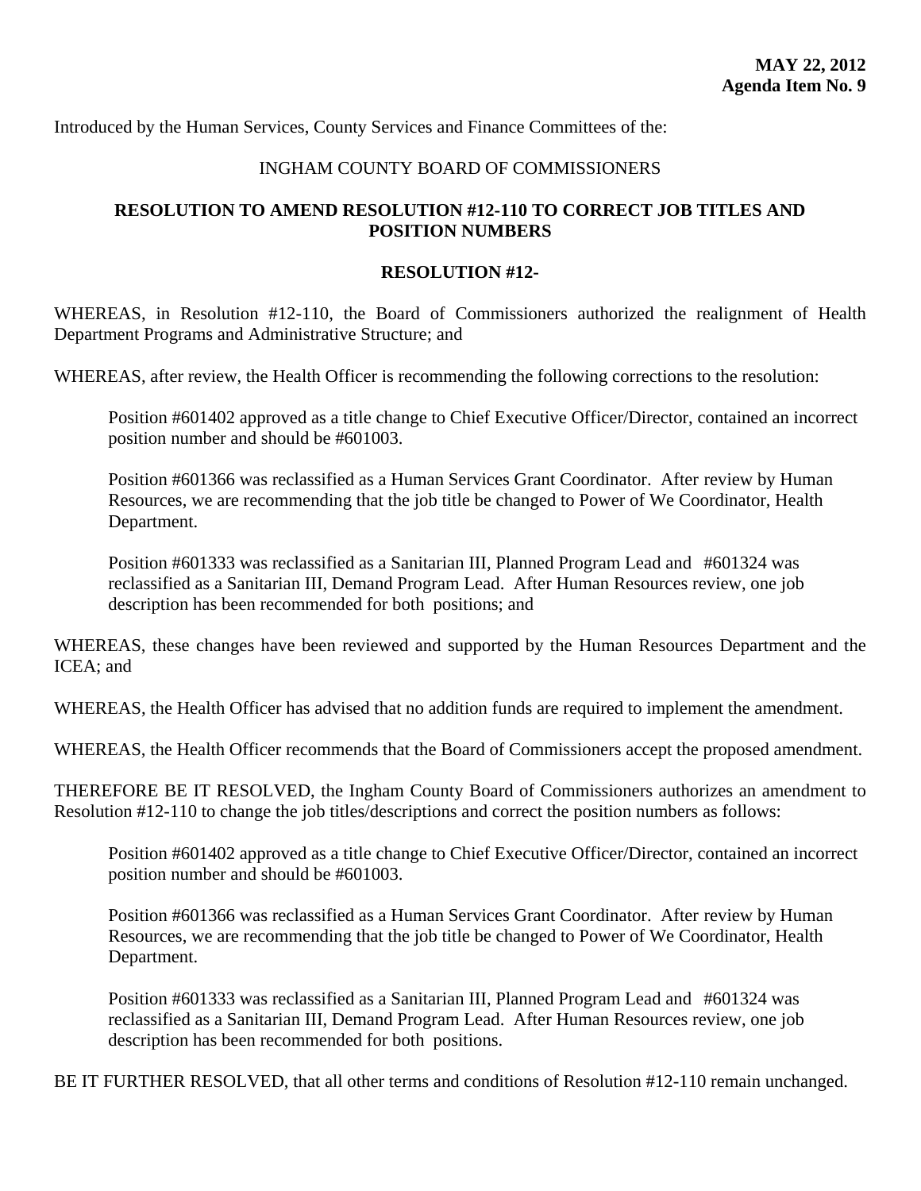**MAY 22, 2012**
**Agenda Item No. 9**

Introduced by the Human Services, County Services and Finance Committees of the:

INGHAM COUNTY BOARD OF COMMISSIONERS

**RESOLUTION TO AMEND RESOLUTION #12-110 TO CORRECT JOB TITLES AND POSITION NUMBERS**

**RESOLUTION #12-**

WHEREAS, in Resolution #12-110, the Board of Commissioners authorized the realignment of Health Department Programs and Administrative Structure; and

WHEREAS, after review, the Health Officer is recommending the following corrections to the resolution:

> Position #601402 approved as a title change to Chief Executive Officer/Director, contained an incorrect position number and should be #601003.
>
> Position #601366 was reclassified as a Human Services Grant Coordinator. After review by Human Resources, we are recommending that the job title be changed to Power of We Coordinator, Health Department.
>
> Position #601333 was reclassified as a Sanitarian III, Planned Program Lead and #601324 was reclassified as a Sanitarian III, Demand Program Lead. After Human Resources review, one job description has been recommended for both positions; and

WHEREAS, these changes have been reviewed and supported by the Human Resources Department and the ICEA; and

WHEREAS, the Health Officer has advised that no addition funds are required to implement the amendment.

WHEREAS, the Health Officer recommends that the Board of Commissioners accept the proposed amendment.

THEREFORE BE IT RESOLVED, the Ingham County Board of Commissioners authorizes an amendment to Resolution #12-110 to change the job titles/descriptions and correct the position numbers as follows:

> Position #601402 approved as a title change to Chief Executive Officer/Director, contained an incorrect position number and should be #601003.
>
> Position #601366 was reclassified as a Human Services Grant Coordinator. After review by Human Resources, we are recommending that the job title be changed to Power of We Coordinator, Health Department.
>
> Position #601333 was reclassified as a Sanitarian III, Planned Program Lead and #601324 was reclassified as a Sanitarian III, Demand Program Lead. After Human Resources review, one job description has been recommended for both positions.

BE IT FURTHER RESOLVED, that all other terms and conditions of Resolution #12-110 remain unchanged.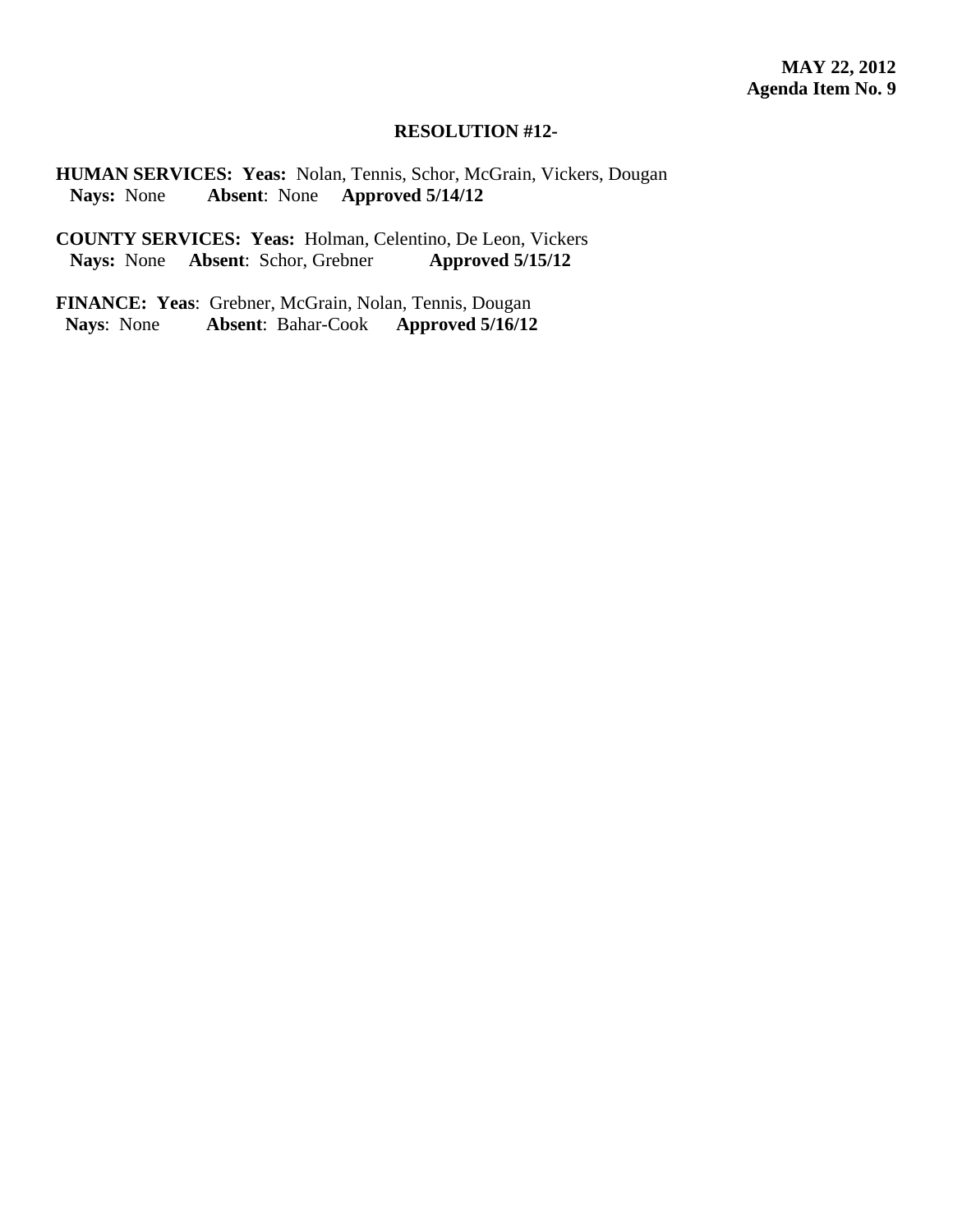**MAY 22, 2012**
**Agenda Item No. 9**

**RESOLUTION #12-**

**HUMAN SERVICES: Yeas:** Nolan, Tennis, Schor, McGrain, Vickers, Dougan
**Nays:** None **Absent**: None **Approved 5/14/12**

**COUNTY SERVICES: Yeas:** Holman, Celentino, De Leon, Vickers
**Nays:** None **Absent**: Schor, Grebner **Approved 5/15/12**

**FINANCE: Yeas**: Grebner, McGrain, Nolan, Tennis, Dougan
**Nays**: None **Absent**: Bahar-Cook **Approved 5/16/12**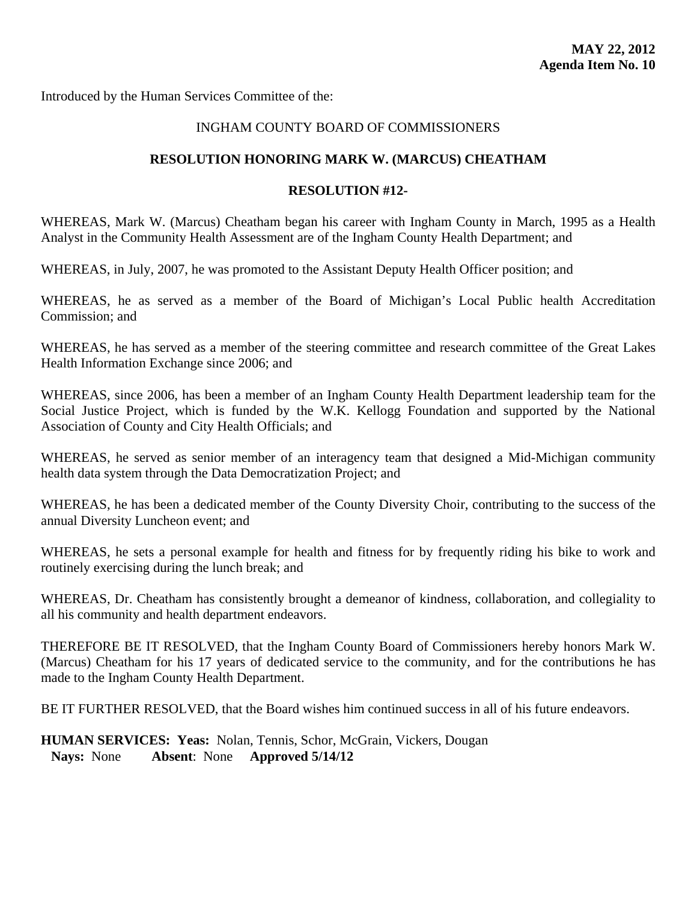**MAY 22, 2012**
**Agenda Item No. 10**

Introduced by the Human Services Committee of the:

INGHAM COUNTY BOARD OF COMMISSIONERS

**RESOLUTION HONORING MARK W. (MARCUS) CHEATHAM**

**RESOLUTION #12-**

WHEREAS, Mark W. (Marcus) Cheatham began his career with Ingham County in March, 1995 as a Health Analyst in the Community Health Assessment are of the Ingham County Health Department; and

WHEREAS, in July, 2007, he was promoted to the Assistant Deputy Health Officer position; and

WHEREAS, he as served as a member of the Board of Michigan's Local Public health Accreditation Commission; and

WHEREAS, he has served as a member of the steering committee and research committee of the Great Lakes Health Information Exchange since 2006; and

WHEREAS, since 2006, has been a member of an Ingham County Health Department leadership team for the Social Justice Project, which is funded by the W.K. Kellogg Foundation and supported by the National Association of County and City Health Officials; and

WHEREAS, he served as senior member of an interagency team that designed a Mid-Michigan community health data system through the Data Democratization Project; and

WHEREAS, he has been a dedicated member of the County Diversity Choir, contributing to the success of the annual Diversity Luncheon event; and

WHEREAS, he sets a personal example for health and fitness for by frequently riding his bike to work and routinely exercising during the lunch break; and

WHEREAS, Dr. Cheatham has consistently brought a demeanor of kindness, collaboration, and collegiality to all his community and health department endeavors.

THEREFORE BE IT RESOLVED, that the Ingham County Board of Commissioners hereby honors Mark W. (Marcus) Cheatham for his 17 years of dedicated service to the community, and for the contributions he has made to the Ingham County Health Department.

BE IT FURTHER RESOLVED, that the Board wishes him continued success in all of his future endeavors.

**HUMAN SERVICES: Yeas:** Nolan, Tennis, Schor, McGrain, Vickers, Dougan
**Nays:** None **Absent**: None **Approved 5/14/12**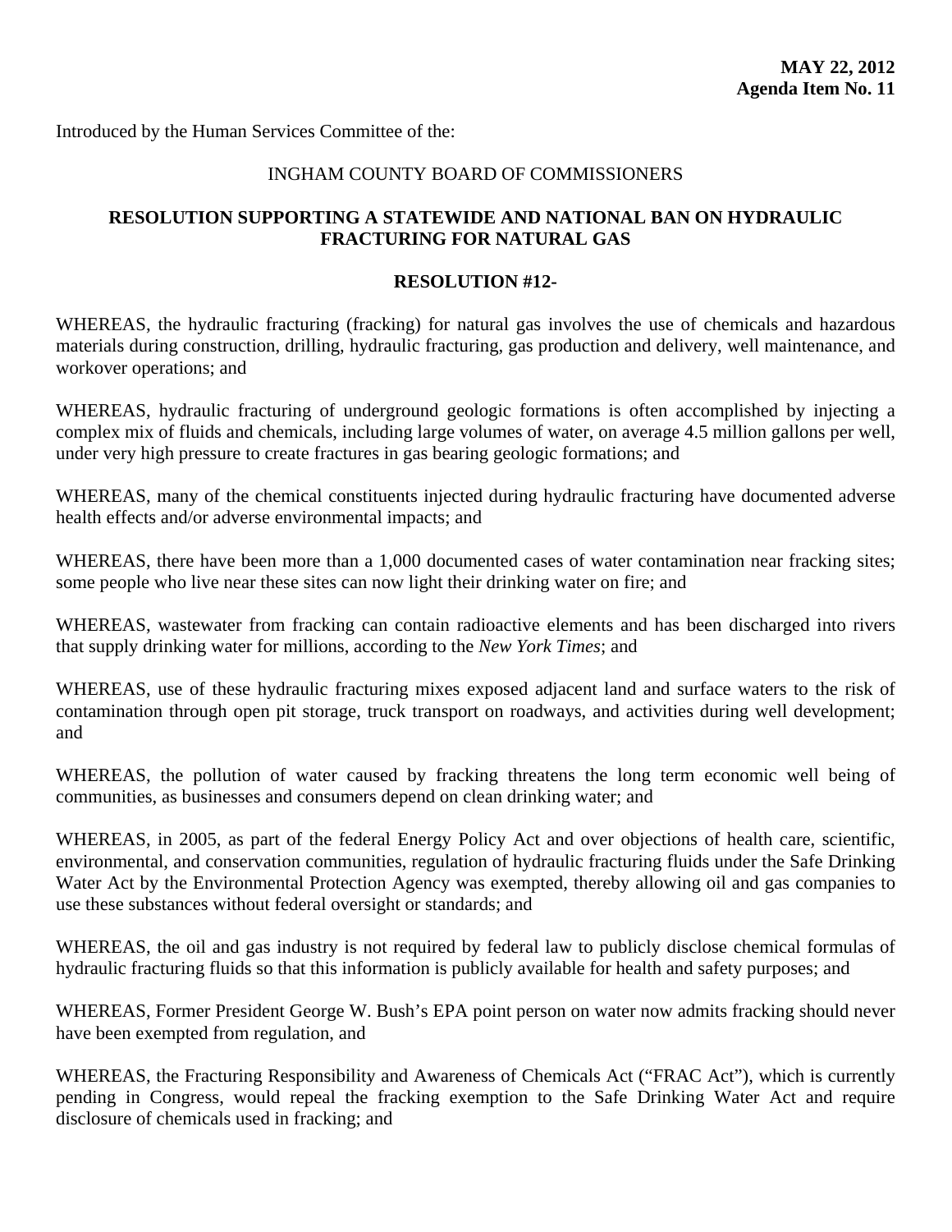**MAY 22, 2012**
**Agenda Item No. 11**

Introduced by the Human Services Committee of the:

INGHAM COUNTY BOARD OF COMMISSIONERS

**RESOLUTION SUPPORTING A STATEWIDE AND NATIONAL BAN ON HYDRAULIC FRACTURING FOR NATURAL GAS**

**RESOLUTION #12-**

WHEREAS, the hydraulic fracturing (fracking) for natural gas involves the use of chemicals and hazardous materials during construction, drilling, hydraulic fracturing, gas production and delivery, well maintenance, and workover operations; and

WHEREAS, hydraulic fracturing of underground geologic formations is often accomplished by injecting a complex mix of fluids and chemicals, including large volumes of water, on average 4.5 million gallons per well, under very high pressure to create fractures in gas bearing geologic formations; and

WHEREAS, many of the chemical constituents injected during hydraulic fracturing have documented adverse health effects and/or adverse environmental impacts; and

WHEREAS, there have been more than a 1,000 documented cases of water contamination near fracking sites; some people who live near these sites can now light their drinking water on fire; and

WHEREAS, wastewater from fracking can contain radioactive elements and has been discharged into rivers that supply drinking water for millions, according to the *New York Times*; and

WHEREAS, use of these hydraulic fracturing mixes exposed adjacent land and surface waters to the risk of contamination through open pit storage, truck transport on roadways, and activities during well development; and

WHEREAS, the pollution of water caused by fracking threatens the long term economic well being of communities, as businesses and consumers depend on clean drinking water; and

WHEREAS, in 2005, as part of the federal Energy Policy Act and over objections of health care, scientific, environmental, and conservation communities, regulation of hydraulic fracturing fluids under the Safe Drinking Water Act by the Environmental Protection Agency was exempted, thereby allowing oil and gas companies to use these substances without federal oversight or standards; and

WHEREAS, the oil and gas industry is not required by federal law to publicly disclose chemical formulas of hydraulic fracturing fluids so that this information is publicly available for health and safety purposes; and

WHEREAS, Former President George W. Bush's EPA point person on water now admits fracking should never have been exempted from regulation, and

WHEREAS, the Fracturing Responsibility and Awareness of Chemicals Act ("FRAC Act"), which is currently pending in Congress, would repeal the fracking exemption to the Safe Drinking Water Act and require disclosure of chemicals used in fracking; and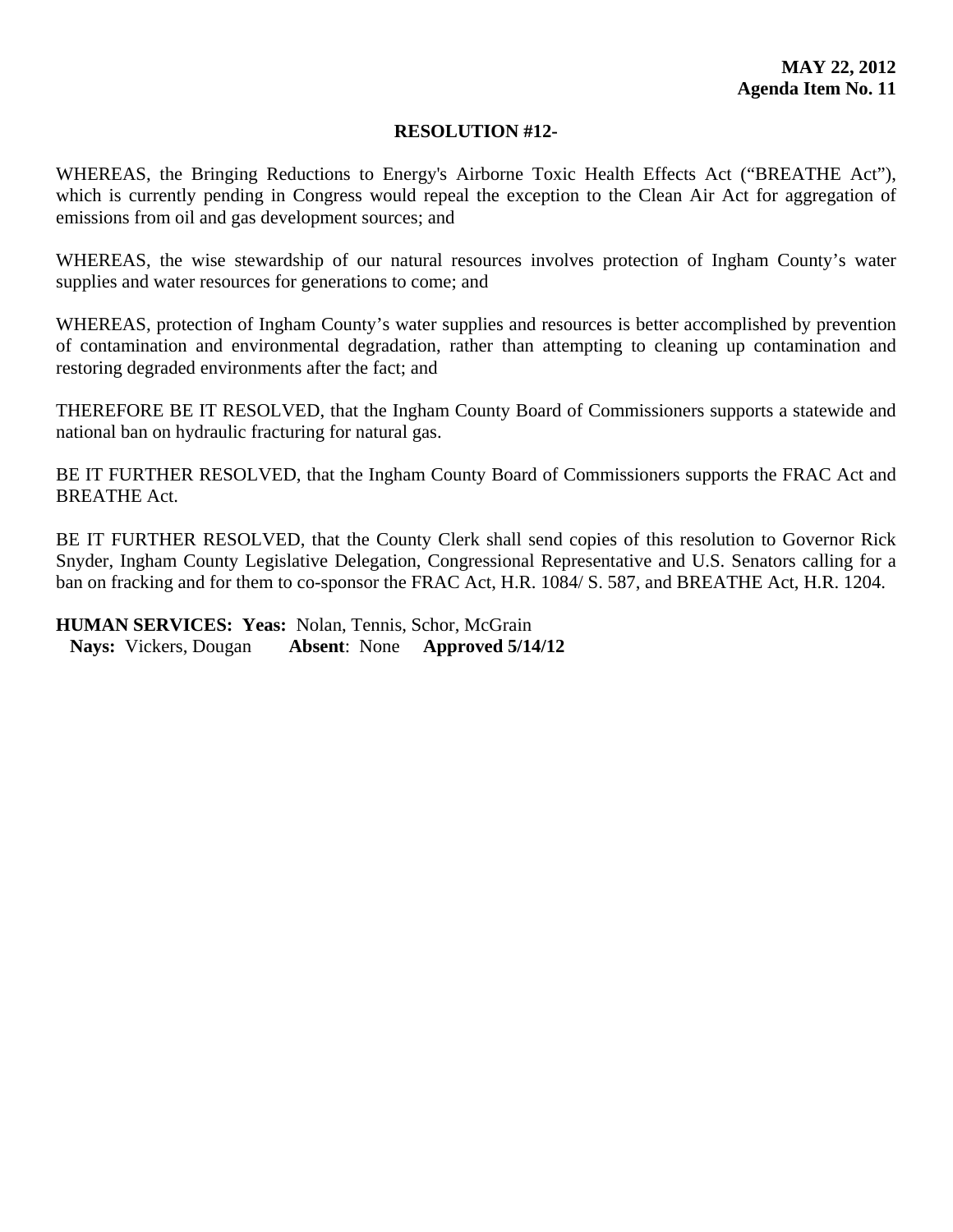**MAY 22, 2012**
**Agenda Item No. 11**

**RESOLUTION #12-**

WHEREAS, the Bringing Reductions to Energy's Airborne Toxic Health Effects Act ("BREATHE Act"), which is currently pending in Congress would repeal the exception to the Clean Air Act for aggregation of emissions from oil and gas development sources; and

WHEREAS, the wise stewardship of our natural resources involves protection of Ingham County's water supplies and water resources for generations to come; and

WHEREAS, protection of Ingham County's water supplies and resources is better accomplished by prevention of contamination and environmental degradation, rather than attempting to cleaning up contamination and restoring degraded environments after the fact; and

THEREFORE BE IT RESOLVED, that the Ingham County Board of Commissioners supports a statewide and national ban on hydraulic fracturing for natural gas.

BE IT FURTHER RESOLVED, that the Ingham County Board of Commissioners supports the FRAC Act and BREATHE Act.

BE IT FURTHER RESOLVED, that the County Clerk shall send copies of this resolution to Governor Rick Snyder, Ingham County Legislative Delegation, Congressional Representative and U.S. Senators calling for a ban on fracking and for them to co-sponsor the FRAC Act, H.R. 1084/ S. 587, and BREATHE Act, H.R. 1204.

**HUMAN SERVICES: Yeas:** Nolan, Tennis, Schor, McGrain
**Nays:** Vickers, Dougan **Absent**: None **Approved 5/14/12**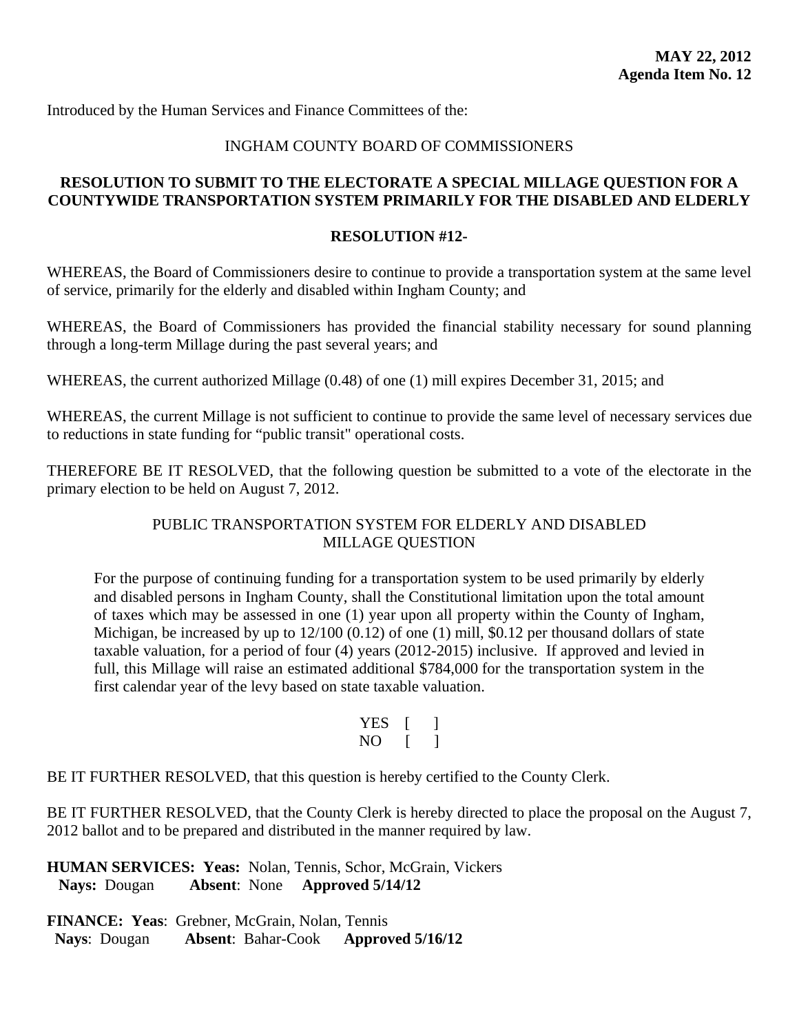**MAY 22, 2012**
**Agenda Item No. 12**

Introduced by the Human Services and Finance Committees of the:

INGHAM COUNTY BOARD OF COMMISSIONERS

**RESOLUTION TO SUBMIT TO THE ELECTORATE A SPECIAL MILLAGE QUESTION FOR A COUNTYWIDE TRANSPORTATION SYSTEM PRIMARILY FOR THE DISABLED AND ELDERLY**

**RESOLUTION #12-**

WHEREAS, the Board of Commissioners desire to continue to provide a transportation system at the same level of service, primarily for the elderly and disabled within Ingham County; and

WHEREAS, the Board of Commissioners has provided the financial stability necessary for sound planning through a long-term Millage during the past several years; and

WHEREAS, the current authorized Millage (0.48) of one (1) mill expires December 31, 2015; and

WHEREAS, the current Millage is not sufficient to continue to provide the same level of necessary services due to reductions in state funding for "public transit" operational costs.

THEREFORE BE IT RESOLVED, that the following question be submitted to a vote of the electorate in the primary election to be held on August 7, 2012.

PUBLIC TRANSPORTATION SYSTEM FOR ELDERLY AND DISABLED MILLAGE QUESTION

> For the purpose of continuing funding for a transportation system to be used primarily by elderly and disabled persons in Ingham County, shall the Constitutional limitation upon the total amount of taxes which may be assessed in one (1) year upon all property within the County of Ingham, Michigan, be increased by up to 12/100 (0.12) of one (1) mill, $0.12 per thousand dollars of state taxable valuation, for a period of four (4) years (2012-2015) inclusive. If approved and levied in full, this Millage will raise an estimated additional $784,000 for the transportation system in the first calendar year of the levy based on state taxable valuation.
>
> YES [ ]
> NO [ ]

BE IT FURTHER RESOLVED, that this question is hereby certified to the County Clerk.

BE IT FURTHER RESOLVED, that the County Clerk is hereby directed to place the proposal on the August 7, 2012 ballot and to be prepared and distributed in the manner required by law.

**HUMAN SERVICES: Yeas:** Nolan, Tennis, Schor, McGrain, Vickers
**Nays:** Dougan **Absent**: None **Approved 5/14/12**

**FINANCE: Yeas**: Grebner, McGrain, Nolan, Tennis
**Nays**: Dougan **Absent**: Bahar-Cook **Approved 5/16/12**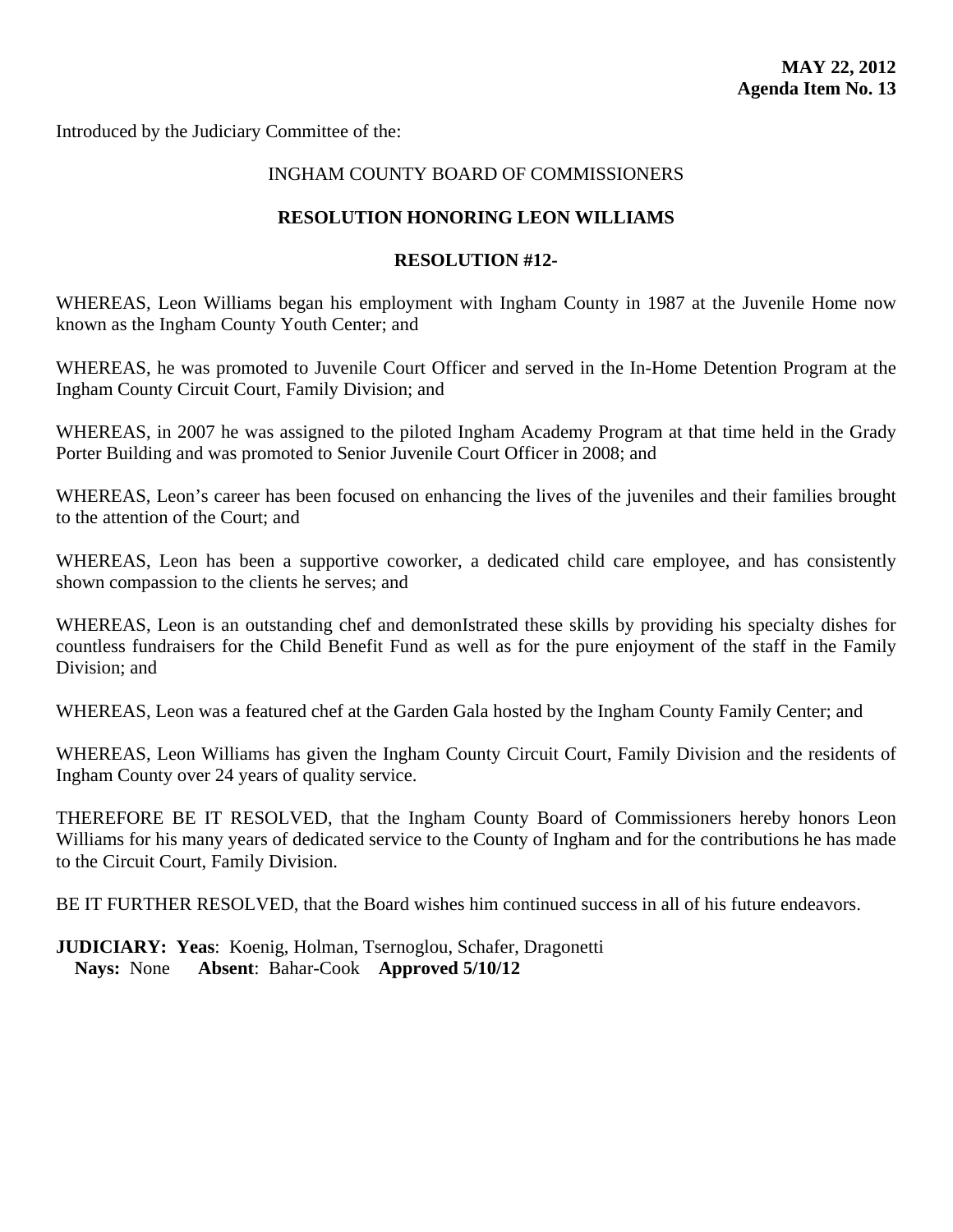**MAY 22, 2012**
**Agenda Item No. 13**

Introduced by the Judiciary Committee of the:

INGHAM COUNTY BOARD OF COMMISSIONERS

**RESOLUTION HONORING LEON WILLIAMS**

**RESOLUTION #12-**

WHEREAS, Leon Williams began his employment with Ingham County in 1987 at the Juvenile Home now known as the Ingham County Youth Center; and

WHEREAS, he was promoted to Juvenile Court Officer and served in the In-Home Detention Program at the Ingham County Circuit Court, Family Division; and

WHEREAS, in 2007 he was assigned to the piloted Ingham Academy Program at that time held in the Grady Porter Building and was promoted to Senior Juvenile Court Officer in 2008; and

WHEREAS, Leon's career has been focused on enhancing the lives of the juveniles and their families brought to the attention of the Court; and

WHEREAS, Leon has been a supportive coworker, a dedicated child care employee, and has consistently shown compassion to the clients he serves; and

WHEREAS, Leon is an outstanding chef and demonIstrated these skills by providing his specialty dishes for countless fundraisers for the Child Benefit Fund as well as for the pure enjoyment of the staff in the Family Division; and

WHEREAS, Leon was a featured chef at the Garden Gala hosted by the Ingham County Family Center; and

WHEREAS, Leon Williams has given the Ingham County Circuit Court, Family Division and the residents of Ingham County over 24 years of quality service.

THEREFORE BE IT RESOLVED, that the Ingham County Board of Commissioners hereby honors Leon Williams for his many years of dedicated service to the County of Ingham and for the contributions he has made to the Circuit Court, Family Division.

BE IT FURTHER RESOLVED, that the Board wishes him continued success in all of his future endeavors.

**JUDICIARY: Yeas**: Koenig, Holman, Tsernoglou, Schafer, Dragonetti
**Nays:** None **Absent**: Bahar-Cook **Approved 5/10/12**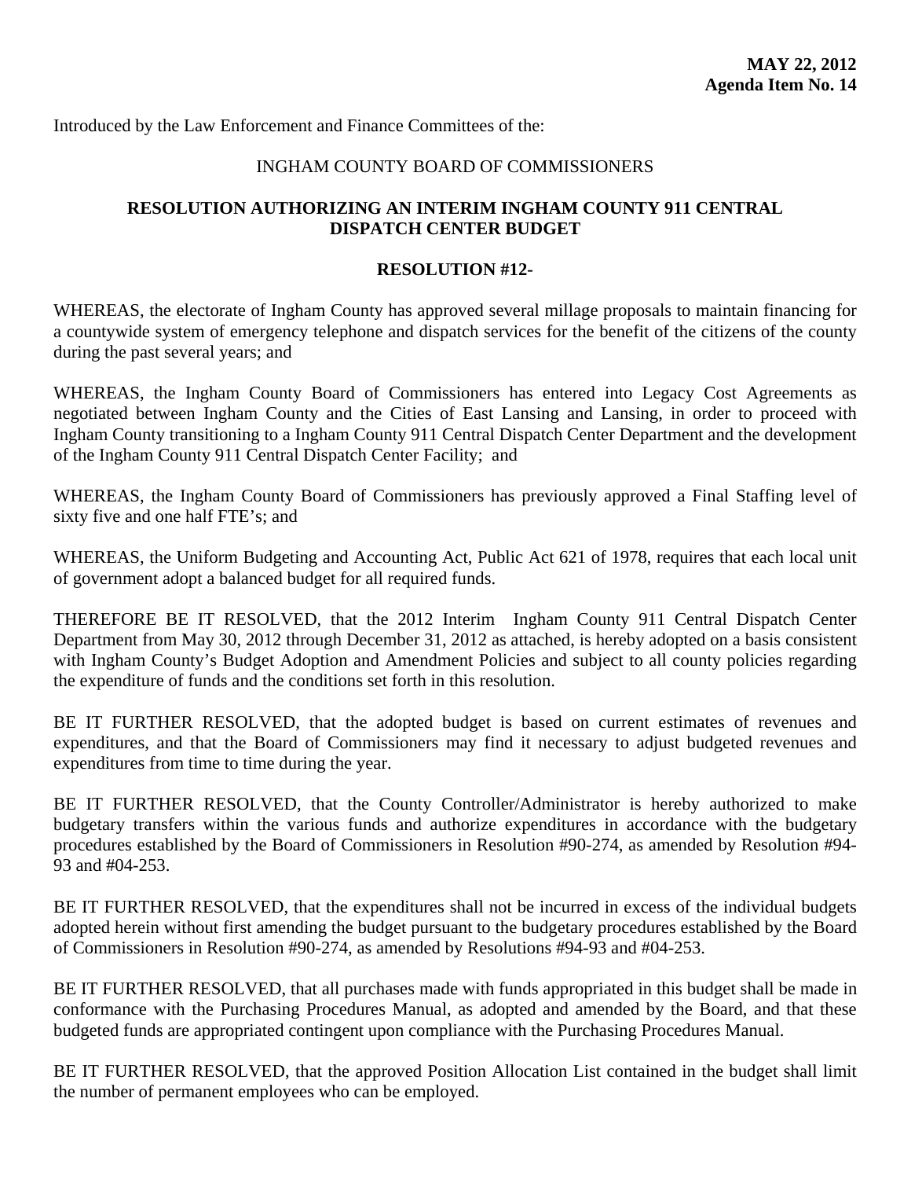**MAY 22, 2012**
**Agenda Item No. 14**

Introduced by the Law Enforcement and Finance Committees of the:

INGHAM COUNTY BOARD OF COMMISSIONERS

**RESOLUTION AUTHORIZING AN INTERIM INGHAM COUNTY 911 CENTRAL DISPATCH CENTER BUDGET**

**RESOLUTION #12-**

WHEREAS, the electorate of Ingham County has approved several millage proposals to maintain financing for a countywide system of emergency telephone and dispatch services for the benefit of the citizens of the county during the past several years; and

WHEREAS, the Ingham County Board of Commissioners has entered into Legacy Cost Agreements as negotiated between Ingham County and the Cities of East Lansing and Lansing, in order to proceed with Ingham County transitioning to a Ingham County 911 Central Dispatch Center Department and the development of the Ingham County 911 Central Dispatch Center Facility; and

WHEREAS, the Ingham County Board of Commissioners has previously approved a Final Staffing level of sixty five and one half FTE's; and

WHEREAS, the Uniform Budgeting and Accounting Act, Public Act 621 of 1978, requires that each local unit of government adopt a balanced budget for all required funds.

THEREFORE BE IT RESOLVED, that the 2012 Interim Ingham County 911 Central Dispatch Center Department from May 30, 2012 through December 31, 2012 as attached, is hereby adopted on a basis consistent with Ingham County's Budget Adoption and Amendment Policies and subject to all county policies regarding the expenditure of funds and the conditions set forth in this resolution.

BE IT FURTHER RESOLVED, that the adopted budget is based on current estimates of revenues and expenditures, and that the Board of Commissioners may find it necessary to adjust budgeted revenues and expenditures from time to time during the year.

BE IT FURTHER RESOLVED, that the County Controller/Administrator is hereby authorized to make budgetary transfers within the various funds and authorize expenditures in accordance with the budgetary procedures established by the Board of Commissioners in Resolution #90-274, as amended by Resolution #94-93 and #04-253.

BE IT FURTHER RESOLVED, that the expenditures shall not be incurred in excess of the individual budgets adopted herein without first amending the budget pursuant to the budgetary procedures established by the Board of Commissioners in Resolution #90-274, as amended by Resolutions #94-93 and #04-253.

BE IT FURTHER RESOLVED, that all purchases made with funds appropriated in this budget shall be made in conformance with the Purchasing Procedures Manual, as adopted and amended by the Board, and that these budgeted funds are appropriated contingent upon compliance with the Purchasing Procedures Manual.

BE IT FURTHER RESOLVED, that the approved Position Allocation List contained in the budget shall limit the number of permanent employees who can be employed.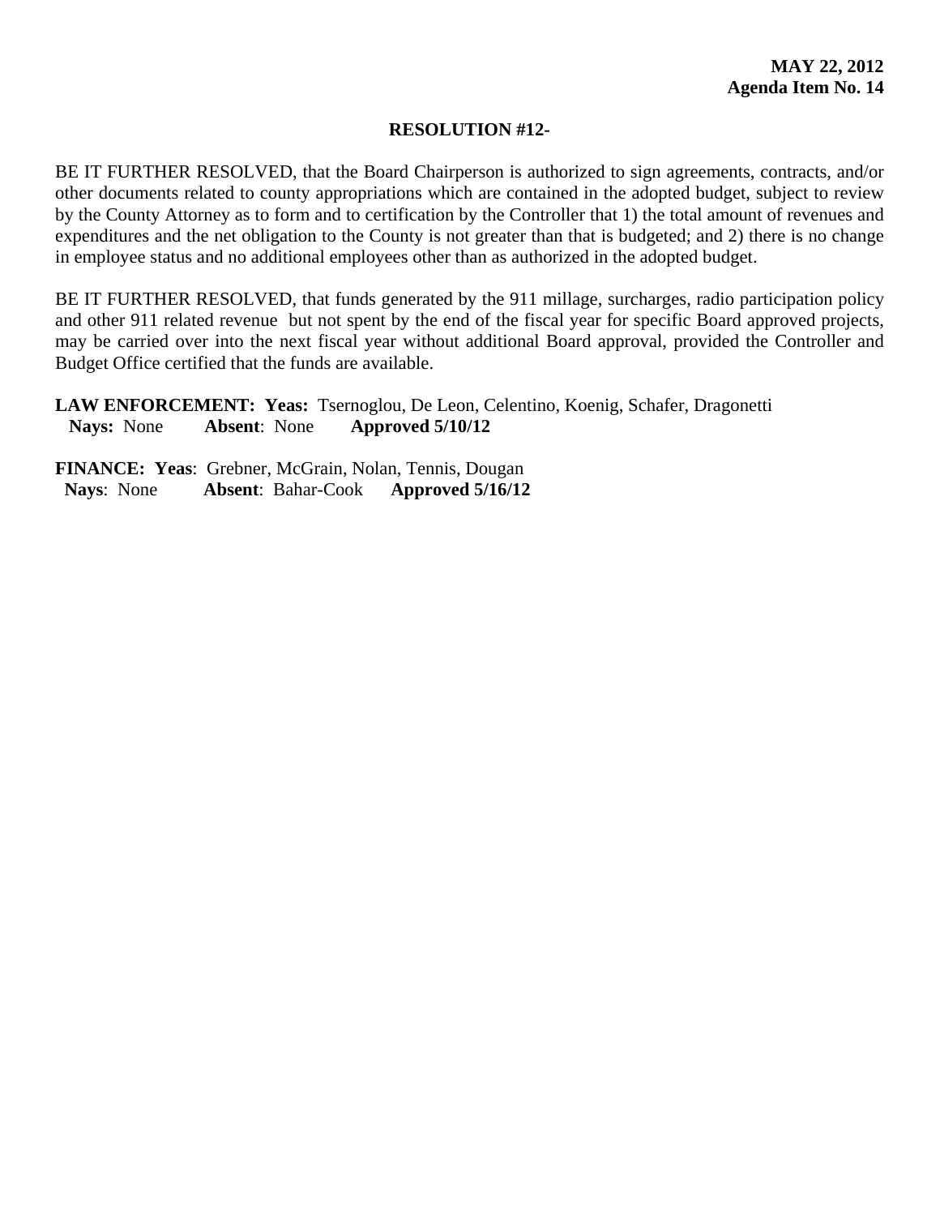**MAY 22, 2012**
**Agenda Item No. 14**

**RESOLUTION #12-**

BE IT FURTHER RESOLVED, that the Board Chairperson is authorized to sign agreements, contracts, and/or other documents related to county appropriations which are contained in the adopted budget, subject to review by the County Attorney as to form and to certification by the Controller that 1) the total amount of revenues and expenditures and the net obligation to the County is not greater than that is budgeted; and 2) there is no change in employee status and no additional employees other than as authorized in the adopted budget.

BE IT FURTHER RESOLVED, that funds generated by the 911 millage, surcharges, radio participation policy and other 911 related revenue but not spent by the end of the fiscal year for specific Board approved projects, may be carried over into the next fiscal year without additional Board approval, provided the Controller and Budget Office certified that the funds are available.

**LAW ENFORCEMENT: Yeas:** Tsernoglou, De Leon, Celentino, Koenig, Schafer, Dragonetti
**Nays:** None **Absent**: None **Approved 5/10/12**

**FINANCE: Yeas**: Grebner, McGrain, Nolan, Tennis, Dougan
**Nays**: None **Absent**: Bahar-Cook **Approved 5/16/12**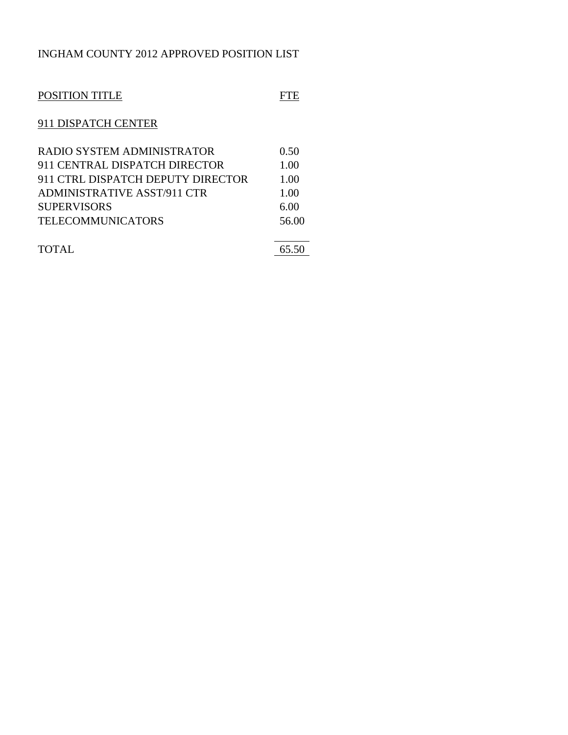INGHAM COUNTY 2012 APPROVED POSITION LIST

| POSITION TITLE | FTE |
|---|---|
| **911 DISPATCH CENTER** | |
| RADIO SYSTEM ADMINISTRATOR | 0.50 |
| 911 CENTRAL DISPATCH DIRECTOR | 1.00 |
| 911 CTRL DISPATCH DEPUTY DIRECTOR | 1.00 |
| ADMINISTRATIVE ASST/911 CTR | 1.00 |
| SUPERVISORS | 6.00 |
| TELECOMMUNICATORS | 56.00 |
| TOTAL | 65.50 |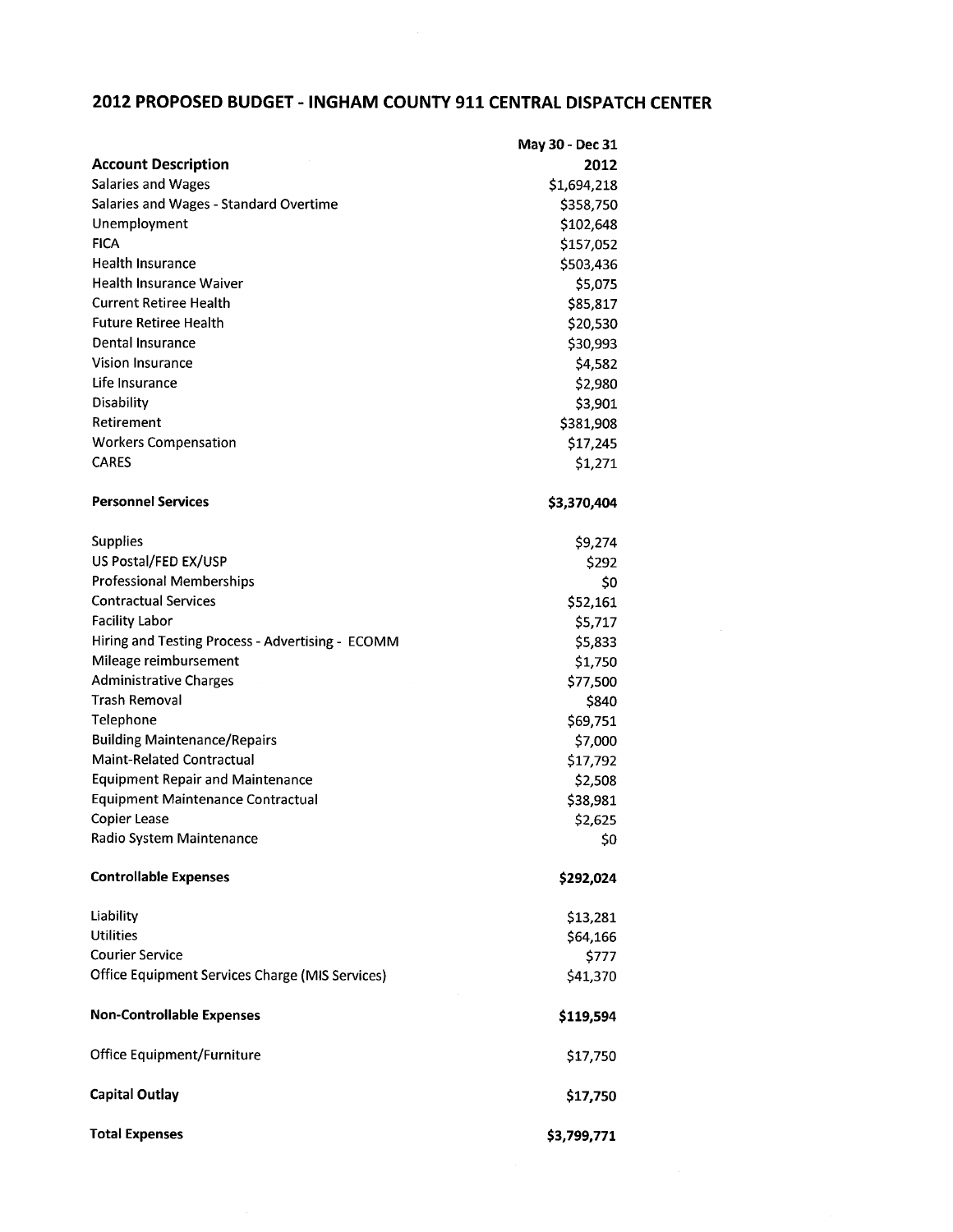## 2012 PROPOSED BUDGET - INGHAM COUNTY 911 CENTRAL DISPATCH CENTER

| Account Description | May 30 - Dec 31 2012 |
|---|---|
| Salaries and Wages | $1,694,218 |
| Salaries and Wages - Standard Overtime | $358,750 |
| Unemployment | $102,648 |
| FICA | $157,052 |
| Health Insurance | $503,436 |
| Health Insurance Waiver | $5,075 |
| Current Retiree Health | $85,817 |
| Future Retiree Health | $20,530 |
| Dental Insurance | $30,993 |
| Vision Insurance | $4,582 |
| Life Insurance | $2,980 |
| Disability | $3,901 |
| Retirement | $381,908 |
| Workers Compensation | $17,245 |
| CARES | $1,271 |
| **Personnel Services** | **$3,370,404** |
| Supplies | $9,274 |
| US Postal/FED EX/USP | $292 |
| Professional Memberships | $0 |
| Contractual Services | $52,161 |
| Facility Labor | $5,717 |
| Hiring and Testing Process - Advertising - ECOMM | $5,833 |
| Mileage reimbursement | $1,750 |
| Administrative Charges | $77,500 |
| Trash Removal | $840 |
| Telephone | $69,751 |
| Building Maintenance/Repairs | $7,000 |
| Maint-Related Contractual | $17,792 |
| Equipment Repair and Maintenance | $2,508 |
| Equipment Maintenance Contractual | $38,981 |
| Copier Lease | $2,625 |
| Radio System Maintenance | $0 |
| **Controllable Expenses** | **$292,024** |
| Liability | $13,281 |
| Utilities | $64,166 |
| Courier Service | $777 |
| Office Equipment Services Charge (MIS Services) | $41,370 |
| **Non-Controllable Expenses** | **$119,594** |
| Office Equipment/Furniture | $17,750 |
| **Capital Outlay** | **$17,750** |
| **Total Expenses** | **$3,799,771** |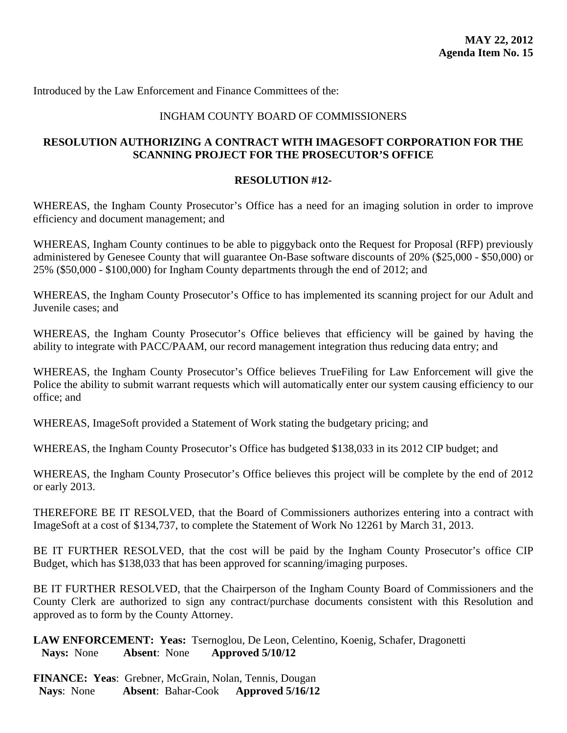**MAY 22, 2012**
**Agenda Item No. 15**

Introduced by the Law Enforcement and Finance Committees of the:

INGHAM COUNTY BOARD OF COMMISSIONERS

## RESOLUTION AUTHORIZING A CONTRACT WITH IMAGESOFT CORPORATION FOR THE SCANNING PROJECT FOR THE PROSECUTOR'S OFFICE

### RESOLUTION #12-

WHEREAS, the Ingham County Prosecutor's Office has a need for an imaging solution in order to improve efficiency and document management; and

WHEREAS, Ingham County continues to be able to piggyback onto the Request for Proposal (RFP) previously administered by Genesee County that will guarantee On-Base software discounts of 20% ($25,000 - $50,000) or 25% ($50,000 - $100,000) for Ingham County departments through the end of 2012; and

WHEREAS, the Ingham County Prosecutor's Office to has implemented its scanning project for our Adult and Juvenile cases; and

WHEREAS, the Ingham County Prosecutor's Office believes that efficiency will be gained by having the ability to integrate with PACC/PAAM, our record management integration thus reducing data entry; and

WHEREAS, the Ingham County Prosecutor's Office believes TrueFiling for Law Enforcement will give the Police the ability to submit warrant requests which will automatically enter our system causing efficiency to our office; and

WHEREAS, ImageSoft provided a Statement of Work stating the budgetary pricing; and

WHEREAS, the Ingham County Prosecutor's Office has budgeted $138,033 in its 2012 CIP budget; and

WHEREAS, the Ingham County Prosecutor's Office believes this project will be complete by the end of 2012 or early 2013.

THEREFORE BE IT RESOLVED, that the Board of Commissioners authorizes entering into a contract with ImageSoft at a cost of $134,737, to complete the Statement of Work No 12261 by March 31, 2013.

BE IT FURTHER RESOLVED, that the cost will be paid by the Ingham County Prosecutor's office CIP Budget, which has $138,033 that has been approved for scanning/imaging purposes.

BE IT FURTHER RESOLVED, that the Chairperson of the Ingham County Board of Commissioners and the County Clerk are authorized to sign any contract/purchase documents consistent with this Resolution and approved as to form by the County Attorney.

**LAW ENFORCEMENT: Yeas:** Tsernoglou, De Leon, Celentino, Koenig, Schafer, Dragonetti
**Nays:** None **Absent**: None **Approved 5/10/12**

**FINANCE: Yeas**: Grebner, McGrain, Nolan, Tennis, Dougan
**Nays**: None **Absent**: Bahar-Cook **Approved 5/16/12**